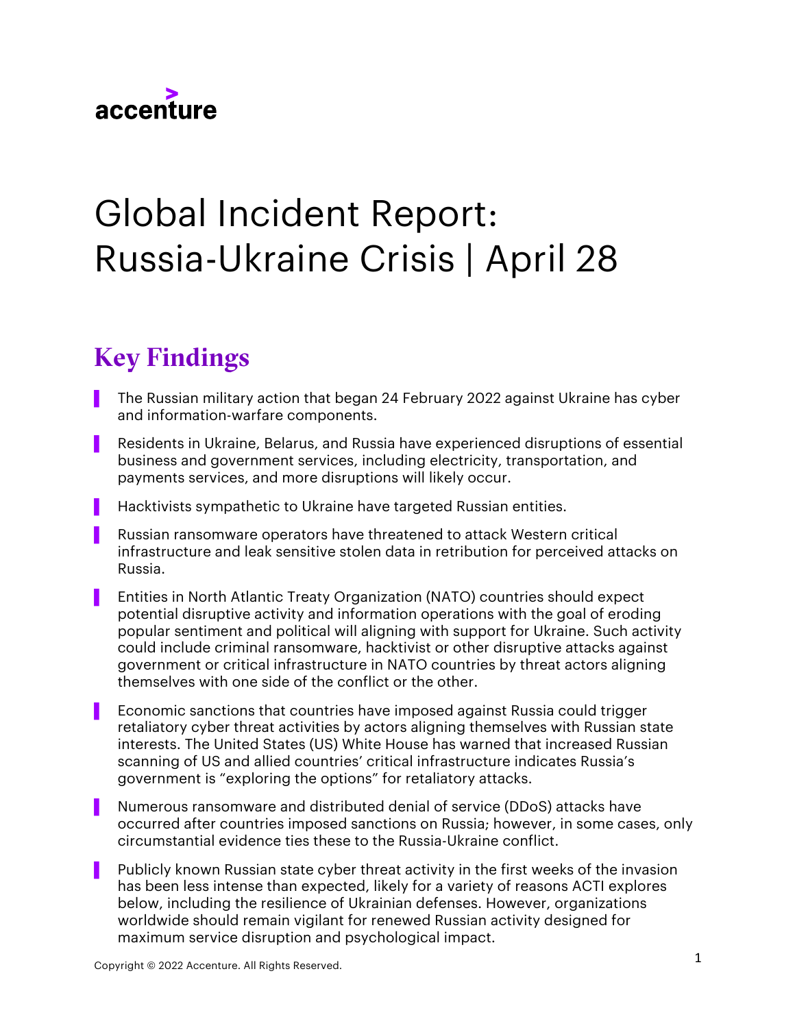accenture

# Global Incident Report: Russia-Ukraine Crisis | April 28

## Key Findings

- The Russian military action that began 24 February 2022 against Ukraine has cyber and information-warfare components.
- Residents in Ukraine, Belarus, and Russia have experienced disruptions of essential business and government services, including electricity, transportation, and payments services, and more disruptions will likely occur.
- Hacktivists sympathetic to Ukraine have targeted Russian entities.
- Russian ransomware operators have threatened to attack Western critical infrastructure and leak sensitive stolen data in retribution for perceived attacks on Russia.
- Entities in North Atlantic Treaty Organization (NATO) countries should expect potential disruptive activity and information operations with the goal of eroding popular sentiment and political will aligning with support for Ukraine. Such activity could include criminal ransomware, hacktivist or other disruptive attacks against government or critical infrastructure in NATO countries by threat actors aligning themselves with one side of the conflict or the other.
- Economic sanctions that countries have imposed against Russia could trigger retaliatory cyber threat activities by actors aligning themselves with Russian state interests. The United States (US) White House has warned that increased Russian scanning of US and allied countries' critical infrastructure indicates Russia's government is "exploring the options" for retaliatory attacks.
- Numerous ransomware and distributed denial of service (DDoS) attacks have occurred after countries imposed sanctions on Russia; however, in some cases, only circumstantial evidence ties these to the Russia-Ukraine conflict.
- Publicly known Russian state cyber threat activity in the first weeks of the invasion has been less intense than expected, likely for a variety of reasons ACTI explores below, including the resilience of Ukrainian defenses. However, organizations worldwide should remain vigilant for renewed Russian activity designed for maximum service disruption and psychological impact.

Copyright © 2022 Accenture. All Rights Reserved.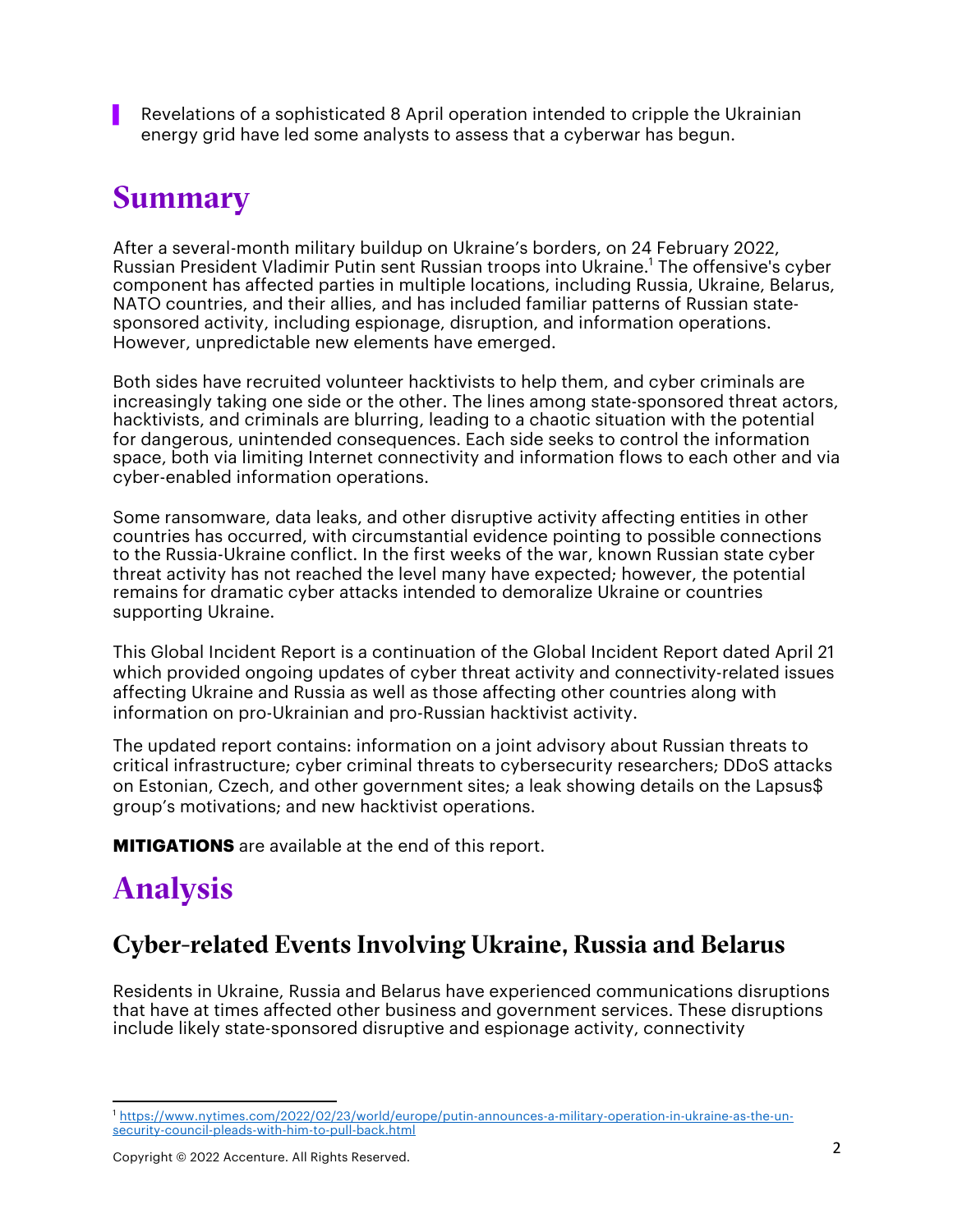> Revelations of a sophisticated 8 April operation intended to cripple the Ukrainian energy grid have led some analysts to assess that a cyberwar has begun.

# Summary

After a several-month military buildup on Ukraine's borders, on 24 February 2022, Russian President Vladimir Putin sent Russian troops into Ukraine.[1] The offensive's cyber component has affected parties in multiple locations, including Russia, Ukraine, Belarus, NATO countries, and their allies, and has included familiar patterns of Russian state-sponsored activity, including espionage, disruption, and information operations. However, unpredictable new elements have emerged.

Both sides have recruited volunteer hacktivists to help them, and cyber criminals are increasingly taking one side or the other. The lines among state-sponsored threat actors, hacktivists, and criminals are blurring, leading to a chaotic situation with the potential for dangerous, unintended consequences. Each side seeks to control the information space, both via limiting Internet connectivity and information flows to each other and via cyber-enabled information operations.

Some ransomware, data leaks, and other disruptive activity affecting entities in other countries has occurred, with circumstantial evidence pointing to possible connections to the Russia-Ukraine conflict. In the first weeks of the war, known Russian state cyber threat activity has not reached the level many have expected; however, the potential remains for dramatic cyber attacks intended to demoralize Ukraine or countries supporting Ukraine.

This Global Incident Report is a continuation of the Global Incident Report dated April 21 which provided ongoing updates of cyber threat activity and connectivity-related issues affecting Ukraine and Russia as well as those affecting other countries along with information on pro-Ukrainian and pro-Russian hacktivist activity.

The updated report contains: information on a joint advisory about Russian threats to critical infrastructure; cyber criminal threats to cybersecurity researchers; DDoS attacks on Estonian, Czech, and other government sites; a leak showing details on the Lapsus$ group's motivations; and new hacktivist operations.

**MITIGATIONS** are available at the end of this report.

# Analysis

## Cyber-related Events Involving Ukraine, Russia and Belarus

Residents in Ukraine, Russia and Belarus have experienced communications disruptions that have at times affected other business and government services. These disruptions include likely state-sponsored disruptive and espionage activity, connectivity

[1] https://www.nytimes.com/2022/02/23/world/europe/putin-announces-a-military-operation-in-ukraine-as-the-un-security-council-pleads-with-him-to-pull-back.html

Copyright © 2022 Accenture. All Rights Reserved.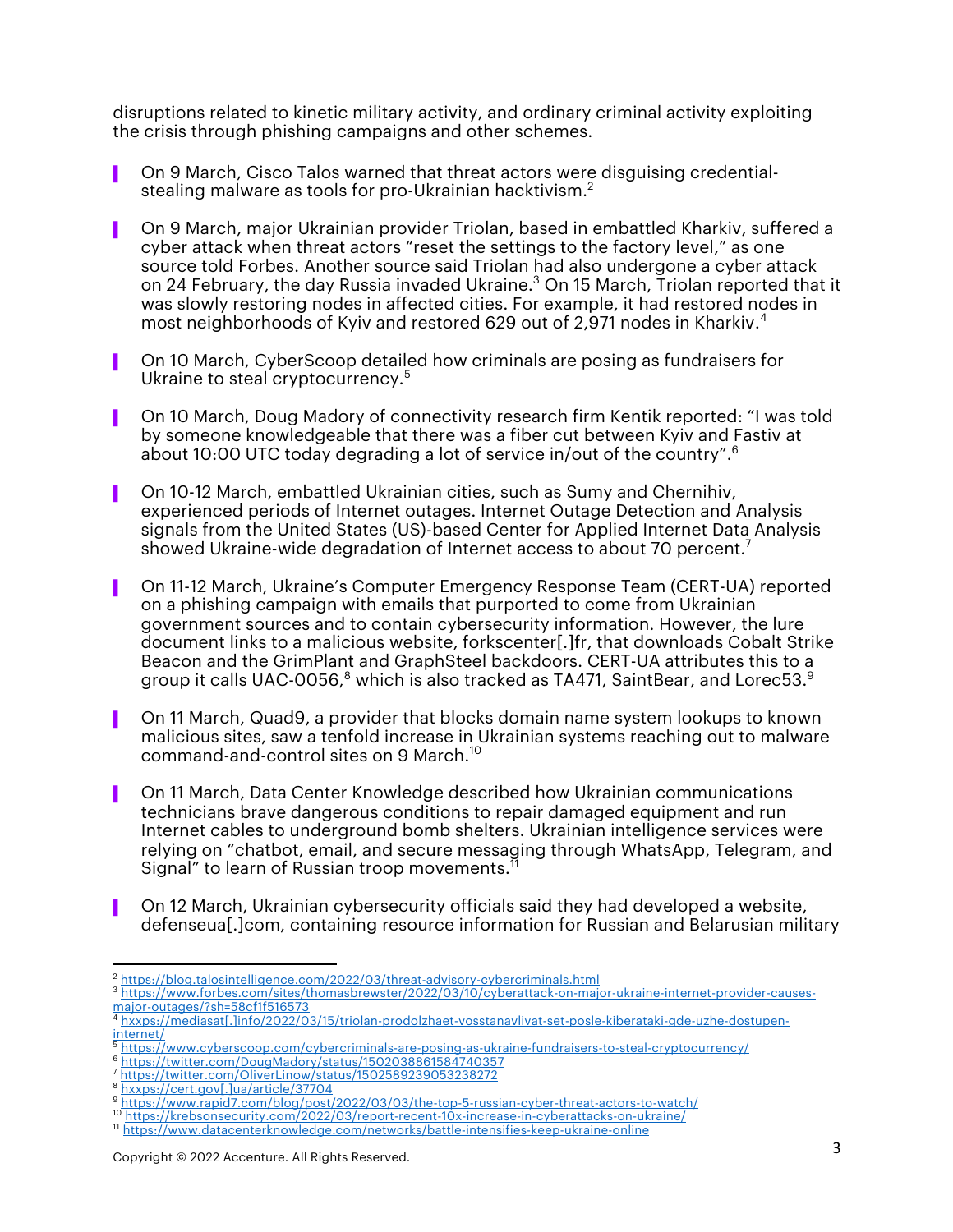disruptions related to kinetic military activity, and ordinary criminal activity exploiting the crisis through phishing campaigns and other schemes.

- On 9 March, Cisco Talos warned that threat actors were disguising credential-stealing malware as tools for pro-Ukrainian hacktivism.[2]
- On 9 March, major Ukrainian provider Triolan, based in embattled Kharkiv, suffered a cyber attack when threat actors "reset the settings to the factory level," as one source told Forbes. Another source said Triolan had also undergone a cyber attack on 24 February, the day Russia invaded Ukraine.[3] On 15 March, Triolan reported that it was slowly restoring nodes in affected cities. For example, it had restored nodes in most neighborhoods of Kyiv and restored 629 out of 2,971 nodes in Kharkiv.[4]
- On 10 March, CyberScoop detailed how criminals are posing as fundraisers for Ukraine to steal cryptocurrency.[5]
- On 10 March, Doug Madory of connectivity research firm Kentik reported: "I was told by someone knowledgeable that there was a fiber cut between Kyiv and Fastiv at about 10:00 UTC today degrading a lot of service in/out of the country".[6]
- On 10-12 March, embattled Ukrainian cities, such as Sumy and Chernihiv, experienced periods of Internet outages. Internet Outage Detection and Analysis signals from the United States (US)-based Center for Applied Internet Data Analysis showed Ukraine-wide degradation of Internet access to about 70 percent.[7]
- On 11-12 March, Ukraine's Computer Emergency Response Team (CERT-UA) reported on a phishing campaign with emails that purported to come from Ukrainian government sources and to contain cybersecurity information. However, the lure document links to a malicious website, forkscenter[.]fr, that downloads Cobalt Strike Beacon and the GrimPlant and GraphSteel backdoors. CERT-UA attributes this to a group it calls UAC-0056,[8] which is also tracked as TA471, SaintBear, and Lorec53.[9]
- On 11 March, Quad9, a provider that blocks domain name system lookups to known malicious sites, saw a tenfold increase in Ukrainian systems reaching out to malware command-and-control sites on 9 March.[10]
- On 11 March, Data Center Knowledge described how Ukrainian communications technicians brave dangerous conditions to repair damaged equipment and run Internet cables to underground bomb shelters. Ukrainian intelligence services were relying on "chatbot, email, and secure messaging through WhatsApp, Telegram, and Signal" to learn of Russian troop movements.[11]
- On 12 March, Ukrainian cybersecurity officials said they had developed a website, defenseua[.]com, containing resource information for Russian and Belarusian military

---

[2] https://blog.talosintelligence.com/2022/03/threat-advisory-cybercriminals.html

[3] https://www.forbes.com/sites/thomasbrewster/2022/03/10/cyberattack-on-major-ukraine-internet-provider-causes-major-outages/?sh=58cf1f516573

[4] hxxps://mediasat[.]info/2022/03/15/triolan-prodolzhaet-vosstanavlivat-set-posle-kiberataki-gde-uzhe-dostupen-internet/

[5] https://www.cyberscoop.com/cybercriminals-are-posing-as-ukraine-fundraisers-to-steal-cryptocurrency/

[6] https://twitter.com/DougMadory/status/1502038861584740357

[7] https://twitter.com/OliverLinow/status/1502589239053238272

[8] hxxps://cert.gov[.]ua/article/37704

[9] https://www.rapid7.com/blog/post/2022/03/03/the-top-5-russian-cyber-threat-actors-to-watch/

[10] https://krebsonsecurity.com/2022/03/report-recent-10x-increase-in-cyberattacks-on-ukraine/

[11] https://www.datacenterknowledge.com/networks/battle-intensifies-keep-ukraine-online

Copyright © 2022 Accenture. All Rights Reserved.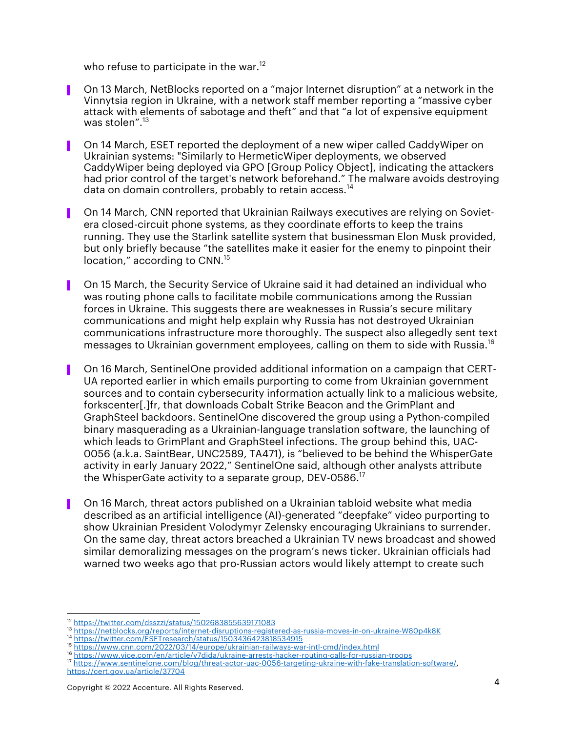who refuse to participate in the war.[12]

- On 13 March, NetBlocks reported on a "major Internet disruption" at a network in the Vinnytsia region in Ukraine, with a network staff member reporting a "massive cyber attack with elements of sabotage and theft" and that "a lot of expensive equipment was stolen".[13]

- On 14 March, ESET reported the deployment of a new wiper called CaddyWiper on Ukrainian systems: "Similarly to HermeticWiper deployments, we observed CaddyWiper being deployed via GPO [Group Policy Object], indicating the attackers had prior control of the target's network beforehand." The malware avoids destroying data on domain controllers, probably to retain access.[14]

- On 14 March, CNN reported that Ukrainian Railways executives are relying on Soviet-era closed-circuit phone systems, as they coordinate efforts to keep the trains running. They use the Starlink satellite system that businessman Elon Musk provided, but only briefly because "the satellites make it easier for the enemy to pinpoint their location," according to CNN.[15]

- On 15 March, the Security Service of Ukraine said it had detained an individual who was routing phone calls to facilitate mobile communications among the Russian forces in Ukraine. This suggests there are weaknesses in Russia's secure military communications and might help explain why Russia has not destroyed Ukrainian communications infrastructure more thoroughly. The suspect also allegedly sent text messages to Ukrainian government employees, calling on them to side with Russia.[16]

- On 16 March, SentinelOne provided additional information on a campaign that CERT-UA reported earlier in which emails purporting to come from Ukrainian government sources and to contain cybersecurity information actually link to a malicious website, forkscenter[.]fr, that downloads Cobalt Strike Beacon and the GrimPlant and GraphSteel backdoors. SentinelOne discovered the group using a Python-compiled binary masquerading as a Ukrainian-language translation software, the launching of which leads to GrimPlant and GraphSteel infections. The group behind this, UAC-0056 (a.k.a. SaintBear, UNC2589, TA471), is "believed to be behind the WhisperGate activity in early January 2022," SentinelOne said, although other analysts attribute the WhisperGate activity to a separate group, DEV-0586.[17]

- On 16 March, threat actors published on a Ukrainian tabloid website what media described as an artificial intelligence (AI)-generated "deepfake" video purporting to show Ukrainian President Volodymyr Zelensky encouraging Ukrainians to surrender. On the same day, threat actors breached a Ukrainian TV news broadcast and showed similar demoralizing messages on the program's news ticker. Ukrainian officials had warned two weeks ago that pro-Russian actors would likely attempt to create such

---

[12] https://twitter.com/dsszzi/status/1502683855639171083
[13] https://netblocks.org/reports/internet-disruptions-registered-as-russia-moves-in-on-ukraine-W80p4k8K
[14] https://twitter.com/ESETresearch/status/1503436423818534915
[15] https://www.cnn.com/2022/03/14/europe/ukrainian-railways-war-intl-cmd/index.html
[16] https://www.vice.com/en/article/v7djda/ukraine-arrests-hacker-routing-calls-for-russian-troops
[17] https://www.sentinelone.com/blog/threat-actor-uac-0056-targeting-ukraine-with-fake-translation-software/, https://cert.gov.ua/article/37704

Copyright © 2022 Accenture. All Rights Reserved.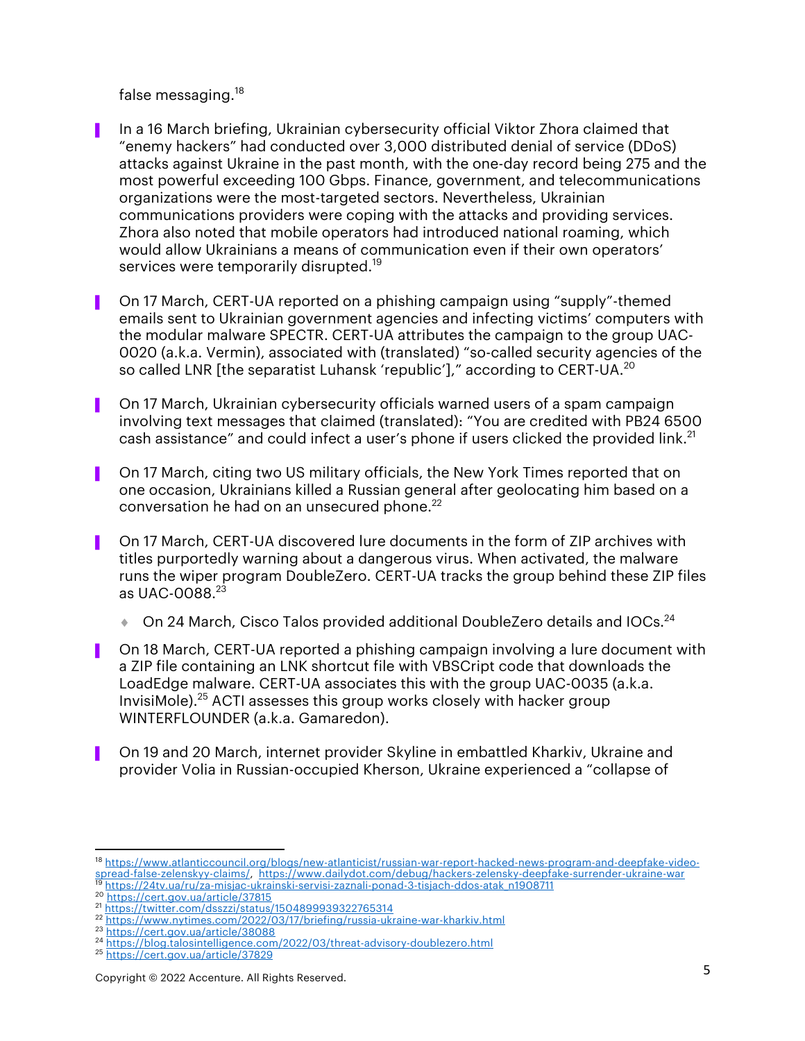false messaging.[18]

- In a 16 March briefing, Ukrainian cybersecurity official Viktor Zhora claimed that "enemy hackers" had conducted over 3,000 distributed denial of service (DDoS) attacks against Ukraine in the past month, with the one-day record being 275 and the most powerful exceeding 100 Gbps. Finance, government, and telecommunications organizations were the most-targeted sectors. Nevertheless, Ukrainian communications providers were coping with the attacks and providing services. Zhora also noted that mobile operators had introduced national roaming, which would allow Ukrainians a means of communication even if their own operators' services were temporarily disrupted.[19]

- On 17 March, CERT-UA reported on a phishing campaign using "supply"-themed emails sent to Ukrainian government agencies and infecting victims' computers with the modular malware SPECTR. CERT-UA attributes the campaign to the group UAC-0020 (a.k.a. Vermin), associated with (translated) "so-called security agencies of the so called LNR [the separatist Luhansk 'republic']," according to CERT-UA.[20]

- On 17 March, Ukrainian cybersecurity officials warned users of a spam campaign involving text messages that claimed (translated): "You are credited with PB24 6500 cash assistance" and could infect a user's phone if users clicked the provided link.[21]

- On 17 March, citing two US military officials, the New York Times reported that on one occasion, Ukrainians killed a Russian general after geolocating him based on a conversation he had on an unsecured phone.[22]

- On 17 March, CERT-UA discovered lure documents in the form of ZIP archives with titles purportedly warning about a dangerous virus. When activated, the malware runs the wiper program DoubleZero. CERT-UA tracks the group behind these ZIP files as UAC-0088.[23]
    - On 24 March, Cisco Talos provided additional DoubleZero details and IOCs.[24]

- On 18 March, CERT-UA reported a phishing campaign involving a lure document with a ZIP file containing an LNK shortcut file with VBSCript code that downloads the LoadEdge malware. CERT-UA associates this with the group UAC-0035 (a.k.a. InvisiMole).[25] ACTI assesses this group works closely with hacker group WINTERFLOUNDER (a.k.a. Gamaredon).

- On 19 and 20 March, internet provider Skyline in embattled Kharkiv, Ukraine and provider Volia in Russian-occupied Kherson, Ukraine experienced a "collapse of

---

[18] https://www.atlanticcouncil.org/blogs/new-atlanticist/russian-war-report-hacked-news-program-and-deepfake-video-spread-false-zelenskyy-claims/, https://www.dailydot.com/debug/hackers-zelensky-deepfake-surrender-ukraine-war

[19] https://24tv.ua/ru/za-misjac-ukrainski-servisi-zaznali-ponad-3-tisjach-ddos-atak_n1908711

[20] https://cert.gov.ua/article/37815

[21] https://twitter.com/dsszzi/status/1504899939322765314

[22] https://www.nytimes.com/2022/03/17/briefing/russia-ukraine-war-kharkiv.html

[23] https://cert.gov.ua/article/38088

[24] https://blog.talosintelligence.com/2022/03/threat-advisory-doublezero.html

[25] https://cert.gov.ua/article/37829

Copyright © 2022 Accenture. All Rights Reserved.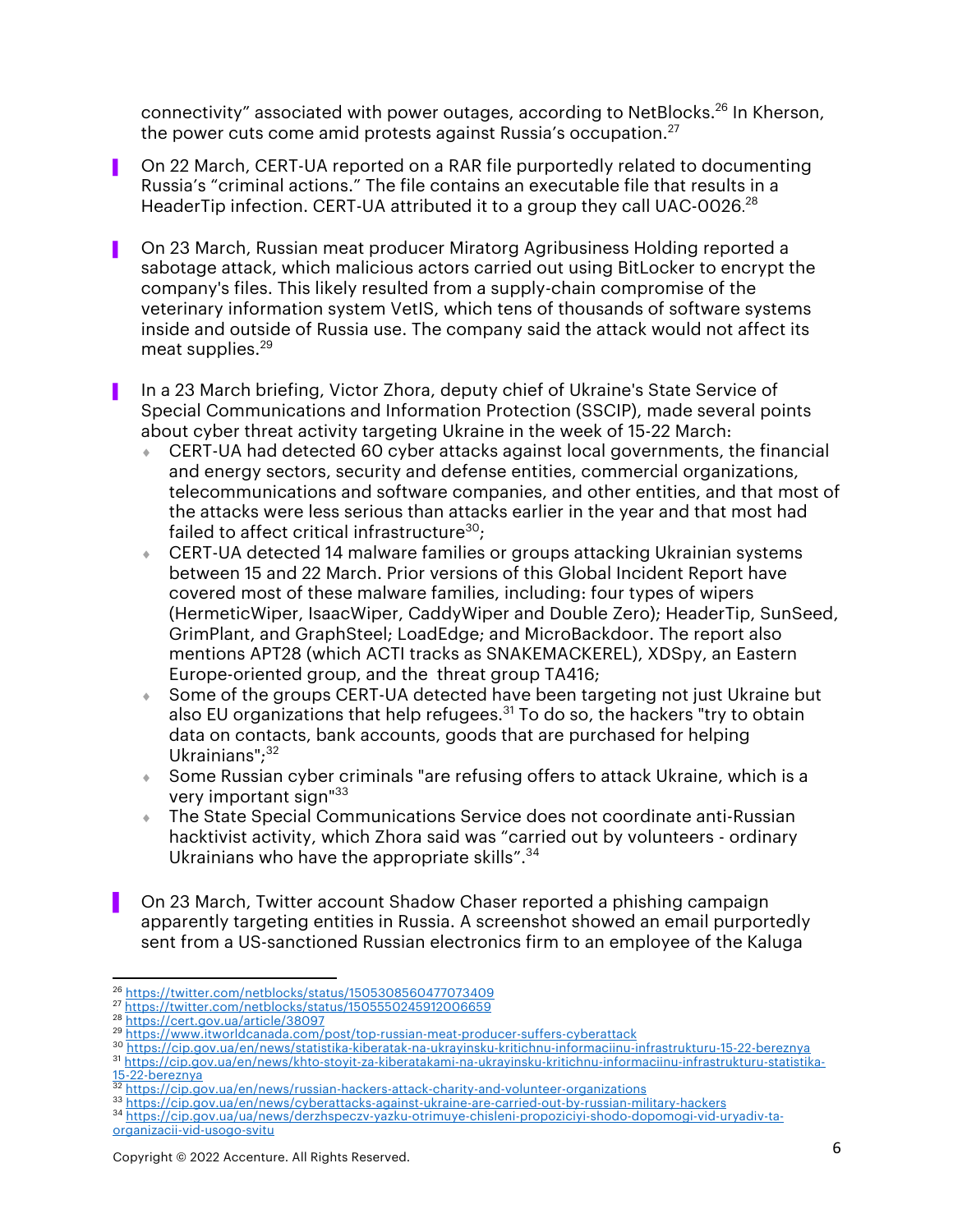connectivity" associated with power outages, according to NetBlocks.[26] In Kherson, the power cuts come amid protests against Russia's occupation.[27]

- On 22 March, CERT-UA reported on a RAR file purportedly related to documenting Russia's "criminal actions." The file contains an executable file that results in a HeaderTip infection. CERT-UA attributed it to a group they call UAC-0026.[28]

- On 23 March, Russian meat producer Miratorg Agribusiness Holding reported a sabotage attack, which malicious actors carried out using BitLocker to encrypt the company's files. This likely resulted from a supply-chain compromise of the veterinary information system VetIS, which tens of thousands of software systems inside and outside of Russia use. The company said the attack would not affect its meat supplies.[29]

- In a 23 March briefing, Victor Zhora, deputy chief of Ukraine's State Service of Special Communications and Information Protection (SSCIP), made several points about cyber threat activity targeting Ukraine in the week of 15-22 March:
  - CERT-UA had detected 60 cyber attacks against local governments, the financial and energy sectors, security and defense entities, commercial organizations, telecommunications and software companies, and other entities, and that most of the attacks were less serious than attacks earlier in the year and that most had failed to affect critical infrastructure[30];
  - CERT-UA detected 14 malware families or groups attacking Ukrainian systems between 15 and 22 March. Prior versions of this Global Incident Report have covered most of these malware families, including: four types of wipers (HermeticWiper, IsaacWiper, CaddyWiper and Double Zero); HeaderTip, SunSeed, GrimPlant, and GraphSteel; LoadEdge; and MicroBackdoor. The report also mentions APT28 (which ACTI tracks as SNAKEMACKEREL), XDSpy, an Eastern Europe-oriented group, and the threat group TA416;
  - Some of the groups CERT-UA detected have been targeting not just Ukraine but also EU organizations that help refugees.[31] To do so, the hackers "try to obtain data on contacts, bank accounts, goods that are purchased for helping Ukrainians";[32]
  - Some Russian cyber criminals "are refusing offers to attack Ukraine, which is a very important sign"[33]
  - The State Special Communications Service does not coordinate anti-Russian hacktivist activity, which Zhora said was "carried out by volunteers - ordinary Ukrainians who have the appropriate skills".[34]

- On 23 March, Twitter account Shadow Chaser reported a phishing campaign apparently targeting entities in Russia. A screenshot showed an email purportedly sent from a US-sanctioned Russian electronics firm to an employee of the Kaluga

---

[26] https://twitter.com/netblocks/status/1505308560477073409
[27] https://twitter.com/netblocks/status/1505550245912006659
[28] https://cert.gov.ua/article/38097
[29] https://www.itworldcanada.com/post/top-russian-meat-producer-suffers-cyberattack
[30] https://cip.gov.ua/en/news/statistika-kiberatak-na-ukrayinsku-kritichnu-informaciinu-infrastrukturu-15-22-bereznya
[31] https://cip.gov.ua/en/news/khto-stoyit-za-kiberatakami-na-ukrayinsku-kritichnu-informaciinu-infrastrukturu-statistika-15-22-bereznya
[32] https://cip.gov.ua/en/news/russian-hackers-attack-charity-and-volunteer-organizations
[33] https://cip.gov.ua/en/news/cyberattacks-against-ukraine-are-carried-out-by-russian-military-hackers
[34] https://cip.gov.ua/ua/news/derzhspeczv-yazku-otrimuye-chisleni-propoziciyi-shodo-dopomogi-vid-uryadiv-ta-organizacii-vid-usogo-svitu

Copyright © 2022 Accenture. All Rights Reserved.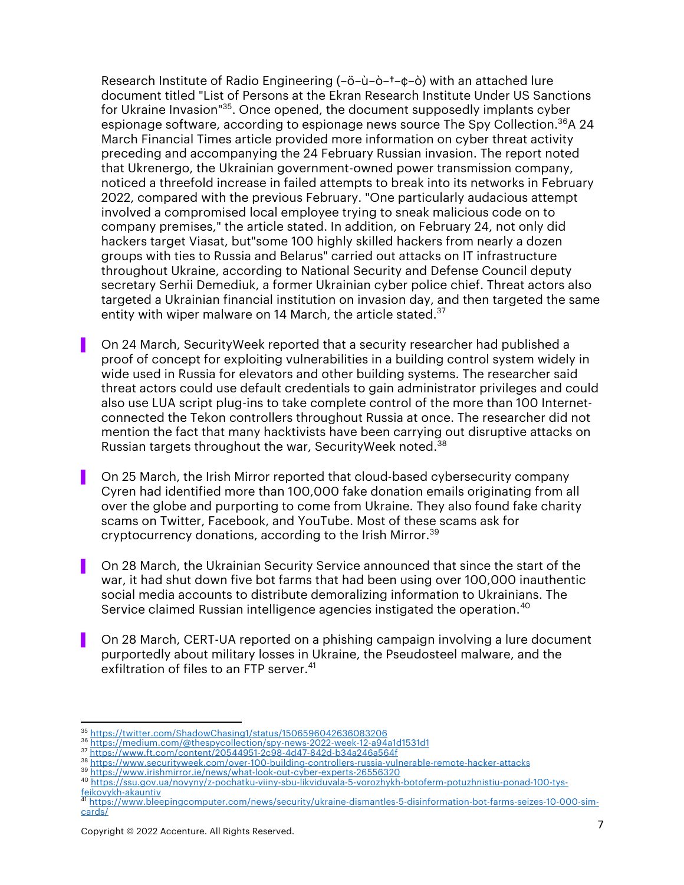Research Institute of Radio Engineering (–ö–ù–ò–†–¢–ò) with an attached lure document titled "List of Persons at the Ekran Research Institute Under US Sanctions for Ukraine Invasion"[35]. Once opened, the document supposedly implants cyber espionage software, according to espionage news source The Spy Collection.[36]A 24 March Financial Times article provided more information on cyber threat activity preceding and accompanying the 24 February Russian invasion. The report noted that Ukrenergo, the Ukrainian government-owned power transmission company, noticed a threefold increase in failed attempts to break into its networks in February 2022, compared with the previous February. "One particularly audacious attempt involved a compromised local employee trying to sneak malicious code on to company premises," the article stated. In addition, on February 24, not only did hackers target Viasat, but"some 100 highly skilled hackers from nearly a dozen groups with ties to Russia and Belarus" carried out attacks on IT infrastructure throughout Ukraine, according to National Security and Defense Council deputy secretary Serhii Demediuk, a former Ukrainian cyber police chief. Threat actors also targeted a Ukrainian financial institution on invasion day, and then targeted the same entity with wiper malware on 14 March, the article stated.[37]

- On 24 March, SecurityWeek reported that a security researcher had published a proof of concept for exploiting vulnerabilities in a building control system widely in wide used in Russia for elevators and other building systems. The researcher said threat actors could use default credentials to gain administrator privileges and could also use LUA script plug-ins to take complete control of the more than 100 Internet-connected the Tekon controllers throughout Russia at once. The researcher did not mention the fact that many hacktivists have been carrying out disruptive attacks on Russian targets throughout the war, SecurityWeek noted.[38]

- On 25 March, the Irish Mirror reported that cloud-based cybersecurity company Cyren had identified more than 100,000 fake donation emails originating from all over the globe and purporting to come from Ukraine. They also found fake charity scams on Twitter, Facebook, and YouTube. Most of these scams ask for cryptocurrency donations, according to the Irish Mirror.[39]

- On 28 March, the Ukrainian Security Service announced that since the start of the war, it had shut down five bot farms that had been using over 100,000 inauthentic social media accounts to distribute demoralizing information to Ukrainians. The Service claimed Russian intelligence agencies instigated the operation.[40]

- On 28 March, CERT-UA reported on a phishing campaign involving a lure document purportedly about military losses in Ukraine, the Pseudosteel malware, and the exfiltration of files to an FTP server.[41]

---

[35] https://twitter.com/ShadowChasing1/status/1506596042636083206
[36] https://medium.com/@thespycollection/spy-news-2022-week-12-a94a1d1531d1
[37] https://www.ft.com/content/20544951-2c98-4d47-842d-b34a246a564f
[38] https://www.securityweek.com/over-100-building-controllers-russia-vulnerable-remote-hacker-attacks
[39] https://www.irishmirror.ie/news/what-look-out-cyber-experts-26556320
[40] https://ssu.gov.ua/novyny/z-pochatku-viiny-sbu-likviduvala-5-vorozhykh-botoferm-potuzhnistiu-ponad-100-tys-feikovykh-akauntiv
[41] https://www.bleepingcomputer.com/news/security/ukraine-dismantles-5-disinformation-bot-farms-seizes-10-000-sim-cards/

Copyright © 2022 Accenture. All Rights Reserved.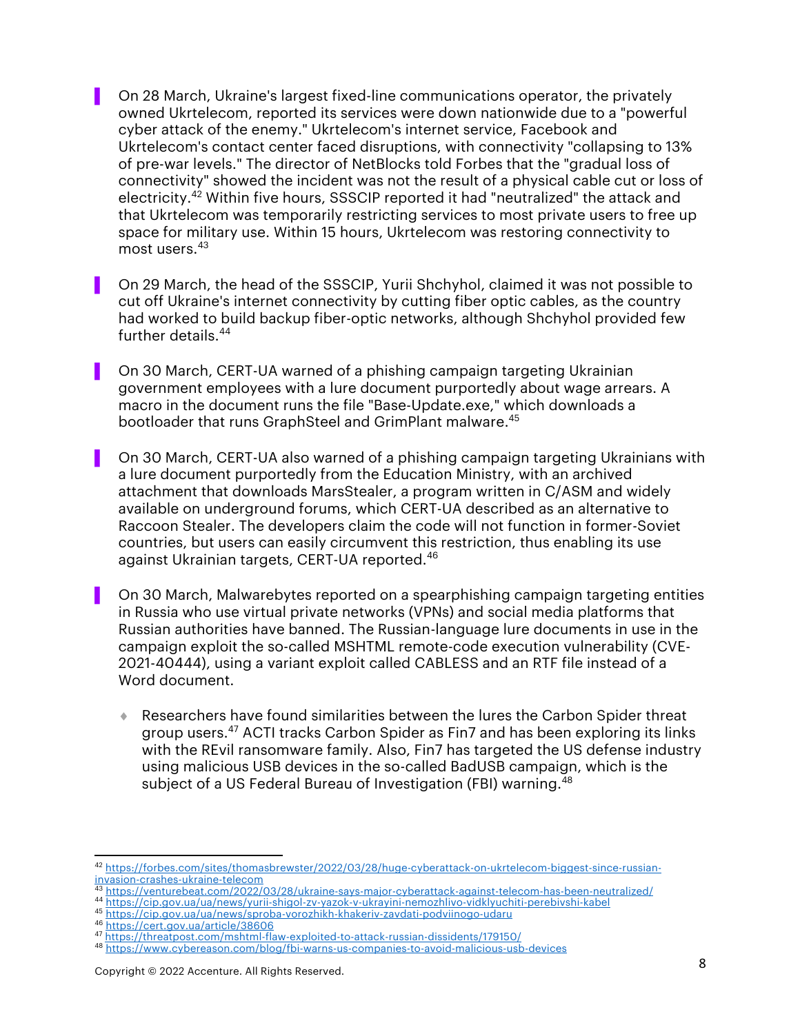- On 28 March, Ukraine's largest fixed-line communications operator, the privately owned Ukrtelecom, reported its services were down nationwide due to a "powerful cyber attack of the enemy." Ukrtelecom's internet service, Facebook and Ukrtelecom's contact center faced disruptions, with connectivity "collapsing to 13% of pre-war levels." The director of NetBlocks told Forbes that the "gradual loss of connectivity" showed the incident was not the result of a physical cable cut or loss of electricity.[42] Within five hours, SSSCIP reported it had "neutralized" the attack and that Ukrtelecom was temporarily restricting services to most private users to free up space for military use. Within 15 hours, Ukrtelecom was restoring connectivity to most users.[43]

- On 29 March, the head of the SSSCIP, Yurii Shchyhol, claimed it was not possible to cut off Ukraine's internet connectivity by cutting fiber optic cables, as the country had worked to build backup fiber-optic networks, although Shchyhol provided few further details.[44]

- On 30 March, CERT-UA warned of a phishing campaign targeting Ukrainian government employees with a lure document purportedly about wage arrears. A macro in the document runs the file "Base-Update.exe," which downloads a bootloader that runs GraphSteel and GrimPlant malware.[45]

- On 30 March, CERT-UA also warned of a phishing campaign targeting Ukrainians with a lure document purportedly from the Education Ministry, with an archived attachment that downloads MarsStealer, a program written in C/ASM and widely available on underground forums, which CERT-UA described as an alternative to Raccoon Stealer. The developers claim the code will not function in former-Soviet countries, but users can easily circumvent this restriction, thus enabling its use against Ukrainian targets, CERT-UA reported.[46]

- On 30 March, Malwarebytes reported on a spearphishing campaign targeting entities in Russia who use virtual private networks (VPNs) and social media platforms that Russian authorities have banned. The Russian-language lure documents in use in the campaign exploit the so-called MSHTML remote-code execution vulnerability (CVE-2021-40444), using a variant exploit called CABLESS and an RTF file instead of a Word document.
  - Researchers have found similarities between the lures the Carbon Spider threat group users.[47] ACTI tracks Carbon Spider as Fin7 and has been exploring its links with the REvil ransomware family. Also, Fin7 has targeted the US defense industry using malicious USB devices in the so-called BadUSB campaign, which is the subject of a US Federal Bureau of Investigation (FBI) warning.[48]

---

[42] https://forbes.com/sites/thomasbrewster/2022/03/28/huge-cyberattack-on-ukrtelecom-biggest-since-russian-invasion-crashes-ukraine-telecom
[43] https://venturebeat.com/2022/03/28/ukraine-says-major-cyberattack-against-telecom-has-been-neutralized/
[44] https://cip.gov.ua/ua/news/yurii-shigol-zv-yazok-v-ukrayini-nemozhlivo-vidklyuchiti-perebivshi-kabel
[45] https://cip.gov.ua/ua/news/sproba-vorozhikh-khakeriv-zavdati-podviinogo-udaru
[46] https://cert.gov.ua/article/38606
[47] https://threatpost.com/mshtml-flaw-exploited-to-attack-russian-dissidents/179150/
[48] https://www.cybereason.com/blog/fbi-warns-us-companies-to-avoid-malicious-usb-devices

Copyright © 2022 Accenture. All Rights Reserved.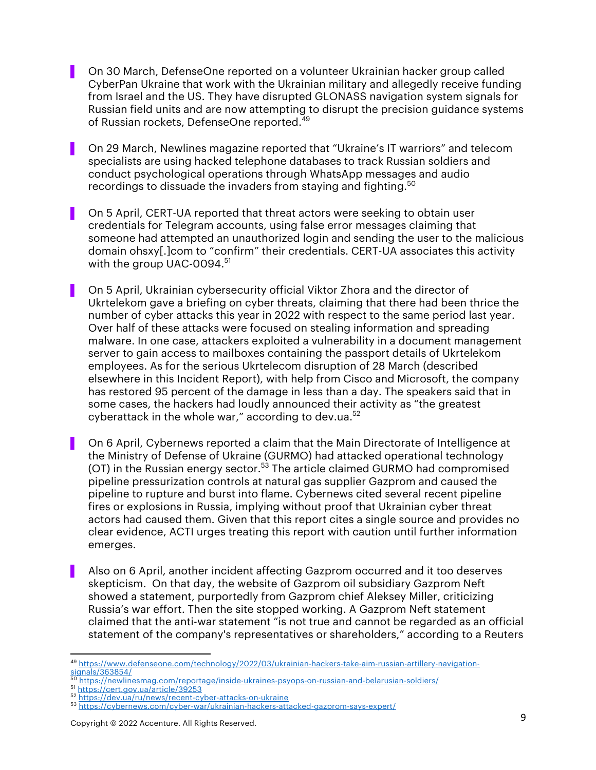- On 30 March, DefenseOne reported on a volunteer Ukrainian hacker group called CyberPan Ukraine that work with the Ukrainian military and allegedly receive funding from Israel and the US. They have disrupted GLONASS navigation system signals for Russian field units and are now attempting to disrupt the precision guidance systems of Russian rockets, DefenseOne reported.[49]

- On 29 March, Newlines magazine reported that "Ukraine's IT warriors" and telecom specialists are using hacked telephone databases to track Russian soldiers and conduct psychological operations through WhatsApp messages and audio recordings to dissuade the invaders from staying and fighting.[50]

- On 5 April, CERT-UA reported that threat actors were seeking to obtain user credentials for Telegram accounts, using false error messages claiming that someone had attempted an unauthorized login and sending the user to the malicious domain ohsxy[.]com to "confirm" their credentials. CERT-UA associates this activity with the group UAC-0094.[51]

- On 5 April, Ukrainian cybersecurity official Viktor Zhora and the director of Ukrtelekom gave a briefing on cyber threats, claiming that there had been thrice the number of cyber attacks this year in 2022 with respect to the same period last year. Over half of these attacks were focused on stealing information and spreading malware. In one case, attackers exploited a vulnerability in a document management server to gain access to mailboxes containing the passport details of Ukrtelekom employees. As for the serious Ukrtelecom disruption of 28 March (described elsewhere in this Incident Report), with help from Cisco and Microsoft, the company has restored 95 percent of the damage in less than a day. The speakers said that in some cases, the hackers had loudly announced their activity as "the greatest cyberattack in the whole war," according to dev.ua.[52]

- On 6 April, Cybernews reported a claim that the Main Directorate of Intelligence at the Ministry of Defense of Ukraine (GURMO) had attacked operational technology (OT) in the Russian energy sector.[53] The article claimed GURMO had compromised pipeline pressurization controls at natural gas supplier Gazprom and caused the pipeline to rupture and burst into flame. Cybernews cited several recent pipeline fires or explosions in Russia, implying without proof that Ukrainian cyber threat actors had caused them. Given that this report cites a single source and provides no clear evidence, ACTI urges treating this report with caution until further information emerges.

- Also on 6 April, another incident affecting Gazprom occurred and it too deserves skepticism. On that day, the website of Gazprom oil subsidiary Gazprom Neft showed a statement, purportedly from Gazprom chief Aleksey Miller, criticizing Russia's war effort. Then the site stopped working. A Gazprom Neft statement claimed that the anti-war statement "is not true and cannot be regarded as an official statement of the company's representatives or shareholders," according to a Reuters

---

[49] https://www.defenseone.com/technology/2022/03/ukrainian-hackers-take-aim-russian-artillery-navigation-signals/363854/
[50] https://newlinesmag.com/reportage/inside-ukraines-psyops-on-russian-and-belarusian-soldiers/
[51] https://cert.gov.ua/article/39253
[52] https://dev.ua/ru/news/recent-cyber-attacks-on-ukraine
[53] https://cybernews.com/cyber-war/ukrainian-hackers-attacked-gazprom-says-expert/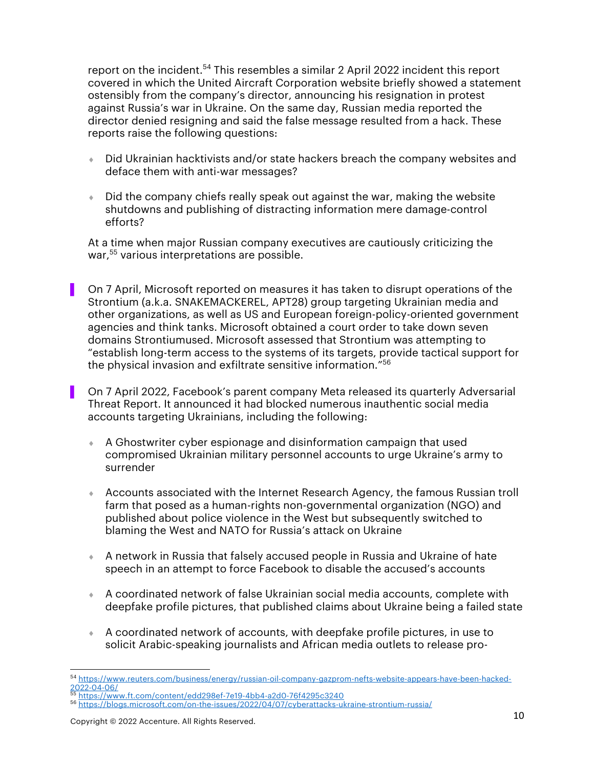report on the incident.[54] This resembles a similar 2 April 2022 incident this report covered in which the United Aircraft Corporation website briefly showed a statement ostensibly from the company's director, announcing his resignation in protest against Russia's war in Ukraine. On the same day, Russian media reported the director denied resigning and said the false message resulted from a hack. These reports raise the following questions:

- Did Ukrainian hacktivists and/or state hackers breach the company websites and deface them with anti-war messages?
- Did the company chiefs really speak out against the war, making the website shutdowns and publishing of distracting information mere damage-control efforts?

At a time when major Russian company executives are cautiously criticizing the war,[55] various interpretations are possible.

- On 7 April, Microsoft reported on measures it has taken to disrupt operations of the Strontium (a.k.a. SNAKEMACKEREL, APT28) group targeting Ukrainian media and other organizations, as well as US and European foreign-policy-oriented government agencies and think tanks. Microsoft obtained a court order to take down seven domains Strontiumused. Microsoft assessed that Strontium was attempting to "establish long-term access to the systems of its targets, provide tactical support for the physical invasion and exfiltrate sensitive information."[56]

- On 7 April 2022, Facebook's parent company Meta released its quarterly Adversarial Threat Report. It announced it had blocked numerous inauthentic social media accounts targeting Ukrainians, including the following:

  - A Ghostwriter cyber espionage and disinformation campaign that used compromised Ukrainian military personnel accounts to urge Ukraine's army to surrender
  - Accounts associated with the Internet Research Agency, the famous Russian troll farm that posed as a human-rights non-governmental organization (NGO) and published about police violence in the West but subsequently switched to blaming the West and NATO for Russia's attack on Ukraine
  - A network in Russia that falsely accused people in Russia and Ukraine of hate speech in an attempt to force Facebook to disable the accused's accounts
  - A coordinated network of false Ukrainian social media accounts, complete with deepfake profile pictures, that published claims about Ukraine being a failed state
  - A coordinated network of accounts, with deepfake profile pictures, in use to solicit Arabic-speaking journalists and African media outlets to release pro-

---

[54] https://www.reuters.com/business/energy/russian-oil-company-gazprom-nefts-website-appears-have-been-hacked-2022-04-06/

[55] https://www.ft.com/content/edd298ef-7e19-4bb4-a2d0-76f4295c3240

[56] https://blogs.microsoft.com/on-the-issues/2022/04/07/cyberattacks-ukraine-strontium-russia/

Copyright © 2022 Accenture. All Rights Reserved.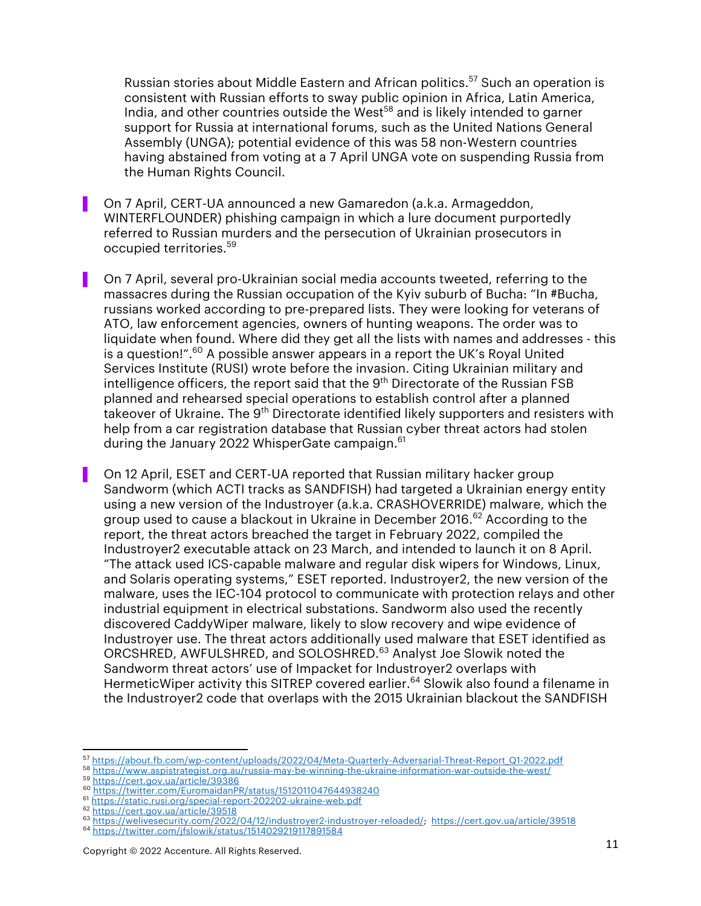Russian stories about Middle Eastern and African politics.[57] Such an operation is consistent with Russian efforts to sway public opinion in Africa, Latin America, India, and other countries outside the West[58] and is likely intended to garner support for Russia at international forums, such as the United Nations General Assembly (UNGA); potential evidence of this was 58 non-Western countries having abstained from voting at a 7 April UNGA vote on suspending Russia from the Human Rights Council.

- On 7 April, CERT-UA announced a new Gamaredon (a.k.a. Armageddon, WINTERFLOUNDER) phishing campaign in which a lure document purportedly referred to Russian murders and the persecution of Ukrainian prosecutors in occupied territories.[59]

- On 7 April, several pro-Ukrainian social media accounts tweeted, referring to the massacres during the Russian occupation of the Kyiv suburb of Bucha: "In #Bucha, russians worked according to pre-prepared lists. They were looking for veterans of ATO, law enforcement agencies, owners of hunting weapons. The order was to liquidate when found. Where did they get all the lists with names and addresses - this is a question!".[60] A possible answer appears in a report the UK's Royal United Services Institute (RUSI) wrote before the invasion. Citing Ukrainian military and intelligence officers, the report said that the 9th Directorate of the Russian FSB planned and rehearsed special operations to establish control after a planned takeover of Ukraine. The 9th Directorate identified likely supporters and resisters with help from a car registration database that Russian cyber threat actors had stolen during the January 2022 WhisperGate campaign.[61]

- On 12 April, ESET and CERT-UA reported that Russian military hacker group Sandworm (which ACTI tracks as SANDFISH) had targeted a Ukrainian energy entity using a new version of the Industroyer (a.k.a. CRASHOVERRIDE) malware, which the group used to cause a blackout in Ukraine in December 2016.[62] According to the report, the threat actors breached the target in February 2022, compiled the Industroyer2 executable attack on 23 March, and intended to launch it on 8 April. "The attack used ICS-capable malware and regular disk wipers for Windows, Linux, and Solaris operating systems," ESET reported. Industroyer2, the new version of the malware, uses the IEC-104 protocol to communicate with protection relays and other industrial equipment in electrical substations. Sandworm also used the recently discovered CaddyWiper malware, likely to slow recovery and wipe evidence of Industroyer use. The threat actors additionally used malware that ESET identified as ORCSHRED, AWFULSHRED, and SOLOSHRED.[63] Analyst Joe Slowik noted the Sandworm threat actors' use of Impacket for Industroyer2 overlaps with HermeticWiper activity this SITREP covered earlier.[64] Slowik also found a filename in the Industroyer2 code that overlaps with the 2015 Ukrainian blackout the SANDFISH

---

[57] https://about.fb.com/wp-content/uploads/2022/04/Meta-Quarterly-Adversarial-Threat-Report_Q1-2022.pdf
[58] https://www.aspistrategist.org.au/russia-may-be-winning-the-ukraine-information-war-outside-the-west/
[59] https://cert.gov.ua/article/39386
[60] https://twitter.com/EuromaidanPR/status/1512011047644938240
[61] https://static.rusi.org/special-report-202202-ukraine-web.pdf
[62] https://cert.gov.ua/article/39518
[63] https://welivesecurity.com/2022/04/12/industroyer2-industroyer-reloaded/; https://cert.gov.ua/article/39518
[64] https://twitter.com/jfslowik/status/1514029219117891584

Copyright © 2022 Accenture. All Rights Reserved.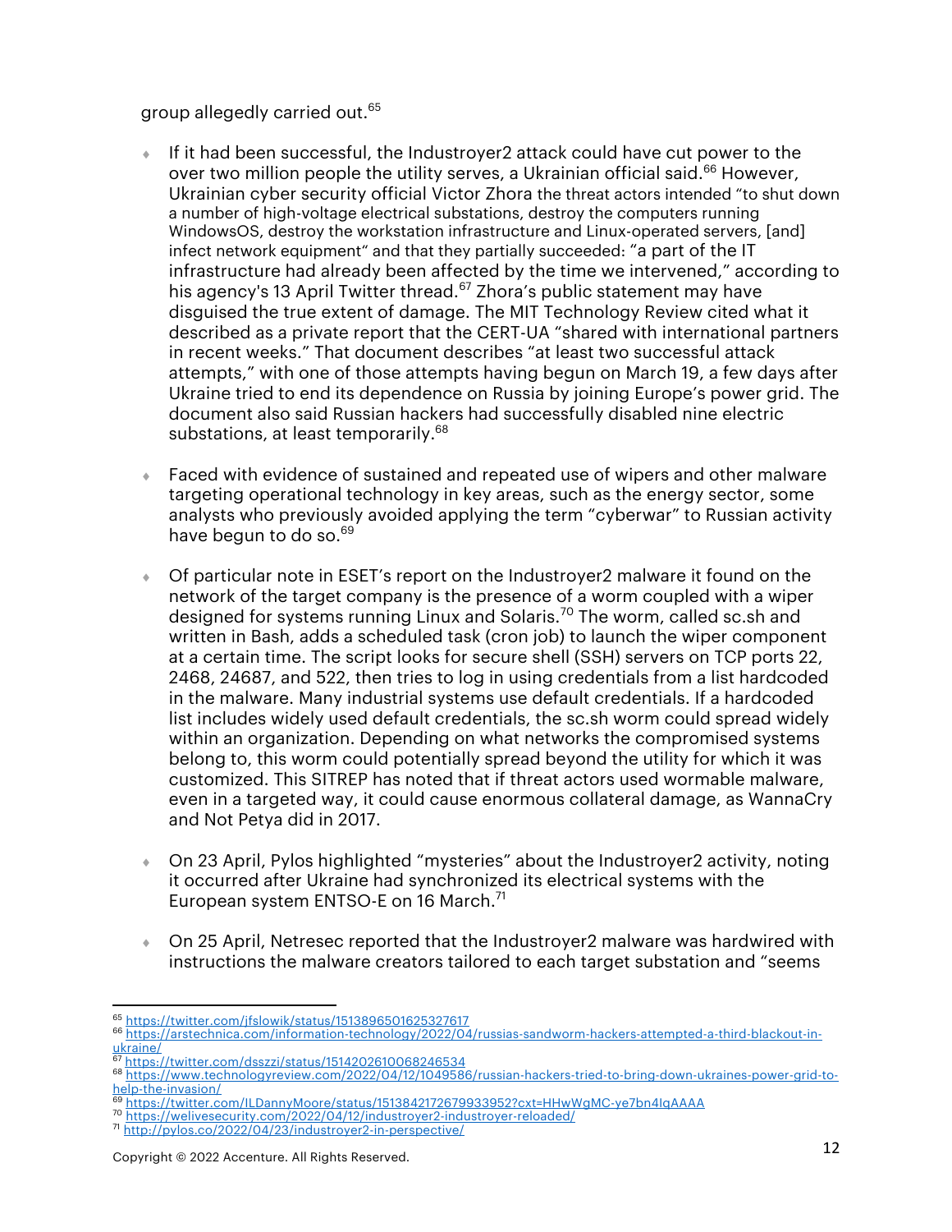group allegedly carried out.[65]

- If it had been successful, the Industroyer2 attack could have cut power to the over two million people the utility serves, a Ukrainian official said.[66] However, Ukrainian cyber security official Victor Zhora the threat actors intended "to shut down a number of high-voltage electrical substations, destroy the computers running WindowsOS, destroy the workstation infrastructure and Linux-operated servers, [and] infect network equipment" and that they partially succeeded: "a part of the IT infrastructure had already been affected by the time we intervened," according to his agency's 13 April Twitter thread.[67] Zhora's public statement may have disguised the true extent of damage. The MIT Technology Review cited what it described as a private report that the CERT-UA "shared with international partners in recent weeks." That document describes "at least two successful attack attempts," with one of those attempts having begun on March 19, a few days after Ukraine tried to end its dependence on Russia by joining Europe's power grid. The document also said Russian hackers had successfully disabled nine electric substations, at least temporarily.[68]

- Faced with evidence of sustained and repeated use of wipers and other malware targeting operational technology in key areas, such as the energy sector, some analysts who previously avoided applying the term "cyberwar" to Russian activity have begun to do so.[69]

- Of particular note in ESET's report on the Industroyer2 malware it found on the network of the target company is the presence of a worm coupled with a wiper designed for systems running Linux and Solaris.[70] The worm, called sc.sh and written in Bash, adds a scheduled task (cron job) to launch the wiper component at a certain time. The script looks for secure shell (SSH) servers on TCP ports 22, 2468, 24687, and 522, then tries to log in using credentials from a list hardcoded in the malware. Many industrial systems use default credentials. If a hardcoded list includes widely used default credentials, the sc.sh worm could spread widely within an organization. Depending on what networks the compromised systems belong to, this worm could potentially spread beyond the utility for which it was customized. This SITREP has noted that if threat actors used wormable malware, even in a targeted way, it could cause enormous collateral damage, as WannaCry and Not Petya did in 2017.

- On 23 April, Pylos highlighted "mysteries" about the Industroyer2 activity, noting it occurred after Ukraine had synchronized its electrical systems with the European system ENTSO-E on 16 March.[71]

- On 25 April, Netresec reported that the Industroyer2 malware was hardwired with instructions the malware creators tailored to each target substation and "seems

---

[65] https://twitter.com/jfslowik/status/1513896501625327617

[66] https://arstechnica.com/information-technology/2022/04/russias-sandworm-hackers-attempted-a-third-blackout-in-ukraine/

[67] https://twitter.com/dsszzi/status/1514202610068246534

[68] https://www.technologyreview.com/2022/04/12/1049586/russian-hackers-tried-to-bring-down-ukraines-power-grid-to-help-the-invasion/

[69] https://twitter.com/ILDannyMoore/status/1513842172679933952?cxt=HHwWgMC-ye7bn4IqAAAA

[70] https://welivesecurity.com/2022/04/12/industroyer2-industroyer-reloaded/

[71] http://pylos.co/2022/04/23/industroyer2-in-perspective/

Copyright © 2022 Accenture. All Rights Reserved.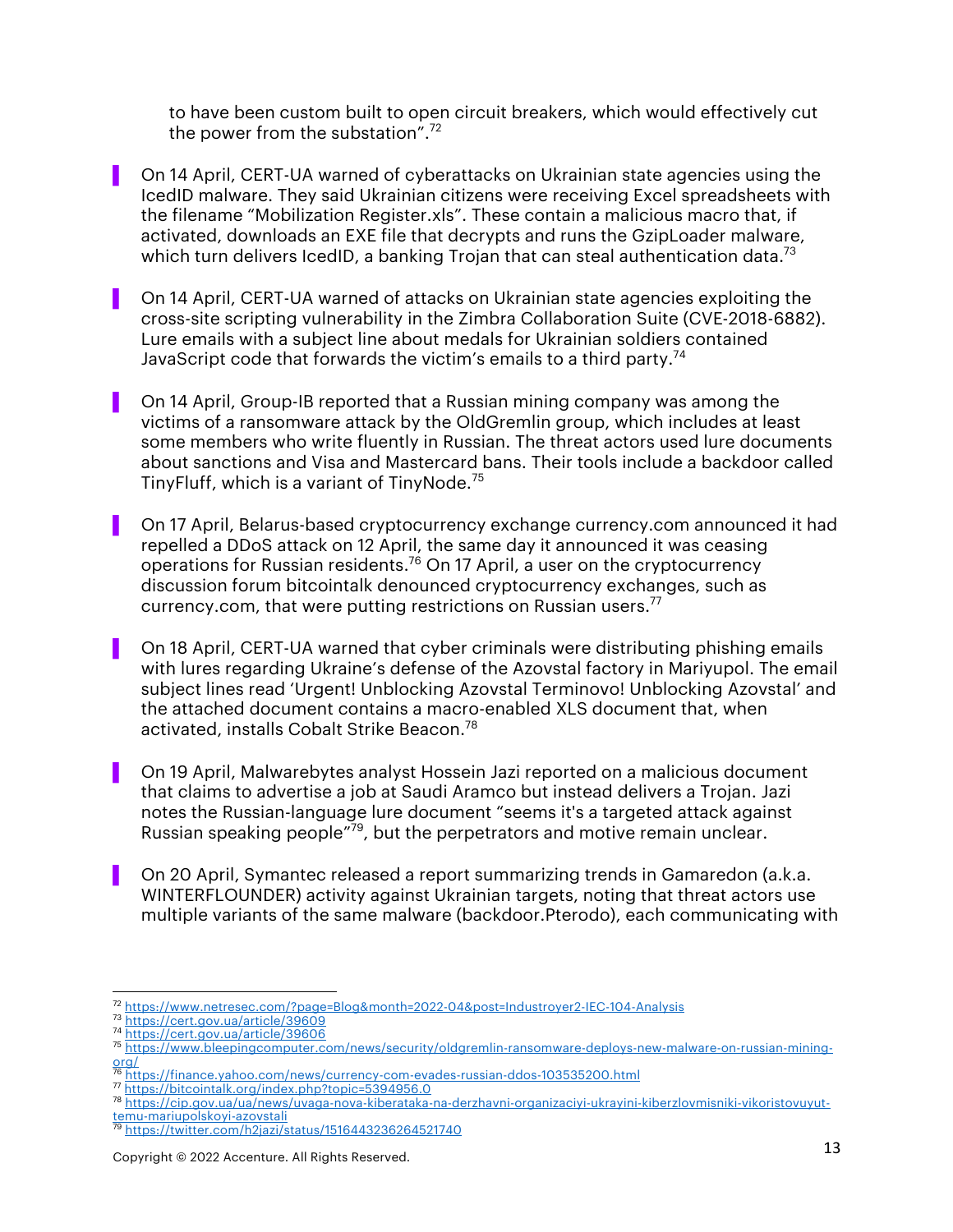to have been custom built to open circuit breakers, which would effectively cut the power from the substation".[72]

- On 14 April, CERT-UA warned of cyberattacks on Ukrainian state agencies using the IcedID malware. They said Ukrainian citizens were receiving Excel spreadsheets with the filename "Mobilization Register.xls". These contain a malicious macro that, if activated, downloads an EXE file that decrypts and runs the GzipLoader malware, which turn delivers IcedID, a banking Trojan that can steal authentication data.[73]

- On 14 April, CERT-UA warned of attacks on Ukrainian state agencies exploiting the cross-site scripting vulnerability in the Zimbra Collaboration Suite (CVE-2018-6882). Lure emails with a subject line about medals for Ukrainian soldiers contained JavaScript code that forwards the victim's emails to a third party.[74]

- On 14 April, Group-IB reported that a Russian mining company was among the victims of a ransomware attack by the OldGremlin group, which includes at least some members who write fluently in Russian. The threat actors used lure documents about sanctions and Visa and Mastercard bans. Their tools include a backdoor called TinyFluff, which is a variant of TinyNode.[75]

- On 17 April, Belarus-based cryptocurrency exchange currency.com announced it had repelled a DDoS attack on 12 April, the same day it announced it was ceasing operations for Russian residents.[76] On 17 April, a user on the cryptocurrency discussion forum bitcointalk denounced cryptocurrency exchanges, such as currency.com, that were putting restrictions on Russian users.[77]

- On 18 April, CERT-UA warned that cyber criminals were distributing phishing emails with lures regarding Ukraine's defense of the Azovstal factory in Mariyupol. The email subject lines read 'Urgent! Unblocking Azovstal Terminovo! Unblocking Azovstal' and the attached document contains a macro-enabled XLS document that, when activated, installs Cobalt Strike Beacon.[78]

- On 19 April, Malwarebytes analyst Hossein Jazi reported on a malicious document that claims to advertise a job at Saudi Aramco but instead delivers a Trojan. Jazi notes the Russian-language lure document "seems it's a targeted attack against Russian speaking people"[79], but the perpetrators and motive remain unclear.

- On 20 April, Symantec released a report summarizing trends in Gamaredon (a.k.a. WINTERFLOUNDER) activity against Ukrainian targets, noting that threat actors use multiple variants of the same malware (backdoor.Pterodo), each communicating with

---

[72] https://www.netresec.com/?page=Blog&month=2022-04&post=Industroyer2-IEC-104-Analysis
[73] https://cert.gov.ua/article/39609
[74] https://cert.gov.ua/article/39606
[75] https://www.bleepingcomputer.com/news/security/oldgremlin-ransomware-deploys-new-malware-on-russian-mining-org/
[76] https://finance.yahoo.com/news/currency-com-evades-russian-ddos-103535200.html
[77] https://bitcointalk.org/index.php?topic=5394956.0
[78] https://cip.gov.ua/ua/news/uvaga-nova-kiberataka-na-derzhavni-organizaciyi-ukrayini-kiberzlovmisniki-vikoristovuyut-temu-mariupolskoyi-azovstali
[79] https://twitter.com/h2jazi/status/1516443236264521740

Copyright © 2022 Accenture. All Rights Reserved.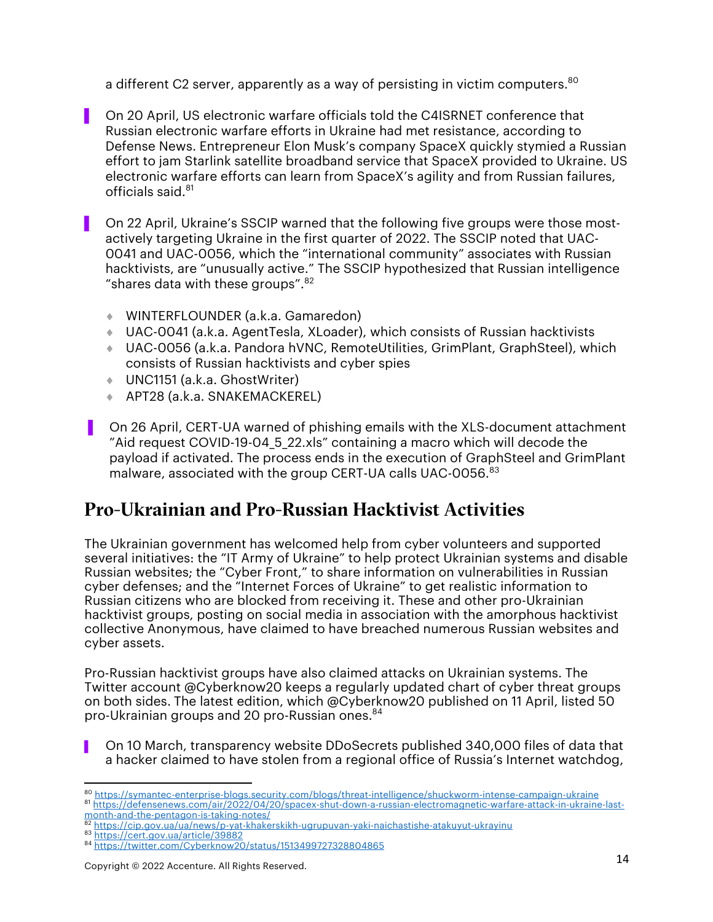a different C2 server, apparently as a way of persisting in victim computers.[80]

- On 20 April, US electronic warfare officials told the C4ISRNET conference that Russian electronic warfare efforts in Ukraine had met resistance, according to Defense News. Entrepreneur Elon Musk's company SpaceX quickly stymied a Russian effort to jam Starlink satellite broadband service that SpaceX provided to Ukraine. US electronic warfare efforts can learn from SpaceX's agility and from Russian failures, officials said.[81]

- On 22 April, Ukraine's SSCIP warned that the following five groups were those most-actively targeting Ukraine in the first quarter of 2022. The SSCIP noted that UAC-0041 and UAC-0056, which the "international community" associates with Russian hacktivists, are "unusually active." The SSCIP hypothesized that Russian intelligence "shares data with these groups".[82]

    - WINTERFLOUNDER (a.k.a. Gamaredon)
    - UAC-0041 (a.k.a. AgentTesla, XLoader), which consists of Russian hacktivists
    - UAC-0056 (a.k.a. Pandora hVNC, RemoteUtilities, GrimPlant, GraphSteel), which consists of Russian hacktivists and cyber spies
    - UNC1151 (a.k.a. GhostWriter)
    - APT28 (a.k.a. SNAKEMACKEREL)

- On 26 April, CERT-UA warned of phishing emails with the XLS-document attachment "Aid request COVID-19-04_5_22.xls" containing a macro which will decode the payload if activated. The process ends in the execution of GraphSteel and GrimPlant malware, associated with the group CERT-UA calls UAC-0056.[83]

## Pro-Ukrainian and Pro-Russian Hacktivist Activities

The Ukrainian government has welcomed help from cyber volunteers and supported several initiatives: the "IT Army of Ukraine" to help protect Ukrainian systems and disable Russian websites; the "Cyber Front," to share information on vulnerabilities in Russian cyber defenses; and the "Internet Forces of Ukraine" to get realistic information to Russian citizens who are blocked from receiving it. These and other pro-Ukrainian hacktivist groups, posting on social media in association with the amorphous hacktivist collective Anonymous, have claimed to have breached numerous Russian websites and cyber assets.

Pro-Russian hacktivist groups have also claimed attacks on Ukrainian systems. The Twitter account @Cyberknow20 keeps a regularly updated chart of cyber threat groups on both sides. The latest edition, which @Cyberknow20 published on 11 April, listed 50 pro-Ukrainian groups and 20 pro-Russian ones.[84]

- On 10 March, transparency website DDoSecrets published 340,000 files of data that a hacker claimed to have stolen from a regional office of Russia's Internet watchdog,

---

[80] https://symantec-enterprise-blogs.security.com/blogs/threat-intelligence/shuckworm-intense-campaign-ukraine
[81] https://defensenews.com/air/2022/04/20/spacex-shut-down-a-russian-electromagnetic-warfare-attack-in-ukraine-last-month-and-the-pentagon-is-taking-notes/
[82] https://cip.gov.ua/ua/news/p-yat-khakerskikh-ugrupuvan-yaki-naichastishe-atakuyut-ukrayinu
[83] https://cert.gov.ua/article/39882
[84] https://twitter.com/Cyberknow20/status/1513499727328804865

Copyright © 2022 Accenture. All Rights Reserved.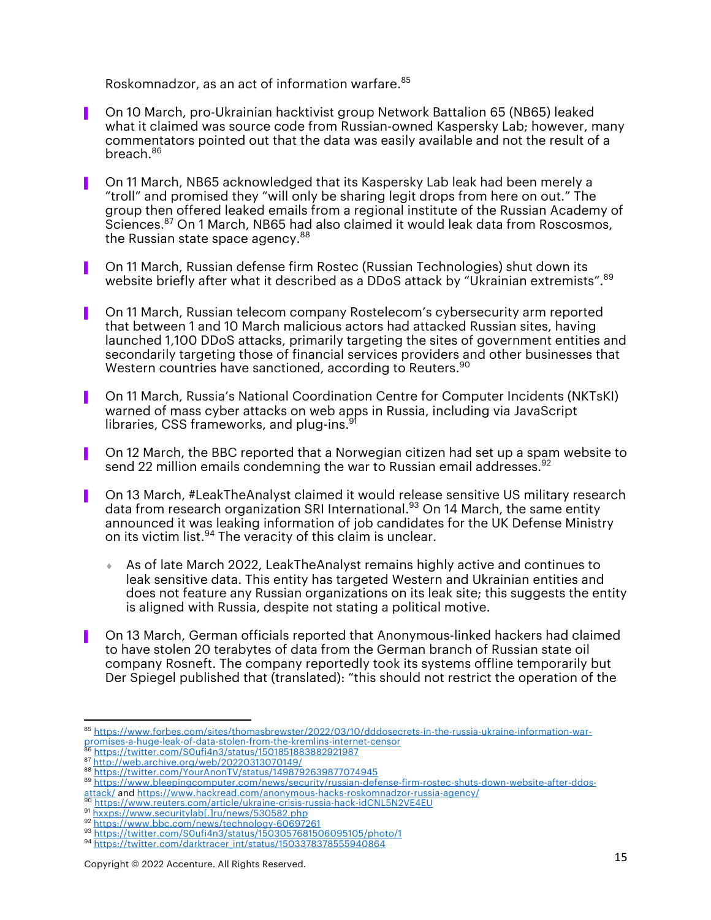Roskomnadzor, as an act of information warfare.[85]

- On 10 March, pro-Ukrainian hacktivist group Network Battalion 65 (NB65) leaked what it claimed was source code from Russian-owned Kaspersky Lab; however, many commentators pointed out that the data was easily available and not the result of a breach.[86]

- On 11 March, NB65 acknowledged that its Kaspersky Lab leak had been merely a "troll" and promised they "will only be sharing legit drops from here on out." The group then offered leaked emails from a regional institute of the Russian Academy of Sciences.[87] On 1 March, NB65 had also claimed it would leak data from Roscosmos, the Russian state space agency.[88]

- On 11 March, Russian defense firm Rostec (Russian Technologies) shut down its website briefly after what it described as a DDoS attack by "Ukrainian extremists".[89]

- On 11 March, Russian telecom company Rostelecom's cybersecurity arm reported that between 1 and 10 March malicious actors had attacked Russian sites, having launched 1,100 DDoS attacks, primarily targeting the sites of government entities and secondarily targeting those of financial services providers and other businesses that Western countries have sanctioned, according to Reuters.[90]

- On 11 March, Russia's National Coordination Centre for Computer Incidents (NKTsKI) warned of mass cyber attacks on web apps in Russia, including via JavaScript libraries, CSS frameworks, and plug-ins.[91]

- On 12 March, the BBC reported that a Norwegian citizen had set up a spam website to send 22 million emails condemning the war to Russian email addresses.[92]

- On 13 March, #LeakTheAnalyst claimed it would release sensitive US military research data from research organization SRI International.[93] On 14 March, the same entity announced it was leaking information of job candidates for the UK Defense Ministry on its victim list.[94] The veracity of this claim is unclear.
  - As of late March 2022, LeakTheAnalyst remains highly active and continues to leak sensitive data. This entity has targeted Western and Ukrainian entities and does not feature any Russian organizations on its leak site; this suggests the entity is aligned with Russia, despite not stating a political motive.

- On 13 March, German officials reported that Anonymous-linked hackers had claimed to have stolen 20 terabytes of data from the German branch of Russian state oil company Rosneft. The company reportedly took its systems offline temporarily but Der Spiegel published that (translated): "this should not restrict the operation of the

---

[85] https://www.forbes.com/sites/thomasbrewster/2022/03/10/dddosecrets-in-the-russia-ukraine-information-war-promises-a-huge-leak-of-data-stolen-from-the-kremlins-internet-censor
[86] https://twitter.com/S0ufi4n3/status/1501851883882921987
[87] http://web.archive.org/web/20220313070149/
[88] https://twitter.com/YourAnonTV/status/1498792639877074945
[89] https://www.bleepingcomputer.com/news/security/russian-defense-firm-rostec-shuts-down-website-after-ddos-attack/ and https://www.hackread.com/anonymous-hacks-roskomnadzor-russia-agency/
[90] https://www.reuters.com/article/ukraine-crisis-russia-hack-idCNL5N2VE4EU
[91] hxxps://www.securitylab[.]ru/news/530582.php
[92] https://www.bbc.com/news/technology-60697261
[93] https://twitter.com/S0ufi4n3/status/1503057681506095105/photo/1
[94] https://twitter.com/darktracer_int/status/1503378378555940864

Copyright © 2022 Accenture. All Rights Reserved.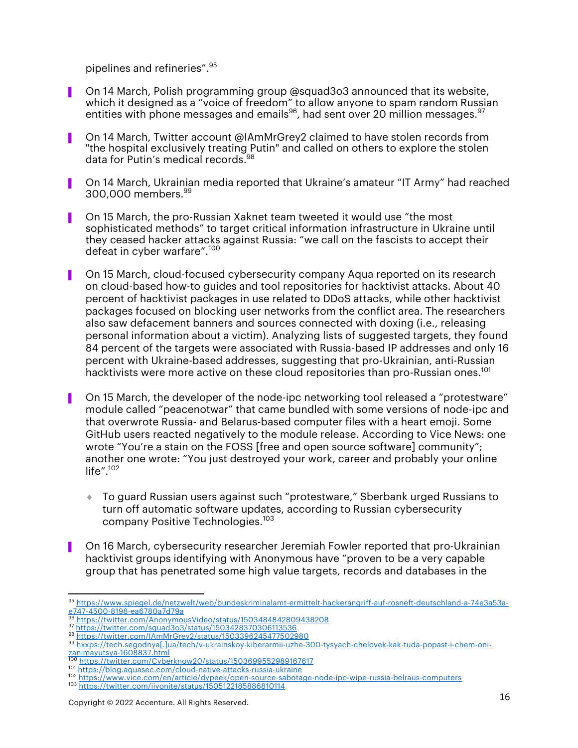pipelines and refineries”.[95]

- On 14 March, Polish programming group @squad3o3 announced that its website, which it designed as a “voice of freedom” to allow anyone to spam random Russian entities with phone messages and emails[96], had sent over 20 million messages.[97]

- On 14 March, Twitter account @IAmMrGrey2 claimed to have stolen records from "the hospital exclusively treating Putin" and called on others to explore the stolen data for Putin’s medical records.[98]

- On 14 March, Ukrainian media reported that Ukraine’s amateur “IT Army” had reached 300,000 members.[99]

- On 15 March, the pro-Russian Xaknet team tweeted it would use “the most sophisticated methods” to target critical information infrastructure in Ukraine until they ceased hacker attacks against Russia: “we call on the fascists to accept their defeat in cyber warfare”.[100]

- On 15 March, cloud-focused cybersecurity company Aqua reported on its research on cloud-based how-to guides and tool repositories for hacktivist attacks. About 40 percent of hacktivist packages in use related to DDoS attacks, while other hacktivist packages focused on blocking user networks from the conflict area. The researchers also saw defacement banners and sources connected with doxing (i.e., releasing personal information about a victim). Analyzing lists of suggested targets, they found 84 percent of the targets were associated with Russia-based IP addresses and only 16 percent with Ukraine-based addresses, suggesting that pro-Ukrainian, anti-Russian hacktivists were more active on these cloud repositories than pro-Russian ones.[101]

- On 15 March, the developer of the node-ipc networking tool released a “protestware” module called “peacenotwar” that came bundled with some versions of node-ipc and that overwrote Russia- and Belarus-based computer files with a heart emoji. Some GitHub users reacted negatively to the module release. According to Vice News: one wrote “You’re a stain on the FOSS [free and open source software] community”; another one wrote: “You just destroyed your work, career and probably your online life”.[102]
  - To guard Russian users against such “protestware,” Sberbank urged Russians to turn off automatic software updates, according to Russian cybersecurity company Positive Technologies.[103]

- On 16 March, cybersecurity researcher Jeremiah Fowler reported that pro-Ukrainian hacktivist groups identifying with Anonymous have “proven to be a very capable group that has penetrated some high value targets, records and databases in the

---

[95] https://www.spiegel.de/netzwelt/web/bundeskriminalamt-ermittelt-hackerangriff-auf-rosneft-deutschland-a-74e3a53a-e747-4500-8198-ea6780a7d79a
[96] https://twitter.com/AnonymousVideo/status/1503484842809438208
[97] https://twitter.com/squad3o3/status/1503428370306113536
[98] https://twitter.com/IAmMrGrey2/status/1503396245477502980
[99] hxxps://tech.segodnya[.]ua/tech/v-ukrainskoy-kiberarmii-uzhe-300-tysyach-chelovek-kak-tuda-popast-i-chem-oni-zanimayutsya-1608837.html
[100] https://twitter.com/Cyberknow20/status/1503699552989167617
[101] https://blog.aquasec.com/cloud-native-attacks-russia-ukraine
[102] https://www.vice.com/en/article/dypeek/open-source-sabotage-node-ipc-wipe-russia-belraus-computers
[103] https://twitter.com/iiyonite/status/1505122185886810114

Copyright © 2022 Accenture. All Rights Reserved.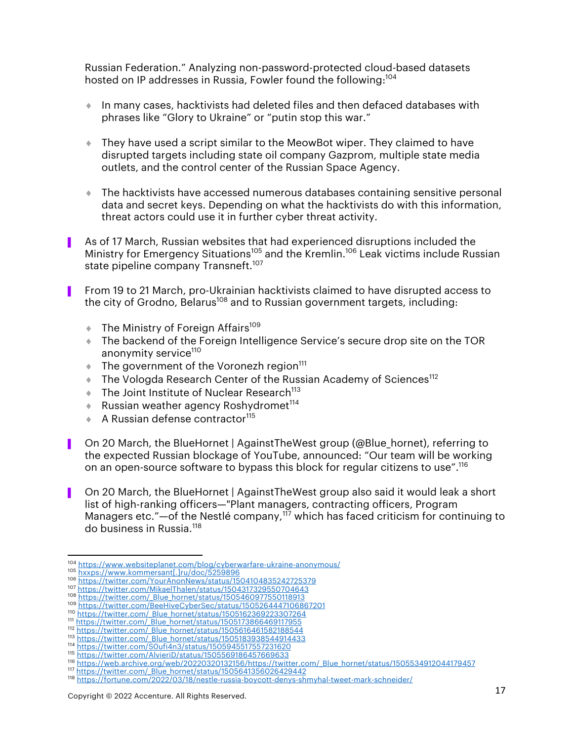Russian Federation." Analyzing non-password-protected cloud-based datasets hosted on IP addresses in Russia, Fowler found the following:[104]

- In many cases, hacktivists had deleted files and then defaced databases with phrases like "Glory to Ukraine" or "putin stop this war."
- They have used a script similar to the MeowBot wiper. They claimed to have disrupted targets including state oil company Gazprom, multiple state media outlets, and the control center of the Russian Space Agency.
- The hacktivists have accessed numerous databases containing sensitive personal data and secret keys. Depending on what the hacktivists do with this information, threat actors could use it in further cyber threat activity.

- As of 17 March, Russian websites that had experienced disruptions included the Ministry for Emergency Situations[105] and the Kremlin.[106] Leak victims include Russian state pipeline company Transneft.[107]

- From 19 to 21 March, pro-Ukrainian hacktivists claimed to have disrupted access to the city of Grodno, Belarus[108] and to Russian government targets, including:
  - The Ministry of Foreign Affairs[109]
  - The backend of the Foreign Intelligence Service's secure drop site on the TOR anonymity service[110]
  - The government of the Voronezh region[111]
  - The Vologda Research Center of the Russian Academy of Sciences[112]
  - The Joint Institute of Nuclear Research[113]
  - Russian weather agency Roshydromet[114]
  - A Russian defense contractor[115]

- On 20 March, the BlueHornet | AgainstTheWest group (@Blue_hornet), referring to the expected Russian blockage of YouTube, announced: "Our team will be working on an open-source software to bypass this block for regular citizens to use".[116]

- On 20 March, the BlueHornet | AgainstTheWest group also said it would leak a short list of high-ranking officers—"Plant managers, contracting officers, Program Managers etc."—of the Nestlé company,[117] which has faced criticism for continuing to do business in Russia.[118]

---

[104] https://www.websiteplanet.com/blog/cyberwarfare-ukraine-anonymous/
[105] hxxps://www.kommersant[.]ru/doc/5259896
[106] https://twitter.com/YourAnonNews/status/1504104835242725379
[107] https://twitter.com/MikaelThalen/status/1504317329550704643
[108] https://twitter.com/_Blue_hornet/status/1505460977550118913
[109] https://twitter.com/BeeHiveCyberSec/status/1505264447106867201
[110] https://twitter.com/_Blue_hornet/status/1505162369223307264
[111] https://twitter.com/_Blue_hornet/status/1505173866469117955
[112] https://twitter.com/_Blue_hornet/status/1505616461582188544
[113] https://twitter.com/_Blue_hornet/status/1505183938544914433
[114] https://twitter.com/S0ufi4n3/status/1505945517557231620
[115] https://twitter.com/AlvieriD/status/1505569186457669633
[116] https://web.archive.org/web/20220320132156/https://twitter.com/_Blue_hornet/status/1505534912044179457
[117] https://twitter.com/_Blue_hornet/status/1505641356026429442
[118] https://fortune.com/2022/03/18/nestle-russia-boycott-denys-shmyhal-tweet-mark-schneider/

Copyright © 2022 Accenture. All Rights Reserved.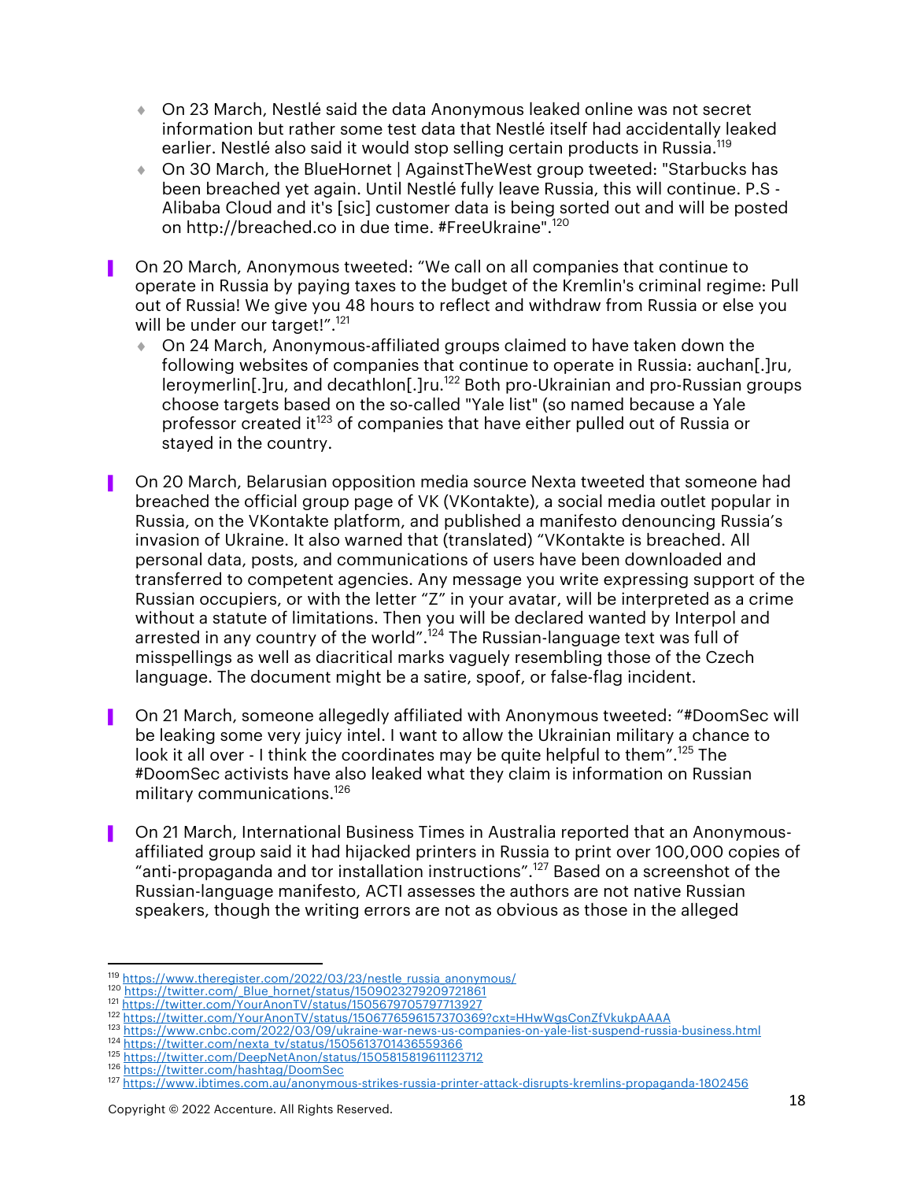- On 23 March, Nestlé said the data Anonymous leaked online was not secret information but rather some test data that Nestlé itself had accidentally leaked earlier. Nestlé also said it would stop selling certain products in Russia.[119]
- On 30 March, the BlueHornet | AgainstTheWest group tweeted: "Starbucks has been breached yet again. Until Nestlé fully leave Russia, this will continue. P.S - Alibaba Cloud and it's [sic] customer data is being sorted out and will be posted on http://breached.co in due time. #FreeUkraine".[120]

- On 20 March, Anonymous tweeted: "We call on all companies that continue to operate in Russia by paying taxes to the budget of the Kremlin's criminal regime: Pull out of Russia! We give you 48 hours to reflect and withdraw from Russia or else you will be under our target!".[121]
  - On 24 March, Anonymous-affiliated groups claimed to have taken down the following websites of companies that continue to operate in Russia: auchan[.]ru, leroymerlin[.]ru, and decathlon[.]ru.[122] Both pro-Ukrainian and pro-Russian groups choose targets based on the so-called "Yale list" (so named because a Yale professor created it[123] of companies that have either pulled out of Russia or stayed in the country.

- On 20 March, Belarusian opposition media source Nexta tweeted that someone had breached the official group page of VK (VKontakte), a social media outlet popular in Russia, on the VKontakte platform, and published a manifesto denouncing Russia's invasion of Ukraine. It also warned that (translated) "VKontakte is breached. All personal data, posts, and communications of users have been downloaded and transferred to competent agencies. Any message you write expressing support of the Russian occupiers, or with the letter "Z" in your avatar, will be interpreted as a crime without a statute of limitations. Then you will be declared wanted by Interpol and arrested in any country of the world".[124] The Russian-language text was full of misspellings as well as diacritical marks vaguely resembling those of the Czech language. The document might be a satire, spoof, or false-flag incident.

- On 21 March, someone allegedly affiliated with Anonymous tweeted: "#DoomSec will be leaking some very juicy intel. I want to allow the Ukrainian military a chance to look it all over - I think the coordinates may be quite helpful to them".[125] The #DoomSec activists have also leaked what they claim is information on Russian military communications.[126]

- On 21 March, International Business Times in Australia reported that an Anonymous-affiliated group said it had hijacked printers in Russia to print over 100,000 copies of "anti-propaganda and tor installation instructions".[127] Based on a screenshot of the Russian-language manifesto, ACTI assesses the authors are not native Russian speakers, though the writing errors are not as obvious as those in the alleged

---

[119] https://www.theregister.com/2022/03/23/nestle_russia_anonymous/
[120] https://twitter.com/_Blue_hornet/status/1509023279209721861
[121] https://twitter.com/YourAnonTV/status/1505679705797713927
[122] https://twitter.com/YourAnonTV/status/1506776596157370369?cxt=HHwWgsConZfVkukpAAAA
[123] https://www.cnbc.com/2022/03/09/ukraine-war-news-us-companies-on-yale-list-suspend-russia-business.html
[124] https://twitter.com/nexta_tv/status/1505613701436559366
[125] https://twitter.com/DeepNetAnon/status/1505815819611123712
[126] https://twitter.com/hashtag/DoomSec
[127] https://www.ibtimes.com.au/anonymous-strikes-russia-printer-attack-disrupts-kremlins-propaganda-1802456

Copyright © 2022 Accenture. All Rights Reserved.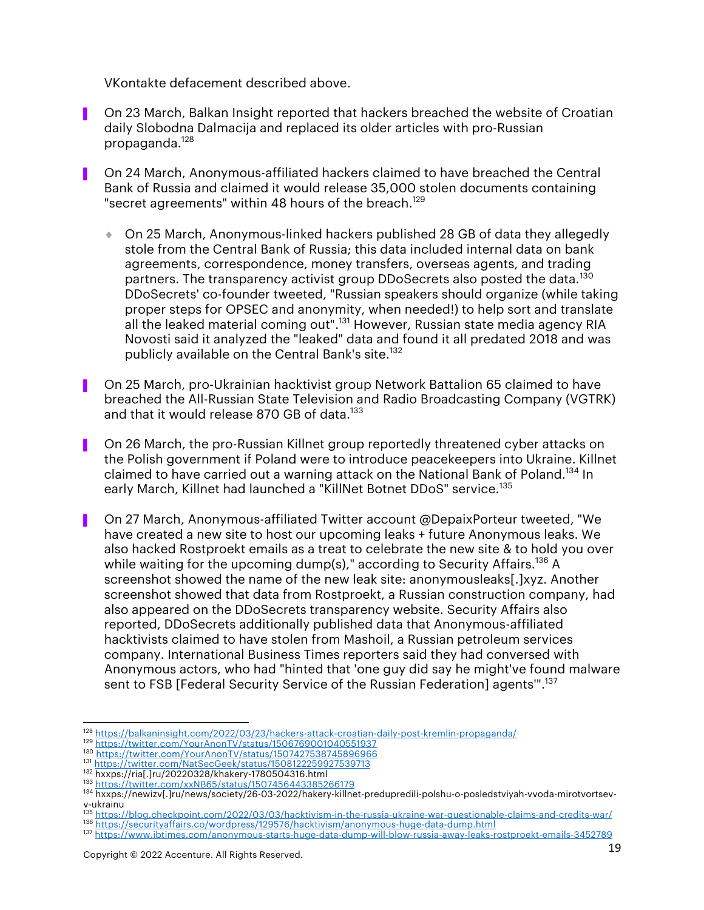VKontakte defacement described above.

- On 23 March, Balkan Insight reported that hackers breached the website of Croatian daily Slobodna Dalmacija and replaced its older articles with pro-Russian propaganda.[128]

- On 24 March, Anonymous-affiliated hackers claimed to have breached the Central Bank of Russia and claimed it would release 35,000 stolen documents containing "secret agreements" within 48 hours of the breach.[129]

    - On 25 March, Anonymous-linked hackers published 28 GB of data they allegedly stole from the Central Bank of Russia; this data included internal data on bank agreements, correspondence, money transfers, overseas agents, and trading partners. The transparency activist group DDoSecrets also posted the data.[130] DDoSecrets' co-founder tweeted, "Russian speakers should organize (while taking proper steps for OPSEC and anonymity, when needed!) to help sort and translate all the leaked material coming out".[131] However, Russian state media agency RIA Novosti said it analyzed the "leaked" data and found it all predated 2018 and was publicly available on the Central Bank's site.[132]

- On 25 March, pro-Ukrainian hacktivist group Network Battalion 65 claimed to have breached the All-Russian State Television and Radio Broadcasting Company (VGTRK) and that it would release 870 GB of data.[133]

- On 26 March, the pro-Russian Killnet group reportedly threatened cyber attacks on the Polish government if Poland were to introduce peacekeepers into Ukraine. Killnet claimed to have carried out a warning attack on the National Bank of Poland.[134] In early March, Killnet had launched a "KillNet Botnet DDoS" service.[135]

- On 27 March, Anonymous-affiliated Twitter account @DepaixPorteur tweeted, "We have created a new site to host our upcoming leaks + future Anonymous leaks. We also hacked Rostproekt emails as a treat to celebrate the new site & to hold you over while waiting for the upcoming dump(s)," according to Security Affairs.[136] A screenshot showed the name of the new leak site: anonymousleaks[.]xyz. Another screenshot showed that data from Rostproekt, a Russian construction company, had also appeared on the DDoSecrets transparency website. Security Affairs also reported, DDoSecrets additionally published data that Anonymous-affiliated hacktivists claimed to have stolen from Mashoil, a Russian petroleum services company. International Business Times reporters said they had conversed with Anonymous actors, who had "hinted that 'one guy did say he might've found malware sent to FSB [Federal Security Service of the Russian Federation] agents'".[137]

---

[128] https://balkaninsight.com/2022/03/23/hackers-attack-croatian-daily-post-kremlin-propaganda/
[129] https://twitter.com/YourAnonTV/status/1506769001040551937
[130] https://twitter.com/YourAnonTV/status/1507427538745896966
[131] https://twitter.com/NatSecGeek/status/1508122259927539713
[132] hxxps://ria[.]ru/20220328/khakery-1780504316.html
[133] https://twitter.com/xxNB65/status/1507456443385266179
[134] hxxps://newizv[.]ru/news/society/26-03-2022/hakery-killnet-predupredili-polshu-o-posledstviyah-vvoda-mirotvortsev-v-ukrainu
[135] https://blog.checkpoint.com/2022/03/03/hacktivism-in-the-russia-ukraine-war-questionable-claims-and-credits-war/
[136] https://securityaffairs.co/wordpress/129576/hacktivism/anonymous-huge-data-dump.html
[137] https://www.ibtimes.com/anonymous-starts-huge-data-dump-will-blow-russia-away-leaks-rostproekt-emails-3452789

Copyright © 2022 Accenture. All Rights Reserved.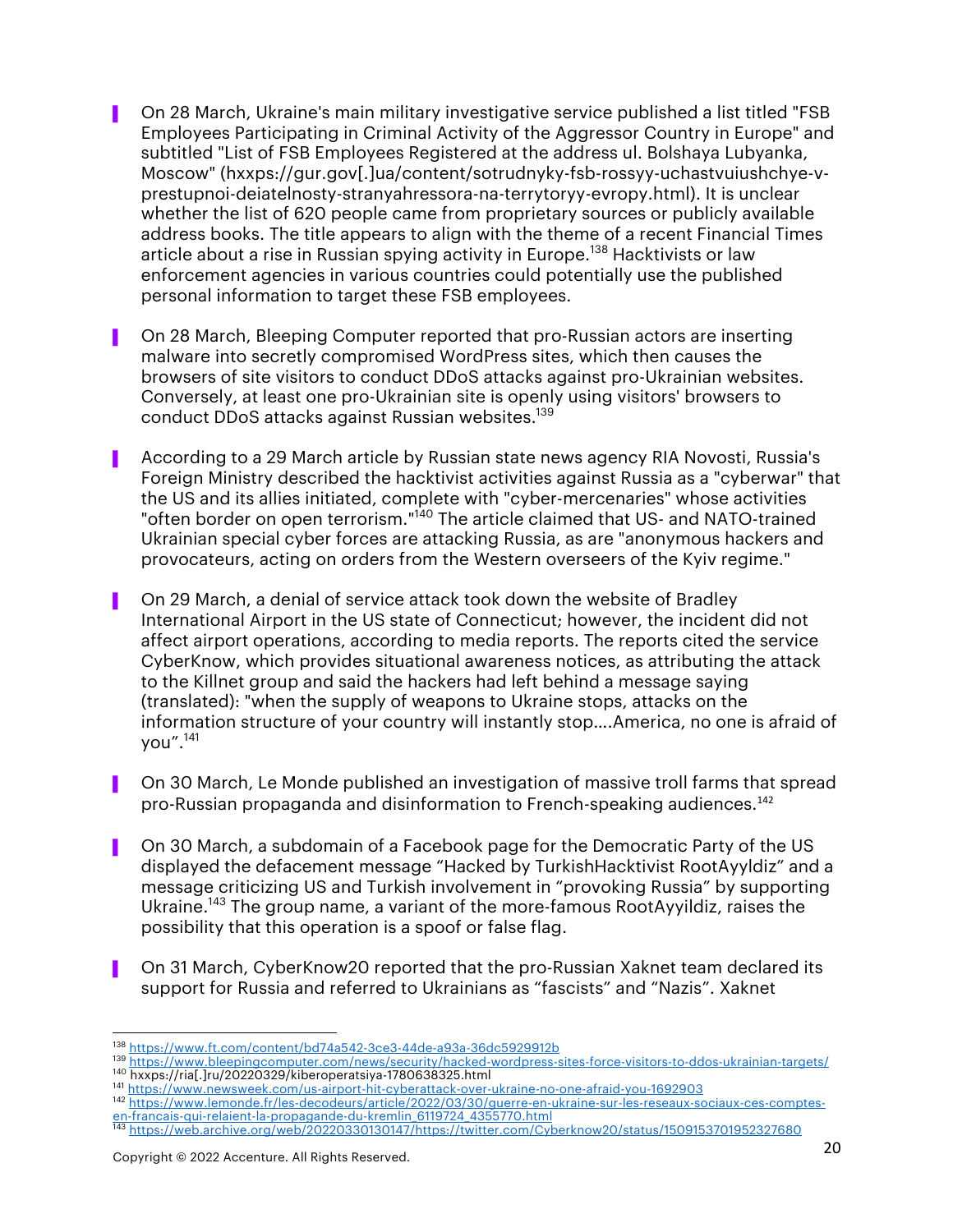- On 28 March, Ukraine's main military investigative service published a list titled "FSB Employees Participating in Criminal Activity of the Aggressor Country in Europe" and subtitled "List of FSB Employees Registered at the address ul. Bolshaya Lubyanka, Moscow" (hxxps://gur.gov[.]ua/content/sotrudnyky-fsb-rossyy-uchastvuiushchye-v-prestupnoi-deiatelnosty-stranyahressora-na-terrytoryy-evropy.html). It is unclear whether the list of 620 people came from proprietary sources or publicly available address books. The title appears to align with the theme of a recent Financial Times article about a rise in Russian spying activity in Europe.[138] Hacktivists or law enforcement agencies in various countries could potentially use the published personal information to target these FSB employees.

- On 28 March, Bleeping Computer reported that pro-Russian actors are inserting malware into secretly compromised WordPress sites, which then causes the browsers of site visitors to conduct DDoS attacks against pro-Ukrainian websites. Conversely, at least one pro-Ukrainian site is openly using visitors' browsers to conduct DDoS attacks against Russian websites.[139]

- According to a 29 March article by Russian state news agency RIA Novosti, Russia's Foreign Ministry described the hacktivist activities against Russia as a "cyberwar" that the US and its allies initiated, complete with "cyber-mercenaries" whose activities "often border on open terrorism."[140] The article claimed that US- and NATO-trained Ukrainian special cyber forces are attacking Russia, as are "anonymous hackers and provocateurs, acting on orders from the Western overseers of the Kyiv regime."

- On 29 March, a denial of service attack took down the website of Bradley International Airport in the US state of Connecticut; however, the incident did not affect airport operations, according to media reports. The reports cited the service CyberKnow, which provides situational awareness notices, as attributing the attack to the Killnet group and said the hackers had left behind a message saying (translated): "when the supply of weapons to Ukraine stops, attacks on the information structure of your country will instantly stop....America, no one is afraid of you".[141]

- On 30 March, Le Monde published an investigation of massive troll farms that spread pro-Russian propaganda and disinformation to French-speaking audiences.[142]

- On 30 March, a subdomain of a Facebook page for the Democratic Party of the US displayed the defacement message "Hacked by TurkishHacktivist RootAyyldiz" and a message criticizing US and Turkish involvement in "provoking Russia" by supporting Ukraine.[143] The group name, a variant of the more-famous RootAyyildiz, raises the possibility that this operation is a spoof or false flag.

- On 31 March, CyberKnow20 reported that the pro-Russian Xaknet team declared its support for Russia and referred to Ukrainians as "fascists" and "Nazis". Xaknet

---

[138] https://www.ft.com/content/bd74a542-3ce3-44de-a93a-36dc5929912b
[139] https://www.bleepingcomputer.com/news/security/hacked-wordpress-sites-force-visitors-to-ddos-ukrainian-targets/
[140] hxxps://ria[.]ru/20220329/kiberoperatsiya-1780638325.html
[141] https://www.newsweek.com/us-airport-hit-cyberattack-over-ukraine-no-one-afraid-you-1692903
[142] https://www.lemonde.fr/les-decodeurs/article/2022/03/30/guerre-en-ukraine-sur-les-reseaux-sociaux-ces-comptes-en-francais-qui-relaient-la-propagande-du-kremlin_6119724_4355770.html
[143] https://web.archive.org/web/20220330130147/https://twitter.com/Cyberknow20/status/1509153701952327680

Copyright © 2022 Accenture. All Rights Reserved.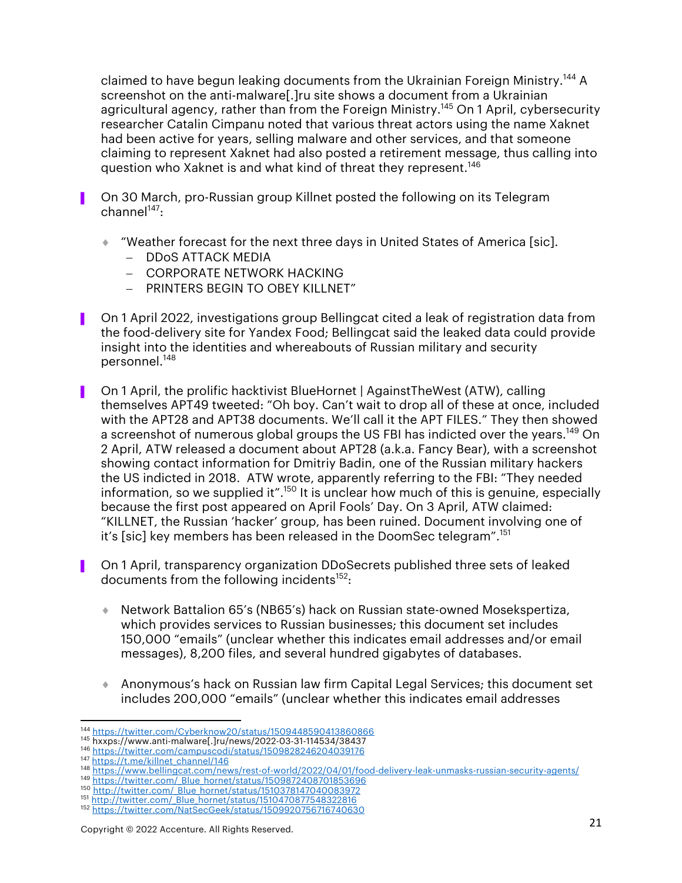claimed to have begun leaking documents from the Ukrainian Foreign Ministry.[144] A screenshot on the anti-malware[.]ru site shows a document from a Ukrainian agricultural agency, rather than from the Foreign Ministry.[145] On 1 April, cybersecurity researcher Catalin Cimpanu noted that various threat actors using the name Xaknet had been active for years, selling malware and other services, and that someone claiming to represent Xaknet had also posted a retirement message, thus calling into question who Xaknet is and what kind of threat they represent.[146]

- On 30 March, pro-Russian group Killnet posted the following on its Telegram channel[147]:
  - "Weather forecast for the next three days in United States of America [sic].
    - DDoS ATTACK MEDIA
    - CORPORATE NETWORK HACKING
    - PRINTERS BEGIN TO OBEY KILLNET"
- On 1 April 2022, investigations group Bellingcat cited a leak of registration data from the food-delivery site for Yandex Food; Bellingcat said the leaked data could provide insight into the identities and whereabouts of Russian military and security personnel.[148]
- On 1 April, the prolific hacktivist BlueHornet | AgainstTheWest (ATW), calling themselves APT49 tweeted: "Oh boy. Can't wait to drop all of these at once, included with the APT28 and APT38 documents. We'll call it the APT FILES." They then showed a screenshot of numerous global groups the US FBI has indicted over the years.[149] On 2 April, ATW released a document about APT28 (a.k.a. Fancy Bear), with a screenshot showing contact information for Dmitriy Badin, one of the Russian military hackers the US indicted in 2018. ATW wrote, apparently referring to the FBI: "They needed information, so we supplied it".[150] It is unclear how much of this is genuine, especially because the first post appeared on April Fools' Day. On 3 April, ATW claimed: "KILLNET, the Russian 'hacker' group, has been ruined. Document involving one of it's [sic] key members has been released in the DoomSec telegram".[151]
- On 1 April, transparency organization DDoSecrets published three sets of leaked documents from the following incidents[152]:
  - Network Battalion 65's (NB65's) hack on Russian state-owned Mosekspertiza, which provides services to Russian businesses; this document set includes 150,000 "emails" (unclear whether this indicates email addresses and/or email messages), 8,200 files, and several hundred gigabytes of databases.
  - Anonymous's hack on Russian law firm Capital Legal Services; this document set includes 200,000 "emails" (unclear whether this indicates email addresses

---

[144] https://twitter.com/Cyberknow20/status/1509448590413860866
[145] hxxps://www.anti-malware[.]ru/news/2022-03-31-114534/38437
[146] https://twitter.com/campuscodi/status/1509828246204039176
[147] https://t.me/killnet_channel/146
[148] https://www.bellingcat.com/news/rest-of-world/2022/04/01/food-delivery-leak-unmasks-russian-security-agents/
[149] https://twitter.com/_Blue_hornet/status/1509872408701853696
[150] http://twitter.com/_Blue_hornet/status/1510378147040083972
[151] http://twitter.com/_Blue_hornet/status/1510470877548322816
[152] https://twitter.com/NatSecGeek/status/1509920756716740630

Copyright © 2022 Accenture. All Rights Reserved.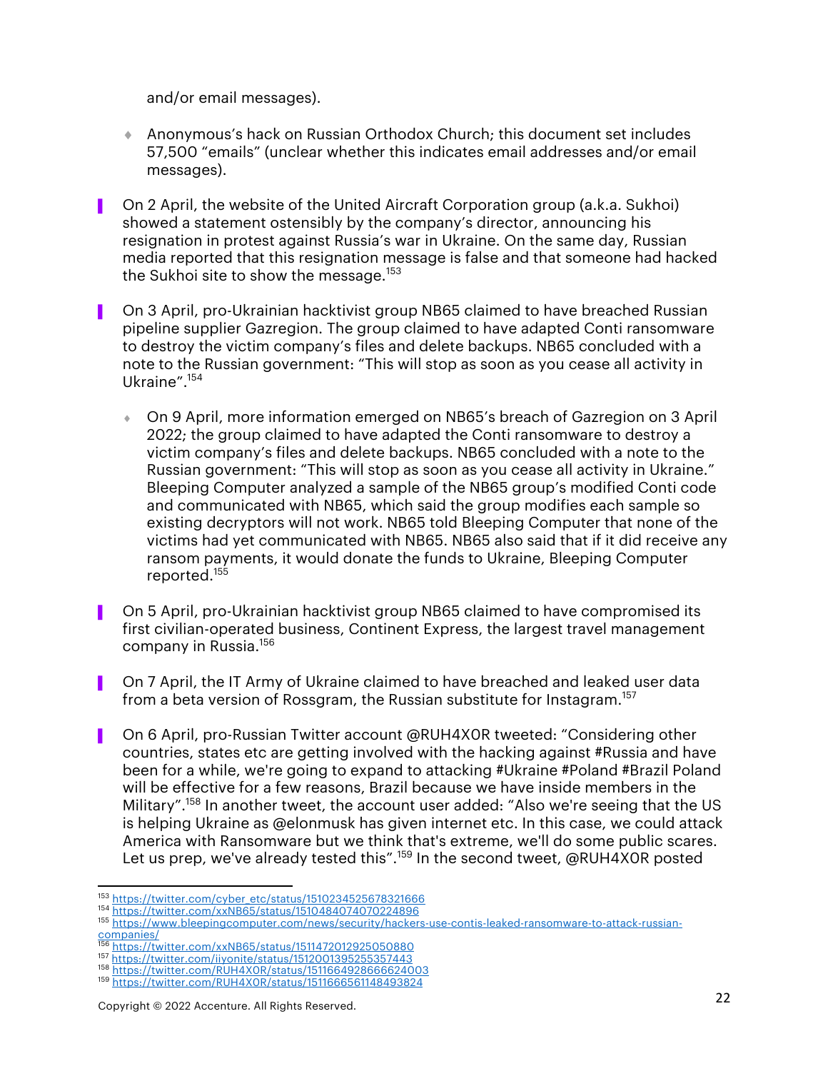and/or email messages).

- Anonymous's hack on Russian Orthodox Church; this document set includes 57,500 "emails" (unclear whether this indicates email addresses and/or email messages).

- On 2 April, the website of the United Aircraft Corporation group (a.k.a. Sukhoi) showed a statement ostensibly by the company's director, announcing his resignation in protest against Russia's war in Ukraine. On the same day, Russian media reported that this resignation message is false and that someone had hacked the Sukhoi site to show the message.[153]

- On 3 April, pro-Ukrainian hacktivist group NB65 claimed to have breached Russian pipeline supplier Gazregion. The group claimed to have adapted Conti ransomware to destroy the victim company's files and delete backups. NB65 concluded with a note to the Russian government: "This will stop as soon as you cease all activity in Ukraine".[154]

  - On 9 April, more information emerged on NB65's breach of Gazregion on 3 April 2022; the group claimed to have adapted the Conti ransomware to destroy a victim company's files and delete backups. NB65 concluded with a note to the Russian government: "This will stop as soon as you cease all activity in Ukraine." Bleeping Computer analyzed a sample of the NB65 group's modified Conti code and communicated with NB65, which said the group modifies each sample so existing decryptors will not work. NB65 told Bleeping Computer that none of the victims had yet communicated with NB65. NB65 also said that if it did receive any ransom payments, it would donate the funds to Ukraine, Bleeping Computer reported.[155]

- On 5 April, pro-Ukrainian hacktivist group NB65 claimed to have compromised its first civilian-operated business, Continent Express, the largest travel management company in Russia.[156]

- On 7 April, the IT Army of Ukraine claimed to have breached and leaked user data from a beta version of Rossgram, the Russian substitute for Instagram.[157]

- On 6 April, pro-Russian Twitter account @RUH4X0R tweeted: "Considering other countries, states etc are getting involved with the hacking against #Russia and have been for a while, we're going to expand to attacking #Ukraine #Poland #Brazil Poland will be effective for a few reasons, Brazil because we have inside members in the Military".[158] In another tweet, the account user added: "Also we're seeing that the US is helping Ukraine as @elonmusk has given internet etc. In this case, we could attack America with Ransomware but we think that's extreme, we'll do some public scares. Let us prep, we've already tested this".[159] In the second tweet, @RUH4X0R posted

---

[153] https://twitter.com/cyber_etc/status/1510234525678321666
[154] https://twitter.com/xxNB65/status/1510484074070224896
[155] https://www.bleepingcomputer.com/news/security/hackers-use-contis-leaked-ransomware-to-attack-russian-companies/
[156] https://twitter.com/xxNB65/status/1511472012925050880
[157] https://twitter.com/iiyonite/status/1512001395255357443
[158] https://twitter.com/RUH4X0R/status/1511664928666624003
[159] https://twitter.com/RUH4X0R/status/1511666561148493824

Copyright © 2022 Accenture. All Rights Reserved.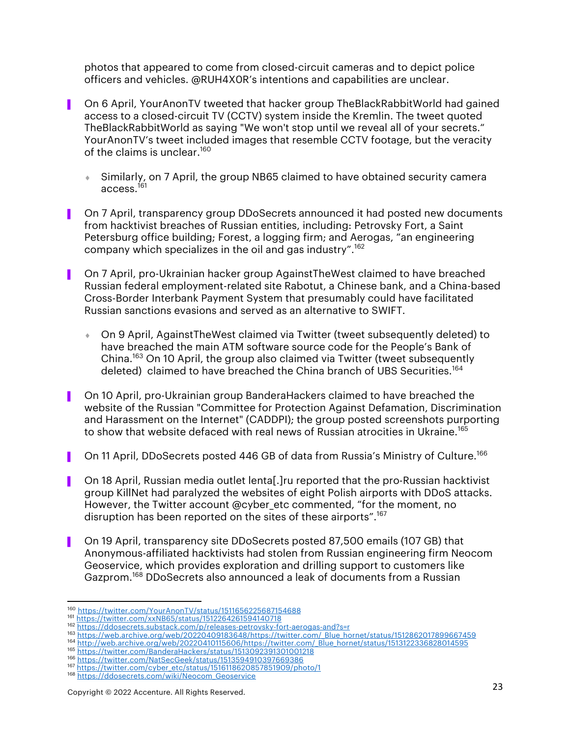photos that appeared to come from closed-circuit cameras and to depict police officers and vehicles. @RUH4X0R's intentions and capabilities are unclear.

- On 6 April, YourAnonTV tweeted that hacker group TheBlackRabbitWorld had gained access to a closed-circuit TV (CCTV) system inside the Kremlin. The tweet quoted TheBlackRabbitWorld as saying "We won't stop until we reveal all of your secrets." YourAnonTV's tweet included images that resemble CCTV footage, but the veracity of the claims is unclear.[160]
  - Similarly, on 7 April, the group NB65 claimed to have obtained security camera access.[161]
- On 7 April, transparency group DDoSecrets announced it had posted new documents from hacktivist breaches of Russian entities, including: Petrovsky Fort, a Saint Petersburg office building; Forest, a logging firm; and Aerogas, "an engineering company which specializes in the oil and gas industry".[162]
- On 7 April, pro-Ukrainian hacker group AgainstTheWest claimed to have breached Russian federal employment-related site Rabotut, a Chinese bank, and a China-based Cross-Border Interbank Payment System that presumably could have facilitated Russian sanctions evasions and served as an alternative to SWIFT.
  - On 9 April, AgainstTheWest claimed via Twitter (tweet subsequently deleted) to have breached the main ATM software source code for the People's Bank of China.[163] On 10 April, the group also claimed via Twitter (tweet subsequently deleted) claimed to have breached the China branch of UBS Securities.[164]
- On 10 April, pro-Ukrainian group BanderaHackers claimed to have breached the website of the Russian "Committee for Protection Against Defamation, Discrimination and Harassment on the Internet" (CADDPI); the group posted screenshots purporting to show that website defaced with real news of Russian atrocities in Ukraine.[165]
- On 11 April, DDoSecrets posted 446 GB of data from Russia's Ministry of Culture.[166]
- On 18 April, Russian media outlet lenta[.]ru reported that the pro-Russian hacktivist group KillNet had paralyzed the websites of eight Polish airports with DDoS attacks. However, the Twitter account @cyber_etc commented, "for the moment, no disruption has been reported on the sites of these airports".[167]
- On 19 April, transparency site DDoSecrets posted 87,500 emails (107 GB) that Anonymous-affiliated hacktivists had stolen from Russian engineering firm Neocom Geoservice, which provides exploration and drilling support to customers like Gazprom.[168] DDoSecrets also announced a leak of documents from a Russian

---

[160] https://twitter.com/YourAnonTV/status/1511656225687154688
[161] https://twitter.com/xxNB65/status/1512264261594140718
[162] https://ddosecrets.substack.com/p/releases-petrovsky-fort-aerogas-and?s=r
[163] https://web.archive.org/web/20220409183648/https://twitter.com/_Blue_hornet/status/1512862017899667459
[164] http://web.archive.org/web/20220410115606/https://twitter.com/_Blue_hornet/status/1513122336828014595
[165] https://twitter.com/BanderaHackers/status/1513092391301001218
[166] https://twitter.com/NatSecGeek/status/1513594910397669386
[167] https://twitter.com/cyber_etc/status/1516118620857851909/photo/1
[168] https://ddosecrets.com/wiki/Neocom_Geoservice

Copyright © 2022 Accenture. All Rights Reserved.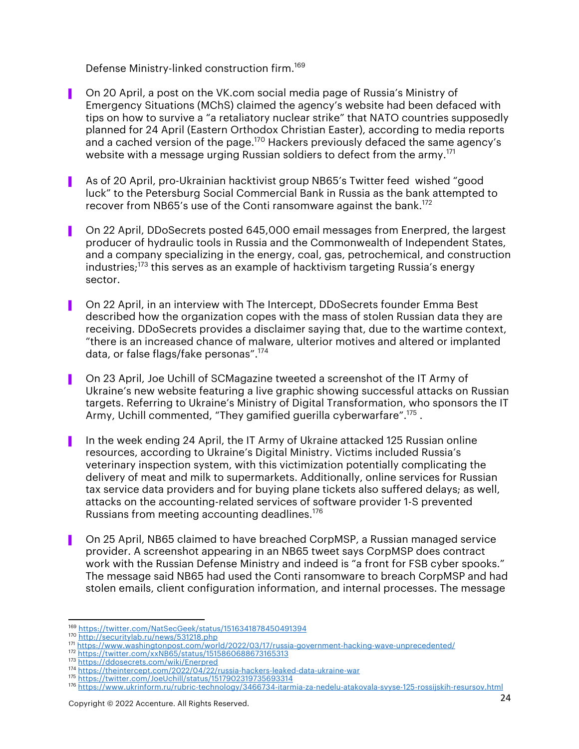Defense Ministry-linked construction firm.[169]

- On 20 April, a post on the VK.com social media page of Russia's Ministry of Emergency Situations (MChS) claimed the agency's website had been defaced with tips on how to survive a "a retaliatory nuclear strike" that NATO countries supposedly planned for 24 April (Eastern Orthodox Christian Easter), according to media reports and a cached version of the page.[170] Hackers previously defaced the same agency's website with a message urging Russian soldiers to defect from the army.[171]

- As of 20 April, pro-Ukrainian hacktivist group NB65's Twitter feed wished "good luck" to the Petersburg Social Commercial Bank in Russia as the bank attempted to recover from NB65's use of the Conti ransomware against the bank.[172]

- On 22 April, DDoSecrets posted 645,000 email messages from Enerpred, the largest producer of hydraulic tools in Russia and the Commonwealth of Independent States, and a company specializing in the energy, coal, gas, petrochemical, and construction industries;[173] this serves as an example of hacktivism targeting Russia's energy sector.

- On 22 April, in an interview with The Intercept, DDoSecrets founder Emma Best described how the organization copes with the mass of stolen Russian data they are receiving. DDoSecrets provides a disclaimer saying that, due to the wartime context, "there is an increased chance of malware, ulterior motives and altered or implanted data, or false flags/fake personas".[174]

- On 23 April, Joe Uchill of SCMagazine tweeted a screenshot of the IT Army of Ukraine's new website featuring a live graphic showing successful attacks on Russian targets. Referring to Ukraine's Ministry of Digital Transformation, who sponsors the IT Army, Uchill commented, "They gamified guerilla cyberwarfare".[175] .

- In the week ending 24 April, the IT Army of Ukraine attacked 125 Russian online resources, according to Ukraine's Digital Ministry. Victims included Russia's veterinary inspection system, with this victimization potentially complicating the delivery of meat and milk to supermarkets. Additionally, online services for Russian tax service data providers and for buying plane tickets also suffered delays; as well, attacks on the accounting-related services of software provider 1-S prevented Russians from meeting accounting deadlines.[176]

- On 25 April, NB65 claimed to have breached CorpMSP, a Russian managed service provider. A screenshot appearing in an NB65 tweet says CorpMSP does contract work with the Russian Defense Ministry and indeed is "a front for FSB cyber spooks." The message said NB65 had used the Conti ransomware to breach CorpMSP and had stolen emails, client configuration information, and internal processes. The message

---

[169] https://twitter.com/NatSecGeek/status/1516341878450491394
[170] http://securitylab.ru/news/531218.php
[171] https://www.washingtonpost.com/world/2022/03/17/russia-government-hacking-wave-unprecedented/
[172] https://twitter.com/xxNB65/status/1515860688673165313
[173] https://ddosecrets.com/wiki/Enerpred
[174] https://theintercept.com/2022/04/22/russia-hackers-leaked-data-ukraine-war
[175] https://twitter.com/JoeUchill/status/1517902319735693314
[176] https://www.ukrinform.ru/rubric-technology/3466734-itarmia-za-nedelu-atakovala-svyse-125-rossijskih-resursov.html

Copyright © 2022 Accenture. All Rights Reserved.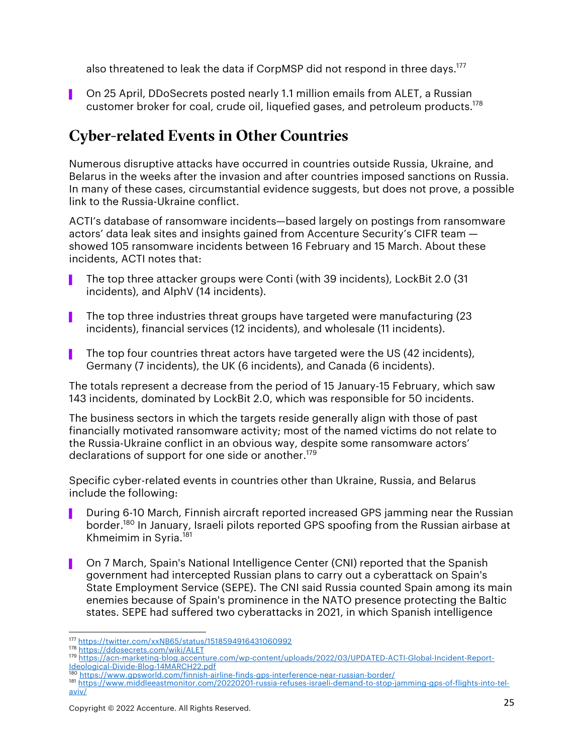also threatened to leak the data if CorpMSP did not respond in three days.[177]

- On 25 April, DDoSecrets posted nearly 1.1 million emails from ALET, a Russian customer broker for coal, crude oil, liquefied gases, and petroleum products.[178]

## Cyber-related Events in Other Countries

Numerous disruptive attacks have occurred in countries outside Russia, Ukraine, and Belarus in the weeks after the invasion and after countries imposed sanctions on Russia. In many of these cases, circumstantial evidence suggests, but does not prove, a possible link to the Russia-Ukraine conflict.

ACTI's database of ransomware incidents—based largely on postings from ransomware actors' data leak sites and insights gained from Accenture Security's CIFR team — showed 105 ransomware incidents between 16 February and 15 March. About these incidents, ACTI notes that:

- The top three attacker groups were Conti (with 39 incidents), LockBit 2.0 (31 incidents), and AlphV (14 incidents).
- The top three industries threat groups have targeted were manufacturing (23 incidents), financial services (12 incidents), and wholesale (11 incidents).
- The top four countries threat actors have targeted were the US (42 incidents), Germany (7 incidents), the UK (6 incidents), and Canada (6 incidents).

The totals represent a decrease from the period of 15 January-15 February, which saw 143 incidents, dominated by LockBit 2.0, which was responsible for 50 incidents.

The business sectors in which the targets reside generally align with those of past financially motivated ransomware activity; most of the named victims do not relate to the Russia-Ukraine conflict in an obvious way, despite some ransomware actors' declarations of support for one side or another.[179]

Specific cyber-related events in countries other than Ukraine, Russia, and Belarus include the following:

- During 6-10 March, Finnish aircraft reported increased GPS jamming near the Russian border.[180] In January, Israeli pilots reported GPS spoofing from the Russian airbase at Khmeimim in Syria.[181]
- On 7 March, Spain's National Intelligence Center (CNI) reported that the Spanish government had intercepted Russian plans to carry out a cyberattack on Spain's State Employment Service (SEPE). The CNI said Russia counted Spain among its main enemies because of Spain's prominence in the NATO presence protecting the Baltic states. SEPE had suffered two cyberattacks in 2021, in which Spanish intelligence

---

[177] https://twitter.com/xxNB65/status/1518594916431060992

[178] https://ddosecrets.com/wiki/ALET

[179] https://acn-marketing-blog.accenture.com/wp-content/uploads/2022/03/UPDATED-ACTI-Global-Incident-Report-Ideological-Divide-Blog-14MARCH22.pdf

[180] https://www.gpsworld.com/finnish-airline-finds-gps-interference-near-russian-border/

[181] https://www.middleeastmonitor.com/20220201-russia-refuses-israeli-demand-to-stop-jamming-gps-of-flights-into-tel-aviv/

Copyright © 2022 Accenture. All Rights Reserved.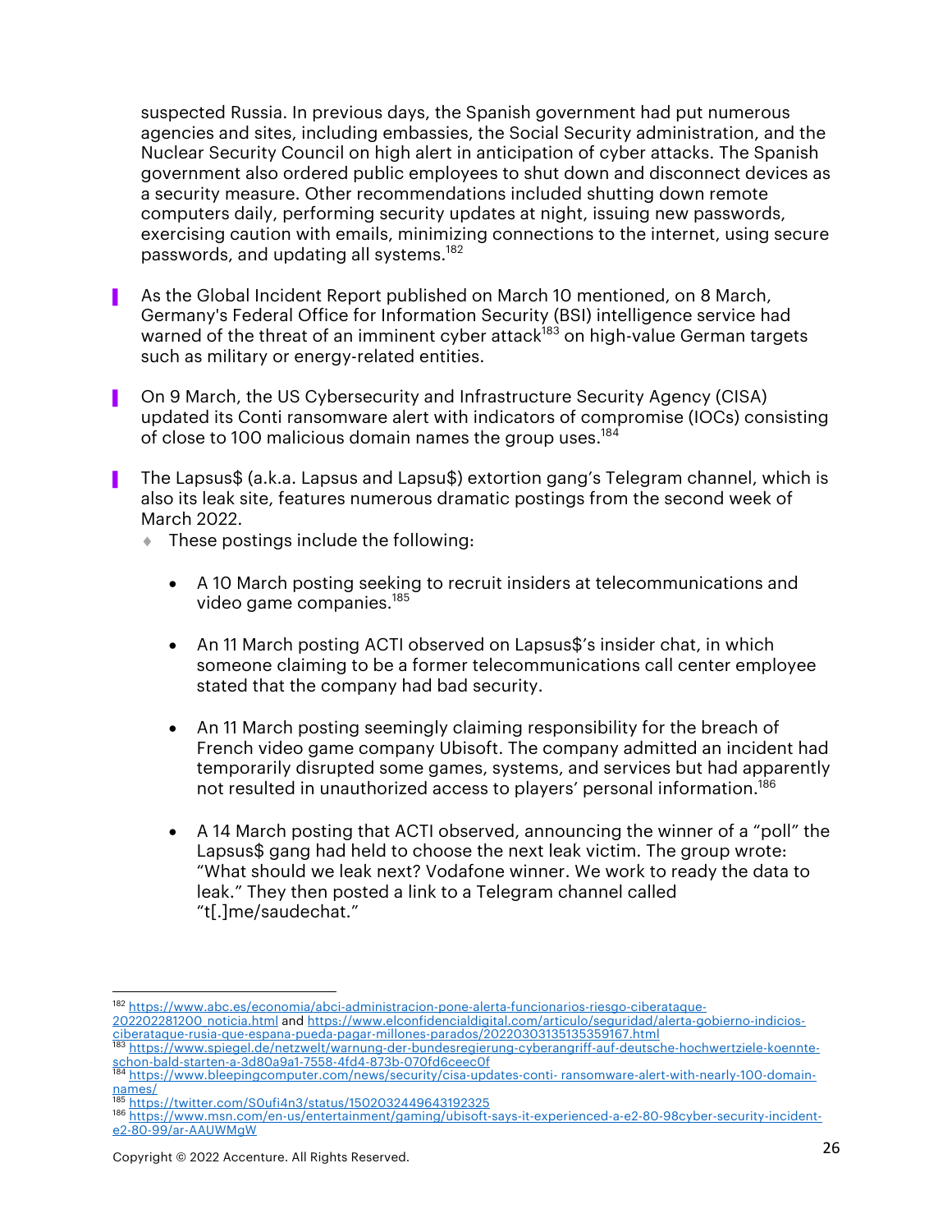suspected Russia. In previous days, the Spanish government had put numerous agencies and sites, including embassies, the Social Security administration, and the Nuclear Security Council on high alert in anticipation of cyber attacks. The Spanish government also ordered public employees to shut down and disconnect devices as a security measure. Other recommendations included shutting down remote computers daily, performing security updates at night, issuing new passwords, exercising caution with emails, minimizing connections to the internet, using secure passwords, and updating all systems.[182]

- As the Global Incident Report published on March 10 mentioned, on 8 March, Germany's Federal Office for Information Security (BSI) intelligence service had warned of the threat of an imminent cyber attack[183] on high-value German targets such as military or energy-related entities.

- On 9 March, the US Cybersecurity and Infrastructure Security Agency (CISA) updated its Conti ransomware alert with indicators of compromise (IOCs) consisting of close to 100 malicious domain names the group uses.[184]

- The Lapsus$ (a.k.a. Lapsus and Lapsu$) extortion gang's Telegram channel, which is also its leak site, features numerous dramatic postings from the second week of March 2022.
  - These postings include the following:
    - A 10 March posting seeking to recruit insiders at telecommunications and video game companies.[185]
    - An 11 March posting ACTI observed on Lapsus$'s insider chat, in which someone claiming to be a former telecommunications call center employee stated that the company had bad security.
    - An 11 March posting seemingly claiming responsibility for the breach of French video game company Ubisoft. The company admitted an incident had temporarily disrupted some games, systems, and services but had apparently not resulted in unauthorized access to players' personal information.[186]
    - A 14 March posting that ACTI observed, announcing the winner of a "poll" the Lapsus$ gang had held to choose the next leak victim. The group wrote: "What should we leak next? Vodafone winner. We work to ready the data to leak." They then posted a link to a Telegram channel called "t[.]me/saudechat."

---

[182] https://www.abc.es/economia/abci-administracion-pone-alerta-funcionarios-riesgo-ciberataque-202202281200_noticia.html and https://www.elconfidencialdigital.com/articulo/seguridad/alerta-gobierno-indicios-ciberataque-rusia-que-espana-pueda-pagar-millones-parados/20220303135135359167.html

[183] https://www.spiegel.de/netzwelt/warnung-der-bundesregierung-cyberangriff-auf-deutsche-hochwertziele-koennte-schon-bald-starten-a-3d80a9a1-7558-4fd4-873b-070fd6ceec0f

[184] https://www.bleepingcomputer.com/news/security/cisa-updates-conti- ransomware-alert-with-nearly-100-domain-names/

[185] https://twitter.com/S0ufi4n3/status/1502032449643192325

[186] https://www.msn.com/en-us/entertainment/gaming/ubisoft-says-it-experienced-a-e2-80-98cyber-security-incident-e2-80-99/ar-AAUWMgW

Copyright © 2022 Accenture. All Rights Reserved.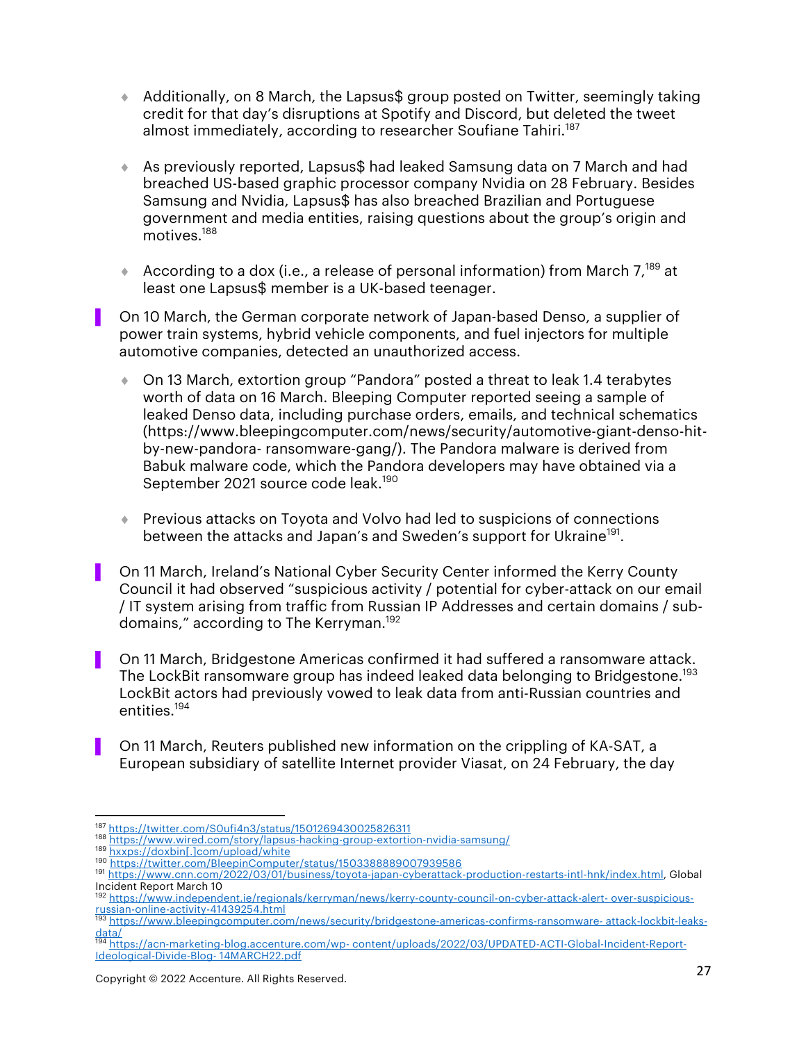- Additionally, on 8 March, the Lapsus$ group posted on Twitter, seemingly taking credit for that day's disruptions at Spotify and Discord, but deleted the tweet almost immediately, according to researcher Soufiane Tahiri.[187]

  - As previously reported, Lapsus$ had leaked Samsung data on 7 March and had breached US-based graphic processor company Nvidia on 28 February. Besides Samsung and Nvidia, Lapsus$ has also breached Brazilian and Portuguese government and media entities, raising questions about the group's origin and motives.[188]

  - According to a dox (i.e., a release of personal information) from March 7,[189] at least one Lapsus$ member is a UK-based teenager.

- On 10 March, the German corporate network of Japan-based Denso, a supplier of power train systems, hybrid vehicle components, and fuel injectors for multiple automotive companies, detected an unauthorized access.

  - On 13 March, extortion group "Pandora" posted a threat to leak 1.4 terabytes worth of data on 16 March. Bleeping Computer reported seeing a sample of leaked Denso data, including purchase orders, emails, and technical schematics (https://www.bleepingcomputer.com/news/security/automotive-giant-denso-hit-by-new-pandora- ransomware-gang/). The Pandora malware is derived from Babuk malware code, which the Pandora developers may have obtained via a September 2021 source code leak.[190]

  - Previous attacks on Toyota and Volvo had led to suspicions of connections between the attacks and Japan's and Sweden's support for Ukraine[191].

- On 11 March, Ireland's National Cyber Security Center informed the Kerry County Council it had observed "suspicious activity / potential for cyber-attack on our email / IT system arising from traffic from Russian IP Addresses and certain domains / sub-domains," according to The Kerryman.[192]

- On 11 March, Bridgestone Americas confirmed it had suffered a ransomware attack. The LockBit ransomware group has indeed leaked data belonging to Bridgestone.[193] LockBit actors had previously vowed to leak data from anti-Russian countries and entities.[194]

- On 11 March, Reuters published new information on the crippling of KA-SAT, a European subsidiary of satellite Internet provider Viasat, on 24 February, the day

---

[187] https://twitter.com/S0ufi4n3/status/1501269430025826311
[188] https://www.wired.com/story/lapsus-hacking-group-extortion-nvidia-samsung/
[189] hxxps://doxbin[.]com/upload/white
[190] https://twitter.com/BleepinComputer/status/1503388889007939586
[191] https://www.cnn.com/2022/03/01/business/toyota-japan-cyberattack-production-restarts-intl-hnk/index.html, Global Incident Report March 10
[192] https://www.independent.ie/regionals/kerryman/news/kerry-county-council-on-cyber-attack-alert- over-suspicious-russian-online-activity-41439254.html
[193] https://www.bleepingcomputer.com/news/security/bridgestone-americas-confirms-ransomware- attack-lockbit-leaks-data/
[194] https://acn-marketing-blog.accenture.com/wp- content/uploads/2022/03/UPDATED-ACTI-Global-Incident-Report-Ideological-Divide-Blog- 14MARCH22.pdf

Copyright © 2022 Accenture. All Rights Reserved.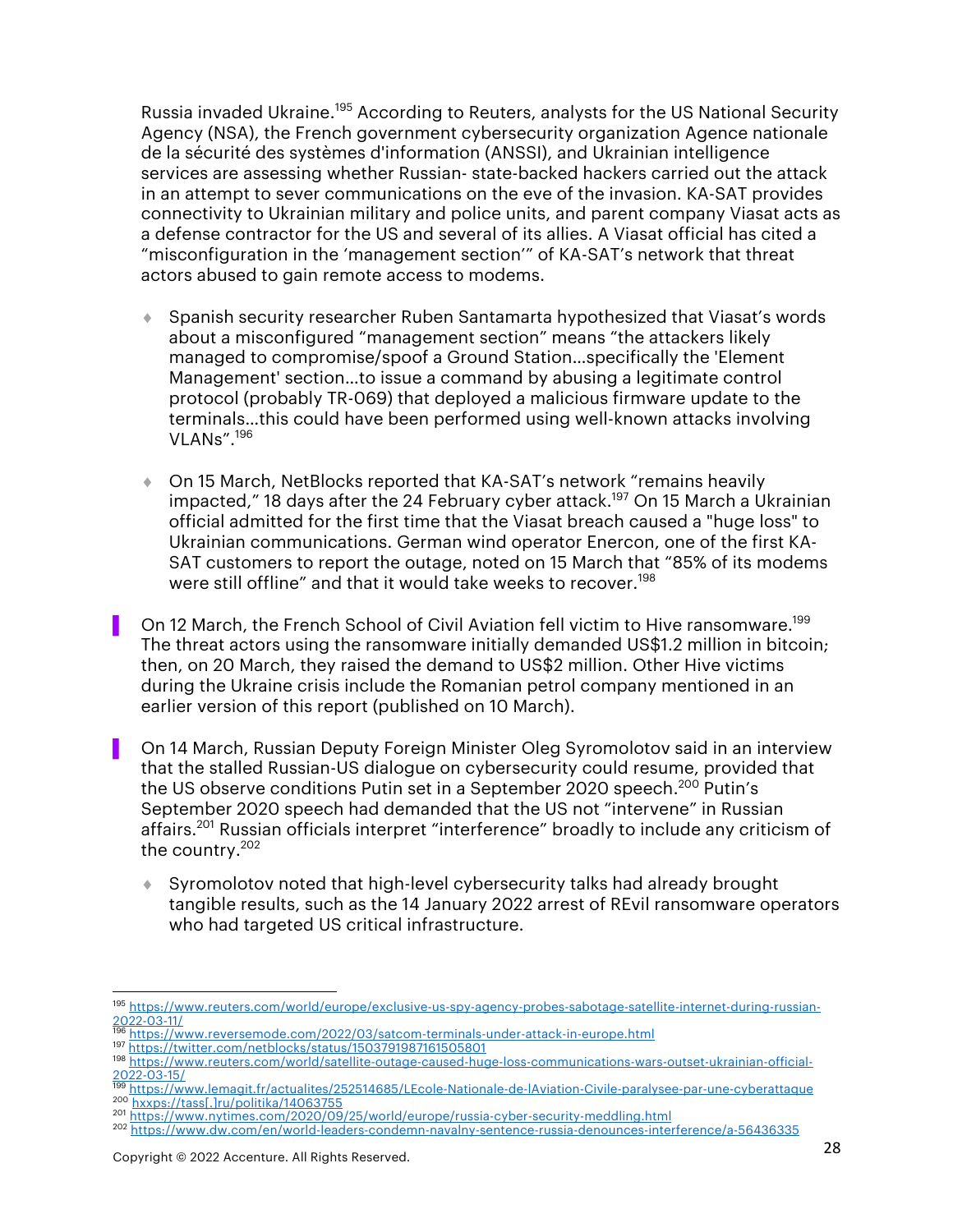Russia invaded Ukraine.[195] According to Reuters, analysts for the US National Security Agency (NSA), the French government cybersecurity organization Agence nationale de la sécurité des systèmes d'information (ANSSI), and Ukrainian intelligence services are assessing whether Russian- state-backed hackers carried out the attack in an attempt to sever communications on the eve of the invasion. KA-SAT provides connectivity to Ukrainian military and police units, and parent company Viasat acts as a defense contractor for the US and several of its allies. A Viasat official has cited a "misconfiguration in the 'management section'" of KA-SAT's network that threat actors abused to gain remote access to modems.

- Spanish security researcher Ruben Santamarta hypothesized that Viasat's words about a misconfigured "management section" means "the attackers likely managed to compromise/spoof a Ground Station…specifically the 'Element Management' section…to issue a command by abusing a legitimate control protocol (probably TR-069) that deployed a malicious firmware update to the terminals…this could have been performed using well-known attacks involving VLANs".[196]

- On 15 March, NetBlocks reported that KA-SAT's network "remains heavily impacted," 18 days after the 24 February cyber attack.[197] On 15 March a Ukrainian official admitted for the first time that the Viasat breach caused a "huge loss" to Ukrainian communications. German wind operator Enercon, one of the first KA-SAT customers to report the outage, noted on 15 March that "85% of its modems were still offline" and that it would take weeks to recover.[198]

On 12 March, the French School of Civil Aviation fell victim to Hive ransomware.[199] The threat actors using the ransomware initially demanded US$1.2 million in bitcoin; then, on 20 March, they raised the demand to US$2 million. Other Hive victims during the Ukraine crisis include the Romanian petrol company mentioned in an earlier version of this report (published on 10 March).

On 14 March, Russian Deputy Foreign Minister Oleg Syromolotov said in an interview that the stalled Russian-US dialogue on cybersecurity could resume, provided that the US observe conditions Putin set in a September 2020 speech.[200] Putin's September 2020 speech had demanded that the US not "intervene" in Russian affairs.[201] Russian officials interpret "interference" broadly to include any criticism of the country.[202]

- Syromolotov noted that high-level cybersecurity talks had already brought tangible results, such as the 14 January 2022 arrest of REvil ransomware operators who had targeted US critical infrastructure.

---

[195] https://www.reuters.com/world/europe/exclusive-us-spy-agency-probes-sabotage-satellite-internet-during-russian-2022-03-11/
[196] https://www.reversemode.com/2022/03/satcom-terminals-under-attack-in-europe.html
[197] https://twitter.com/netblocks/status/1503791987161505801
[198] https://www.reuters.com/world/satellite-outage-caused-huge-loss-communications-wars-outset-ukrainian-official-2022-03-15/
[199] https://www.lemagit.fr/actualites/252514685/LEcole-Nationale-de-lAviation-Civile-paralysee-par-une-cyberattaque
[200] hxxps://tass[.]ru/politika/14063755
[201] https://www.nytimes.com/2020/09/25/world/europe/russia-cyber-security-meddling.html
[202] https://www.dw.com/en/world-leaders-condemn-navalny-sentence-russia-denounces-interference/a-56436335

Copyright © 2022 Accenture. All Rights Reserved.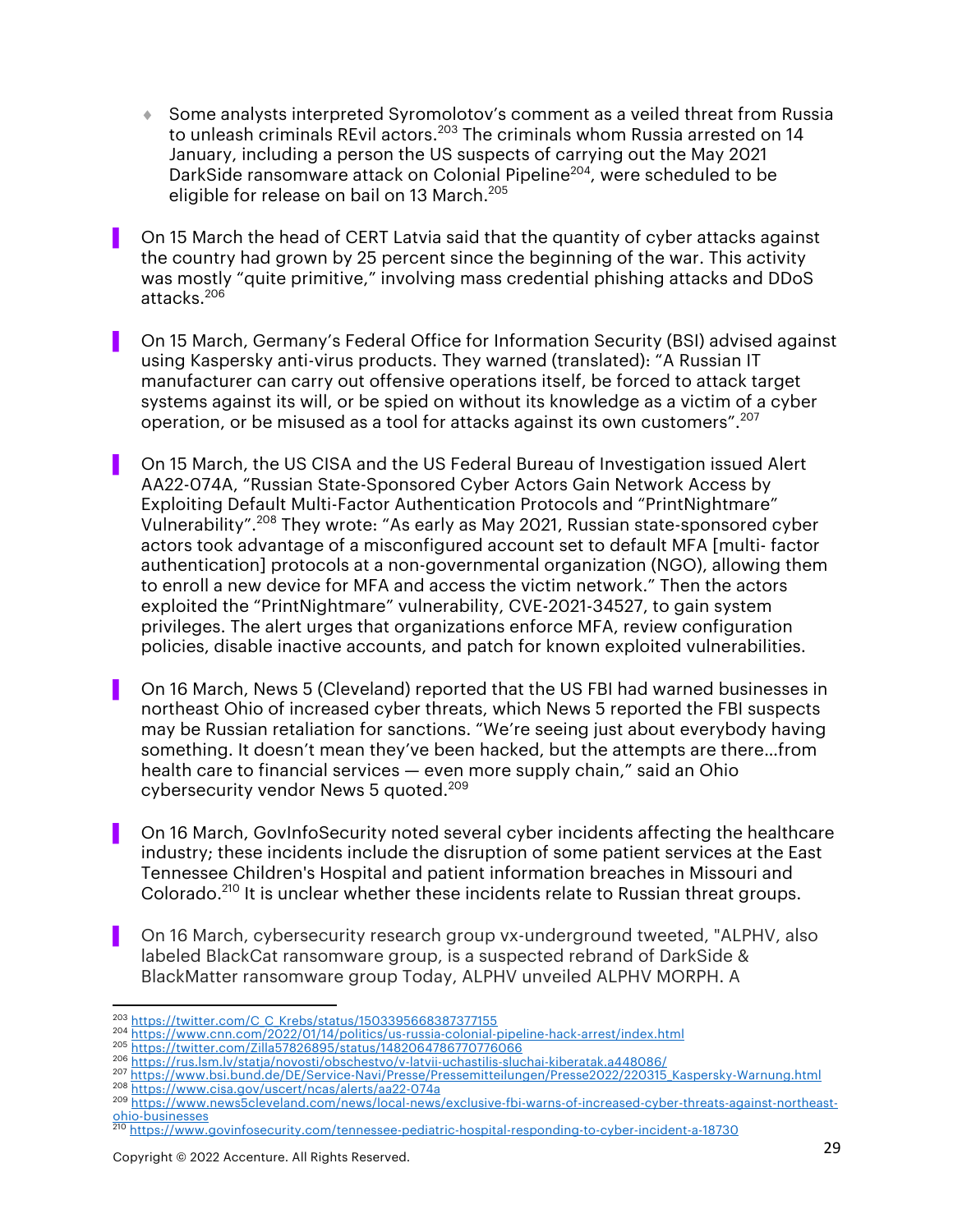- Some analysts interpreted Syromolotov's comment as a veiled threat from Russia to unleash criminals REvil actors.[203] The criminals whom Russia arrested on 14 January, including a person the US suspects of carrying out the May 2021 DarkSide ransomware attack on Colonial Pipeline[204], were scheduled to be eligible for release on bail on 13 March.[205]

- On 15 March the head of CERT Latvia said that the quantity of cyber attacks against the country had grown by 25 percent since the beginning of the war. This activity was mostly "quite primitive," involving mass credential phishing attacks and DDoS attacks.[206]

- On 15 March, Germany's Federal Office for Information Security (BSI) advised against using Kaspersky anti-virus products. They warned (translated): "A Russian IT manufacturer can carry out offensive operations itself, be forced to attack target systems against its will, or be spied on without its knowledge as a victim of a cyber operation, or be misused as a tool for attacks against its own customers".[207]

- On 15 March, the US CISA and the US Federal Bureau of Investigation issued Alert AA22-074A, "Russian State-Sponsored Cyber Actors Gain Network Access by Exploiting Default Multi-Factor Authentication Protocols and "PrintNightmare" Vulnerability".[208] They wrote: "As early as May 2021, Russian state-sponsored cyber actors took advantage of a misconfigured account set to default MFA [multi- factor authentication] protocols at a non-governmental organization (NGO), allowing them to enroll a new device for MFA and access the victim network." Then the actors exploited the "PrintNightmare" vulnerability, CVE-2021-34527, to gain system privileges. The alert urges that organizations enforce MFA, review configuration policies, disable inactive accounts, and patch for known exploited vulnerabilities.

- On 16 March, News 5 (Cleveland) reported that the US FBI had warned businesses in northeast Ohio of increased cyber threats, which News 5 reported the FBI suspects may be Russian retaliation for sanctions. "We're seeing just about everybody having something. It doesn't mean they've been hacked, but the attempts are there…from health care to financial services — even more supply chain," said an Ohio cybersecurity vendor News 5 quoted.[209]

- On 16 March, GovInfoSecurity noted several cyber incidents affecting the healthcare industry; these incidents include the disruption of some patient services at the East Tennessee Children's Hospital and patient information breaches in Missouri and Colorado.[210] It is unclear whether these incidents relate to Russian threat groups.

- On 16 March, cybersecurity research group vx-underground tweeted, "ALPHV, also labeled BlackCat ransomware group, is a suspected rebrand of DarkSide & BlackMatter ransomware group Today, ALPHV unveiled ALPHV MORPH. A

---

[203] https://twitter.com/C_C_Krebs/status/1503395668387377155
[204] https://www.cnn.com/2022/01/14/politics/us-russia-colonial-pipeline-hack-arrest/index.html
[205] https://twitter.com/Zilla57826895/status/1482064786770776066
[206] https://rus.lsm.lv/statja/novosti/obschestvo/v-latvii-uchastilis-sluchai-kiberatak.a448086/
[207] https://www.bsi.bund.de/DE/Service-Navi/Presse/Pressemitteilungen/Presse2022/220315_Kaspersky-Warnung.html
[208] https://www.cisa.gov/uscert/ncas/alerts/aa22-074a
[209] https://www.news5cleveland.com/news/local-news/exclusive-fbi-warns-of-increased-cyber-threats-against-northeast-ohio-businesses
[210] https://www.govinfosecurity.com/tennessee-pediatric-hospital-responding-to-cyber-incident-a-18730

Copyright © 2022 Accenture. All Rights Reserved.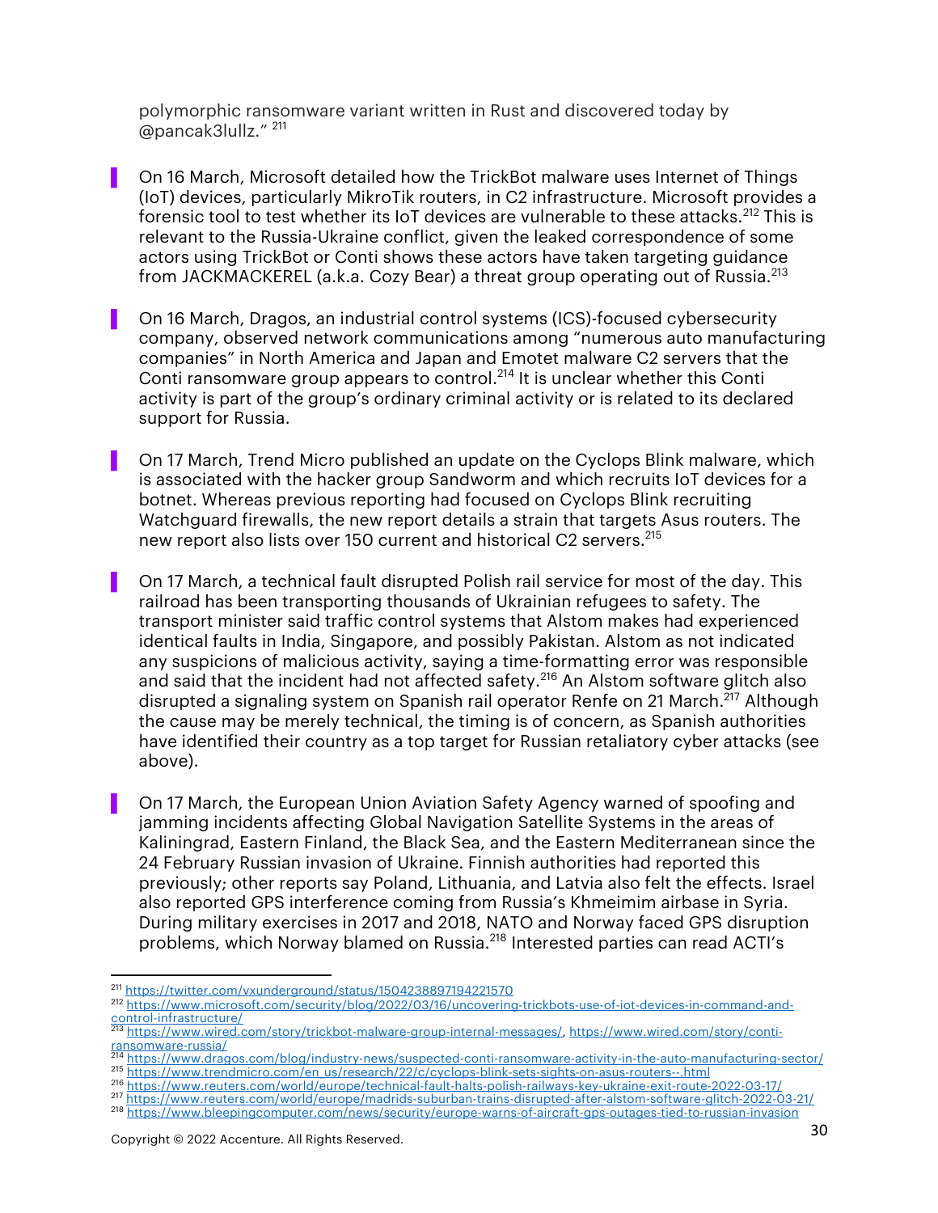polymorphic ransomware variant written in Rust and discovered today by @pancak3lullz." [211]

- On 16 March, Microsoft detailed how the TrickBot malware uses Internet of Things (IoT) devices, particularly MikroTik routers, in C2 infrastructure. Microsoft provides a forensic tool to test whether its IoT devices are vulnerable to these attacks.[212] This is relevant to the Russia-Ukraine conflict, given the leaked correspondence of some actors using TrickBot or Conti shows these actors have taken targeting guidance from JACKMACKEREL (a.k.a. Cozy Bear) a threat group operating out of Russia.[213]

- On 16 March, Dragos, an industrial control systems (ICS)-focused cybersecurity company, observed network communications among "numerous auto manufacturing companies" in North America and Japan and Emotet malware C2 servers that the Conti ransomware group appears to control.[214] It is unclear whether this Conti activity is part of the group's ordinary criminal activity or is related to its declared support for Russia.

- On 17 March, Trend Micro published an update on the Cyclops Blink malware, which is associated with the hacker group Sandworm and which recruits IoT devices for a botnet. Whereas previous reporting had focused on Cyclops Blink recruiting Watchguard firewalls, the new report details a strain that targets Asus routers. The new report also lists over 150 current and historical C2 servers.[215]

- On 17 March, a technical fault disrupted Polish rail service for most of the day. This railroad has been transporting thousands of Ukrainian refugees to safety. The transport minister said traffic control systems that Alstom makes had experienced identical faults in India, Singapore, and possibly Pakistan. Alstom as not indicated any suspicions of malicious activity, saying a time-formatting error was responsible and said that the incident had not affected safety.[216] An Alstom software glitch also disrupted a signaling system on Spanish rail operator Renfe on 21 March.[217] Although the cause may be merely technical, the timing is of concern, as Spanish authorities have identified their country as a top target for Russian retaliatory cyber attacks (see above).

- On 17 March, the European Union Aviation Safety Agency warned of spoofing and jamming incidents affecting Global Navigation Satellite Systems in the areas of Kaliningrad, Eastern Finland, the Black Sea, and the Eastern Mediterranean since the 24 February Russian invasion of Ukraine. Finnish authorities had reported this previously; other reports say Poland, Lithuania, and Latvia also felt the effects. Israel also reported GPS interference coming from Russia's Khmeimim airbase in Syria. During military exercises in 2017 and 2018, NATO and Norway faced GPS disruption problems, which Norway blamed on Russia.[218] Interested parties can read ACTI's

---

[211] https://twitter.com/vxunderground/status/1504238897194221570

[212] https://www.microsoft.com/security/blog/2022/03/16/uncovering-trickbots-use-of-iot-devices-in-command-and-control-infrastructure/

[213] https://www.wired.com/story/trickbot-malware-group-internal-messages/, https://www.wired.com/story/conti-ransomware-russia/

[214] https://www.dragos.com/blog/industry-news/suspected-conti-ransomware-activity-in-the-auto-manufacturing-sector/

[215] https://www.trendmicro.com/en_us/research/22/c/cyclops-blink-sets-sights-on-asus-routers--.html

[216] https://www.reuters.com/world/europe/technical-fault-halts-polish-railways-key-ukraine-exit-route-2022-03-17/

[217] https://www.reuters.com/world/europe/madrids-suburban-trains-disrupted-after-alstom-software-glitch-2022-03-21/

[218] https://www.bleepingcomputer.com/news/security/europe-warns-of-aircraft-gps-outages-tied-to-russian-invasion

Copyright © 2022 Accenture. All Rights Reserved.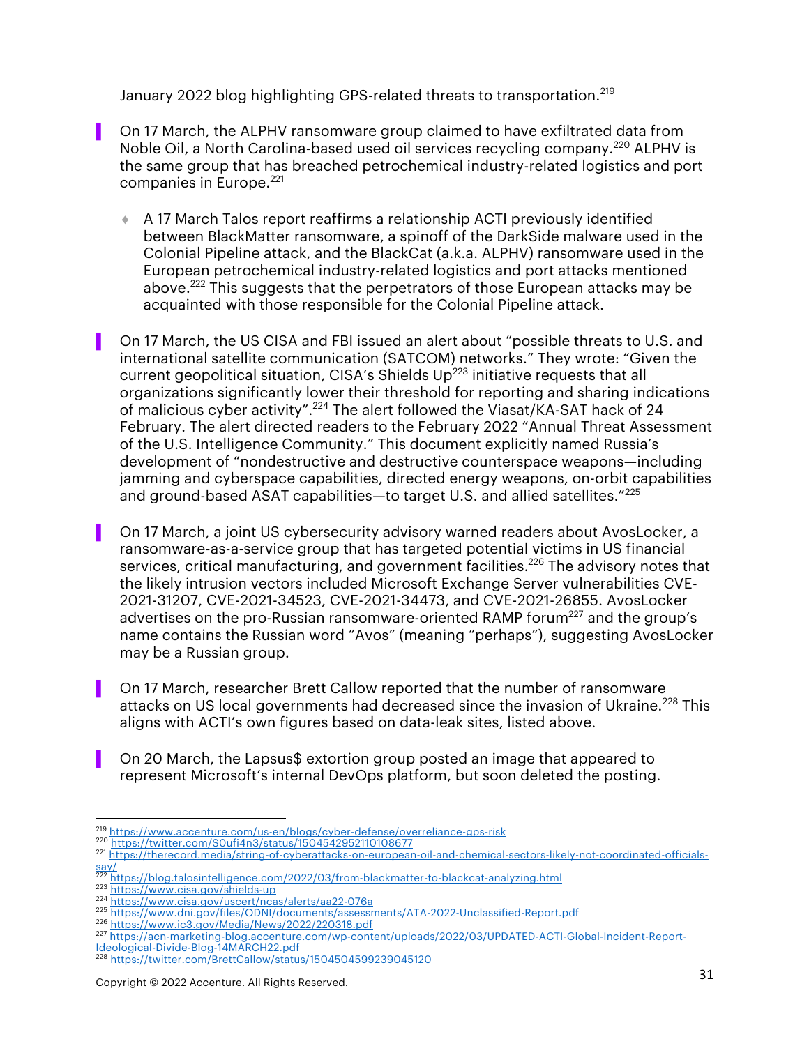January 2022 blog highlighting GPS-related threats to transportation.[219]

- On 17 March, the ALPHV ransomware group claimed to have exfiltrated data from Noble Oil, a North Carolina-based used oil services recycling company.[220] ALPHV is the same group that has breached petrochemical industry-related logistics and port companies in Europe.[221]

  - A 17 March Talos report reaffirms a relationship ACTI previously identified between BlackMatter ransomware, a spinoff of the DarkSide malware used in the Colonial Pipeline attack, and the BlackCat (a.k.a. ALPHV) ransomware used in the European petrochemical industry-related logistics and port attacks mentioned above.[222] This suggests that the perpetrators of those European attacks may be acquainted with those responsible for the Colonial Pipeline attack.

- On 17 March, the US CISA and FBI issued an alert about "possible threats to U.S. and international satellite communication (SATCOM) networks." They wrote: "Given the current geopolitical situation, CISA's Shields Up[223] initiative requests that all organizations significantly lower their threshold for reporting and sharing indications of malicious cyber activity".[224] The alert followed the Viasat/KA-SAT hack of 24 February. The alert directed readers to the February 2022 "Annual Threat Assessment of the U.S. Intelligence Community." This document explicitly named Russia's development of "nondestructive and destructive counterspace weapons—including jamming and cyberspace capabilities, directed energy weapons, on-orbit capabilities and ground-based ASAT capabilities—to target U.S. and allied satellites."[225]

- On 17 March, a joint US cybersecurity advisory warned readers about AvosLocker, a ransomware-as-a-service group that has targeted potential victims in US financial services, critical manufacturing, and government facilities.[226] The advisory notes that the likely intrusion vectors included Microsoft Exchange Server vulnerabilities CVE-2021-31207, CVE-2021-34523, CVE-2021-34473, and CVE-2021-26855. AvosLocker advertises on the pro-Russian ransomware-oriented RAMP forum[227] and the group's name contains the Russian word "Avos" (meaning "perhaps"), suggesting AvosLocker may be a Russian group.

- On 17 March, researcher Brett Callow reported that the number of ransomware attacks on US local governments had decreased since the invasion of Ukraine.[228] This aligns with ACTI's own figures based on data-leak sites, listed above.

- On 20 March, the Lapsus$ extortion group posted an image that appeared to represent Microsoft's internal DevOps platform, but soon deleted the posting.

---

[219] https://www.accenture.com/us-en/blogs/cyber-defense/overreliance-gps-risk
[220] https://twitter.com/S0ufi4n3/status/1504542952110108677
[221] https://therecord.media/string-of-cyberattacks-on-european-oil-and-chemical-sectors-likely-not-coordinated-officials-say/
[222] https://blog.talosintelligence.com/2022/03/from-blackmatter-to-blackcat-analyzing.html
[223] https://www.cisa.gov/shields-up
[224] https://www.cisa.gov/uscert/ncas/alerts/aa22-076a
[225] https://www.dni.gov/files/ODNI/documents/assessments/ATA-2022-Unclassified-Report.pdf
[226] https://www.ic3.gov/Media/News/2022/220318.pdf
[227] https://acn-marketing-blog.accenture.com/wp-content/uploads/2022/03/UPDATED-ACTI-Global-Incident-Report-Ideological-Divide-Blog-14MARCH22.pdf
[228] https://twitter.com/BrettCallow/status/1504504599239045120

Copyright © 2022 Accenture. All Rights Reserved.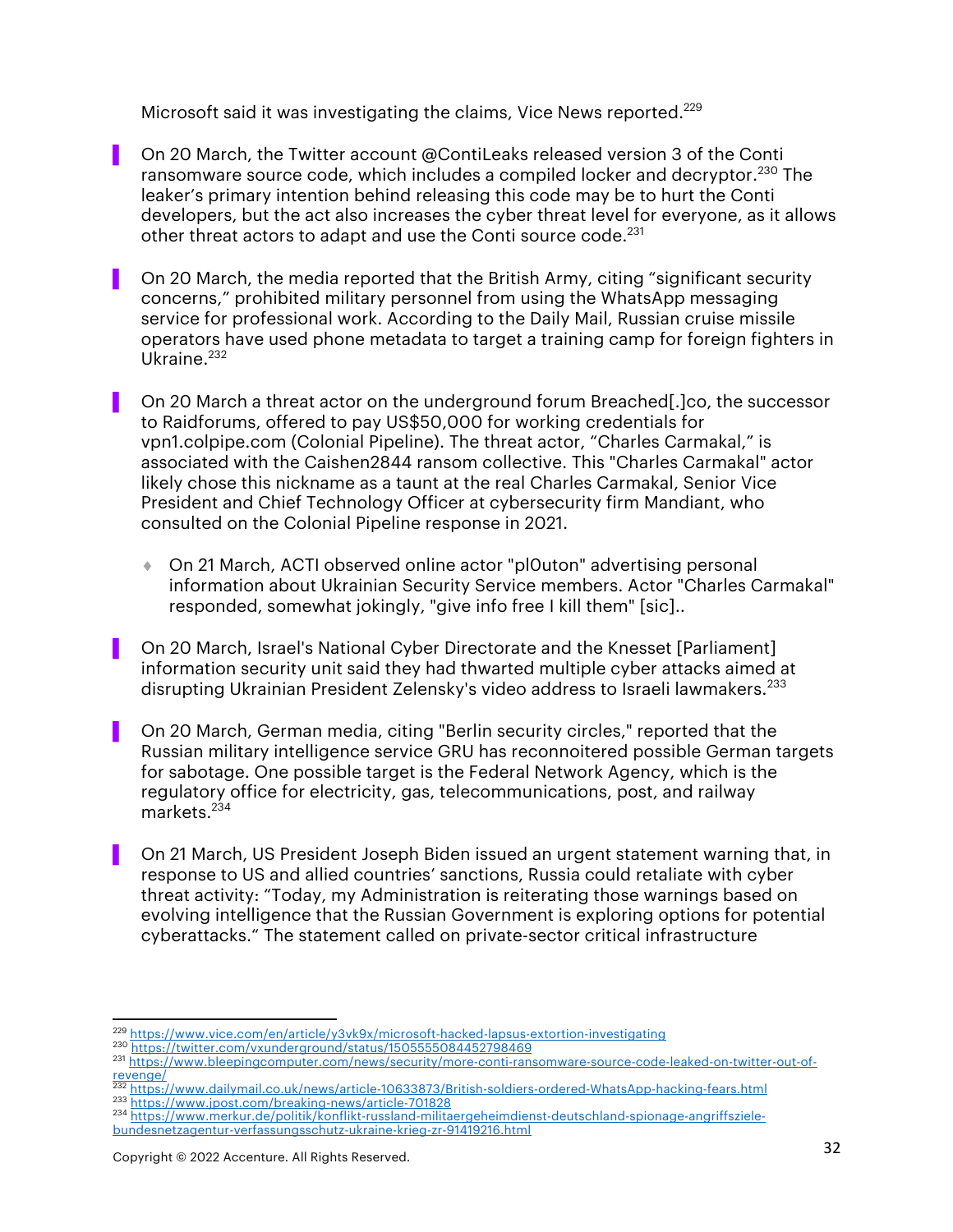Microsoft said it was investigating the claims, Vice News reported.[229]

- On 20 March, the Twitter account @ContiLeaks released version 3 of the Conti ransomware source code, which includes a compiled locker and decryptor.[230] The leaker's primary intention behind releasing this code may be to hurt the Conti developers, but the act also increases the cyber threat level for everyone, as it allows other threat actors to adapt and use the Conti source code.[231]

- On 20 March, the media reported that the British Army, citing "significant security concerns," prohibited military personnel from using the WhatsApp messaging service for professional work. According to the Daily Mail, Russian cruise missile operators have used phone metadata to target a training camp for foreign fighters in Ukraine.[232]

- On 20 March a threat actor on the underground forum Breached[.]co, the successor to Raidforums, offered to pay US$50,000 for working credentials for vpn1.colpipe.com (Colonial Pipeline). The threat actor, "Charles Carmakal," is associated with the Caishen2844 ransom collective. This "Charles Carmakal" actor likely chose this nickname as a taunt at the real Charles Carmakal, Senior Vice President and Chief Technology Officer at cybersecurity firm Mandiant, who consulted on the Colonial Pipeline response in 2021.

  - On 21 March, ACTI observed online actor "pl0uton" advertising personal information about Ukrainian Security Service members. Actor "Charles Carmakal" responded, somewhat jokingly, "give info free I kill them" [sic]..

- On 20 March, Israel's National Cyber Directorate and the Knesset [Parliament] information security unit said they had thwarted multiple cyber attacks aimed at disrupting Ukrainian President Zelensky's video address to Israeli lawmakers.[233]

- On 20 March, German media, citing "Berlin security circles," reported that the Russian military intelligence service GRU has reconnoitered possible German targets for sabotage. One possible target is the Federal Network Agency, which is the regulatory office for electricity, gas, telecommunications, post, and railway markets.[234]

- On 21 March, US President Joseph Biden issued an urgent statement warning that, in response to US and allied countries' sanctions, Russia could retaliate with cyber threat activity: "Today, my Administration is reiterating those warnings based on evolving intelligence that the Russian Government is exploring options for potential cyberattacks." The statement called on private-sector critical infrastructure

---

[229] https://www.vice.com/en/article/y3vk9x/microsoft-hacked-lapsus-extortion-investigating
[230] https://twitter.com/vxunderground/status/1505555084452798469
[231] https://www.bleepingcomputer.com/news/security/more-conti-ransomware-source-code-leaked-on-twitter-out-of-revenge/
[232] https://www.dailymail.co.uk/news/article-10633873/British-soldiers-ordered-WhatsApp-hacking-fears.html
[233] https://www.jpost.com/breaking-news/article-701828
[234] https://www.merkur.de/politik/konflikt-russland-militaergeheimdienst-deutschland-spionage-angriffsziele-bundesnetzagentur-verfassungsschutz-ukraine-krieg-zr-91419216.html

Copyright © 2022 Accenture. All Rights Reserved.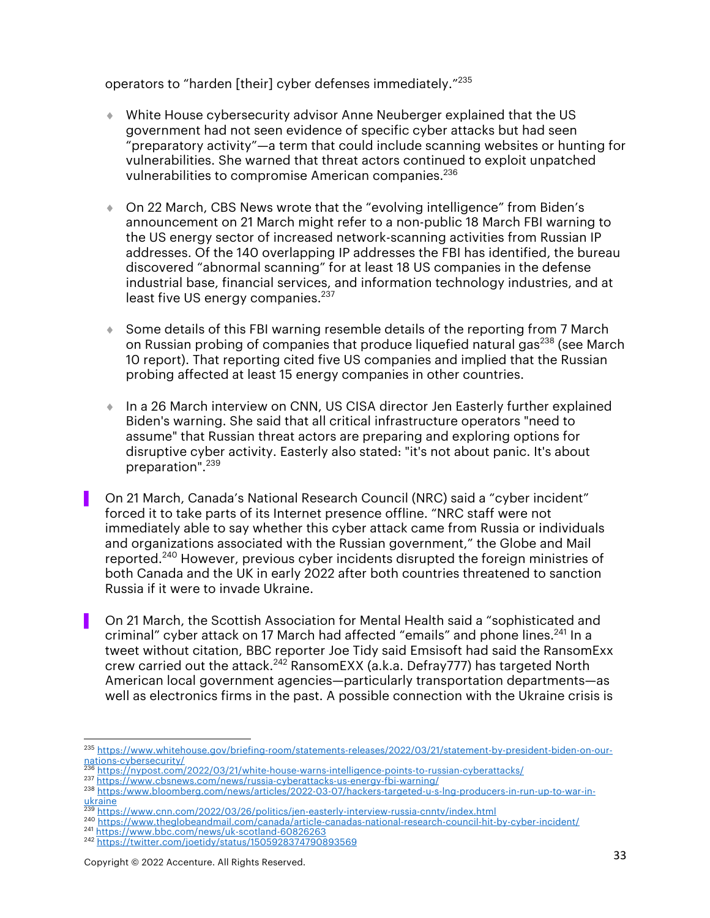operators to "harden [their] cyber defenses immediately."[235]

- White House cybersecurity advisor Anne Neuberger explained that the US government had not seen evidence of specific cyber attacks but had seen "preparatory activity"—a term that could include scanning websites or hunting for vulnerabilities. She warned that threat actors continued to exploit unpatched vulnerabilities to compromise American companies.[236]

- On 22 March, CBS News wrote that the "evolving intelligence" from Biden's announcement on 21 March might refer to a non-public 18 March FBI warning to the US energy sector of increased network-scanning activities from Russian IP addresses. Of the 140 overlapping IP addresses the FBI has identified, the bureau discovered "abnormal scanning" for at least 18 US companies in the defense industrial base, financial services, and information technology industries, and at least five US energy companies.[237]

- Some details of this FBI warning resemble details of the reporting from 7 March on Russian probing of companies that produce liquefied natural gas[238] (see March 10 report). That reporting cited five US companies and implied that the Russian probing affected at least 15 energy companies in other countries.

- In a 26 March interview on CNN, US CISA director Jen Easterly further explained Biden's warning. She said that all critical infrastructure operators "need to assume" that Russian threat actors are preparing and exploring options for disruptive cyber activity. Easterly also stated: "it's not about panic. It's about preparation".[239]

On 21 March, Canada's National Research Council (NRC) said a "cyber incident" forced it to take parts of its Internet presence offline. "NRC staff were not immediately able to say whether this cyber attack came from Russia or individuals and organizations associated with the Russian government," the Globe and Mail reported.[240] However, previous cyber incidents disrupted the foreign ministries of both Canada and the UK in early 2022 after both countries threatened to sanction Russia if it were to invade Ukraine.

On 21 March, the Scottish Association for Mental Health said a "sophisticated and criminal" cyber attack on 17 March had affected "emails" and phone lines.[241] In a tweet without citation, BBC reporter Joe Tidy said Emsisoft had said the RansomExx crew carried out the attack.[242] RansomEXX (a.k.a. Defray777) has targeted North American local government agencies—particularly transportation departments—as well as electronics firms in the past. A possible connection with the Ukraine crisis is

---

[235] https://www.whitehouse.gov/briefing-room/statements-releases/2022/03/21/statement-by-president-biden-on-our-nations-cybersecurity/
[236] https://nypost.com/2022/03/21/white-house-warns-intelligence-points-to-russian-cyberattacks/
[237] https://www.cbsnews.com/news/russia-cyberattacks-us-energy-fbi-warning/
[238] https://www.bloomberg.com/news/articles/2022-03-07/hackers-targeted-u-s-lng-producers-in-run-up-to-war-in-ukraine
[239] https://www.cnn.com/2022/03/26/politics/jen-easterly-interview-russia-cnntv/index.html
[240] https://www.theglobeandmail.com/canada/article-canadas-national-research-council-hit-by-cyber-incident/
[241] https://www.bbc.com/news/uk-scotland-60826263
[242] https://twitter.com/joetidy/status/1505928374790893569

Copyright © 2022 Accenture. All Rights Reserved.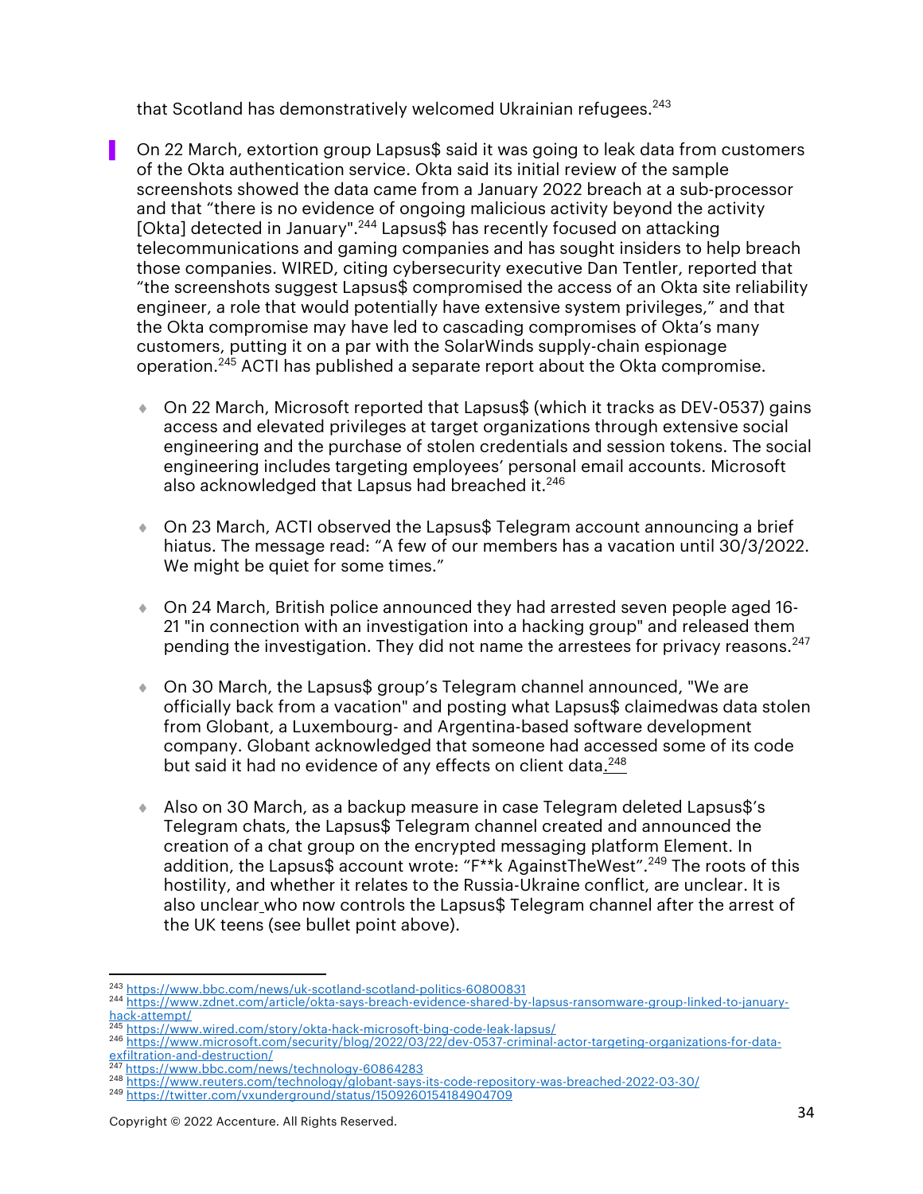that Scotland has demonstratively welcomed Ukrainian refugees.[243]

- On 22 March, extortion group Lapsus$ said it was going to leak data from customers of the Okta authentication service. Okta said its initial review of the sample screenshots showed the data came from a January 2022 breach at a sub-processor and that "there is no evidence of ongoing malicious activity beyond the activity [Okta] detected in January".[244] Lapsus$ has recently focused on attacking telecommunications and gaming companies and has sought insiders to help breach those companies. WIRED, citing cybersecurity executive Dan Tentler, reported that "the screenshots suggest Lapsus$ compromised the access of an Okta site reliability engineer, a role that would potentially have extensive system privileges," and that the Okta compromise may have led to cascading compromises of Okta's many customers, putting it on a par with the SolarWinds supply-chain espionage operation.[245] ACTI has published a separate report about the Okta compromise.

  - On 22 March, Microsoft reported that Lapsus$ (which it tracks as DEV-0537) gains access and elevated privileges at target organizations through extensive social engineering and the purchase of stolen credentials and session tokens. The social engineering includes targeting employees' personal email accounts. Microsoft also acknowledged that Lapsus had breached it.[246]

  - On 23 March, ACTI observed the Lapsus$ Telegram account announcing a brief hiatus. The message read: "A few of our members has a vacation until 30/3/2022. We might be quiet for some times."

  - On 24 March, British police announced they had arrested seven people aged 16-21 "in connection with an investigation into a hacking group" and released them pending the investigation. They did not name the arrestees for privacy reasons.[247]

  - On 30 March, the Lapsus$ group's Telegram channel announced, "We are officially back from a vacation" and posting what Lapsus$ claimedwas data stolen from Globant, a Luxembourg- and Argentina-based software development company. Globant acknowledged that someone had accessed some of its code but said it had no evidence of any effects on client data.[248]

  - Also on 30 March, as a backup measure in case Telegram deleted Lapsus$'s Telegram chats, the Lapsus$ Telegram channel created and announced the creation of a chat group on the encrypted messaging platform Element. In addition, the Lapsus$ account wrote: "F**k AgainstTheWest".[249] The roots of this hostility, and whether it relates to the Russia-Ukraine conflict, are unclear. It is also unclear who now controls the Lapsus$ Telegram channel after the arrest of the UK teens (see bullet point above).

---

[243] https://www.bbc.com/news/uk-scotland-scotland-politics-60800831
[244] https://www.zdnet.com/article/okta-says-breach-evidence-shared-by-lapsus-ransomware-group-linked-to-january-hack-attempt/
[245] https://www.wired.com/story/okta-hack-microsoft-bing-code-leak-lapsus/
[246] https://www.microsoft.com/security/blog/2022/03/22/dev-0537-criminal-actor-targeting-organizations-for-data-exfiltration-and-destruction/
[247] https://www.bbc.com/news/technology-60864283
[248] https://www.reuters.com/technology/globant-says-its-code-repository-was-breached-2022-03-30/
[249] https://twitter.com/vxunderground/status/1509260154184904709

Copyright © 2022 Accenture. All Rights Reserved.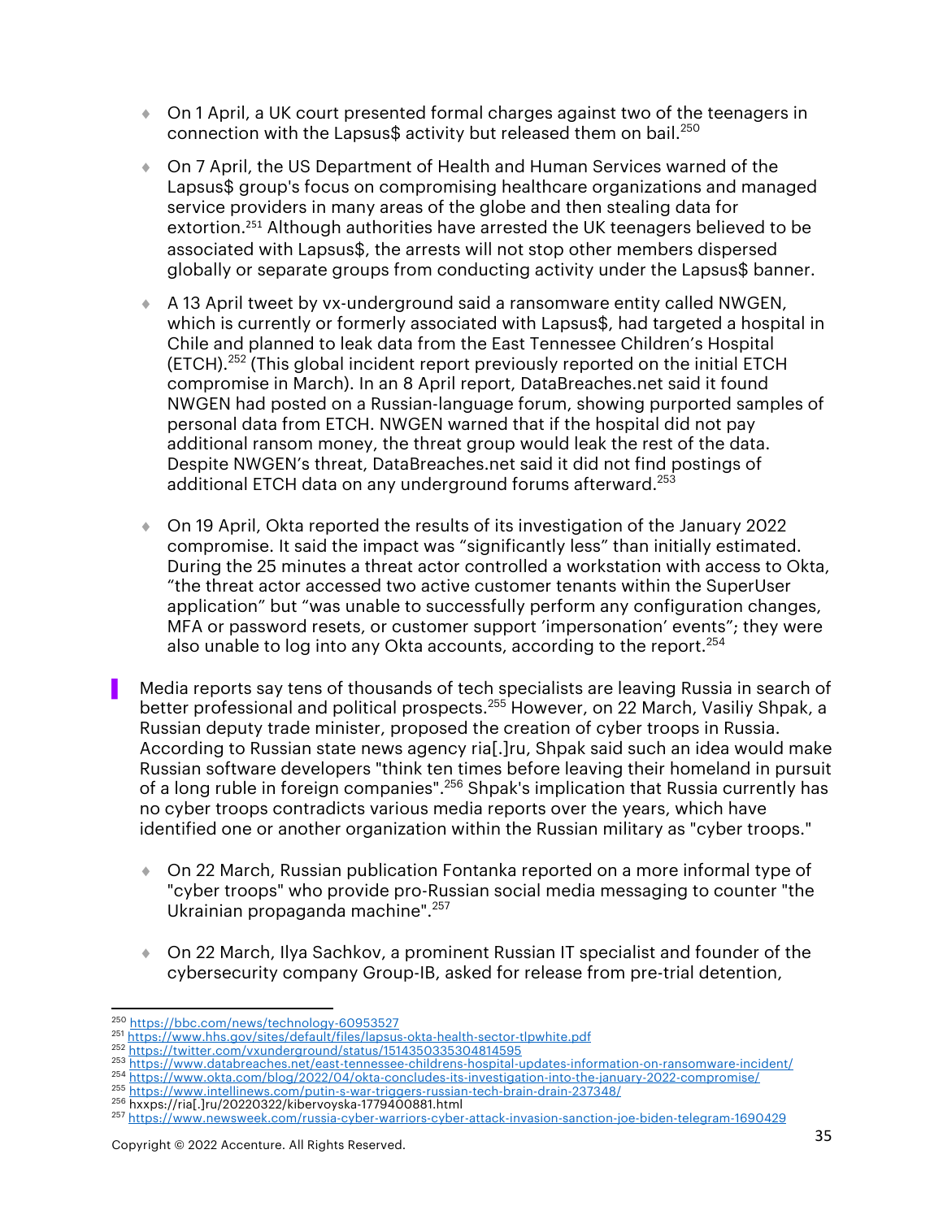- On 1 April, a UK court presented formal charges against two of the teenagers in connection with the Lapsus$ activity but released them on bail.[250]

- On 7 April, the US Department of Health and Human Services warned of the Lapsus$ group's focus on compromising healthcare organizations and managed service providers in many areas of the globe and then stealing data for extortion.[251] Although authorities have arrested the UK teenagers believed to be associated with Lapsus$, the arrests will not stop other members dispersed globally or separate groups from conducting activity under the Lapsus$ banner.

- A 13 April tweet by vx-underground said a ransomware entity called NWGEN, which is currently or formerly associated with Lapsus$, had targeted a hospital in Chile and planned to leak data from the East Tennessee Children's Hospital (ETCH).[252] (This global incident report previously reported on the initial ETCH compromise in March). In an 8 April report, DataBreaches.net said it found NWGEN had posted on a Russian-language forum, showing purported samples of personal data from ETCH. NWGEN warned that if the hospital did not pay additional ransom money, the threat group would leak the rest of the data. Despite NWGEN's threat, DataBreaches.net said it did not find postings of additional ETCH data on any underground forums afterward.[253]

- On 19 April, Okta reported the results of its investigation of the January 2022 compromise. It said the impact was "significantly less" than initially estimated. During the 25 minutes a threat actor controlled a workstation with access to Okta, "the threat actor accessed two active customer tenants within the SuperUser application" but "was unable to successfully perform any configuration changes, MFA or password resets, or customer support 'impersonation' events"; they were also unable to log into any Okta accounts, according to the report.[254]

Media reports say tens of thousands of tech specialists are leaving Russia in search of better professional and political prospects.[255] However, on 22 March, Vasiliy Shpak, a Russian deputy trade minister, proposed the creation of cyber troops in Russia. According to Russian state news agency ria[.]ru, Shpak said such an idea would make Russian software developers "think ten times before leaving their homeland in pursuit of a long ruble in foreign companies".[256] Shpak's implication that Russia currently has no cyber troops contradicts various media reports over the years, which have identified one or another organization within the Russian military as "cyber troops."

- On 22 March, Russian publication Fontanka reported on a more informal type of "cyber troops" who provide pro-Russian social media messaging to counter "the Ukrainian propaganda machine".[257]

- On 22 March, Ilya Sachkov, a prominent Russian IT specialist and founder of the cybersecurity company Group-IB, asked for release from pre-trial detention,

---

[250] https://bbc.com/news/technology-60953527
[251] https://www.hhs.gov/sites/default/files/lapsus-okta-health-sector-tlpwhite.pdf
[252] https://twitter.com/vxunderground/status/1514350335304814595
[253] https://www.databreaches.net/east-tennessee-childrens-hospital-updates-information-on-ransomware-incident/
[254] https://www.okta.com/blog/2022/04/okta-concludes-its-investigation-into-the-january-2022-compromise/
[255] https://www.intellinews.com/putin-s-war-triggers-russian-tech-brain-drain-237348/
[256] hxxps://ria[.]ru/20220322/kibervoyska-1779400881.html
[257] https://www.newsweek.com/russia-cyber-warriors-cyber-attack-invasion-sanction-joe-biden-telegram-1690429

Copyright © 2022 Accenture. All Rights Reserved.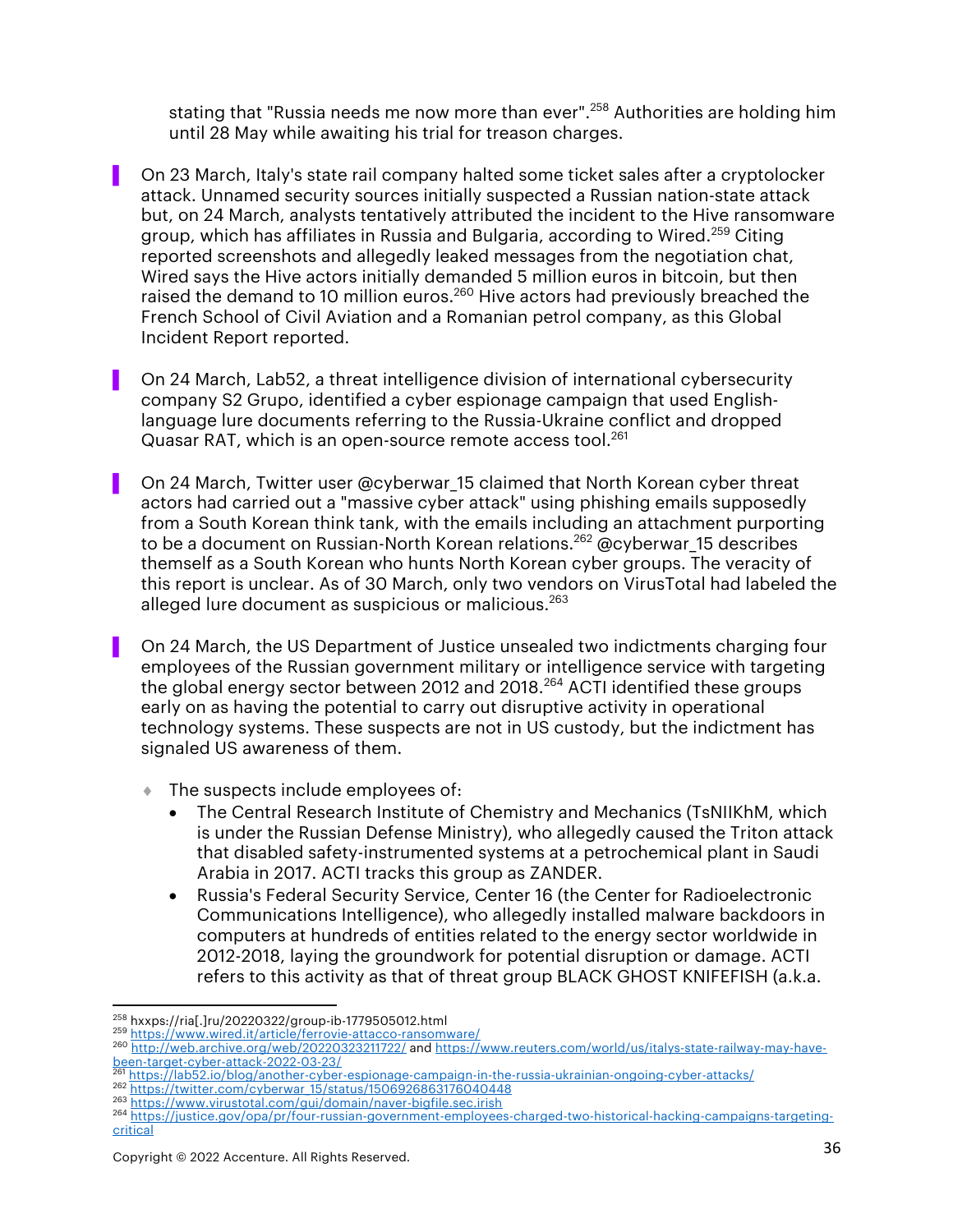stating that "Russia needs me now more than ever".[258] Authorities are holding him until 28 May while awaiting his trial for treason charges.

- On 23 March, Italy's state rail company halted some ticket sales after a cryptolocker attack. Unnamed security sources initially suspected a Russian nation-state attack but, on 24 March, analysts tentatively attributed the incident to the Hive ransomware group, which has affiliates in Russia and Bulgaria, according to Wired.[259] Citing reported screenshots and allegedly leaked messages from the negotiation chat, Wired says the Hive actors initially demanded 5 million euros in bitcoin, but then raised the demand to 10 million euros.[260] Hive actors had previously breached the French School of Civil Aviation and a Romanian petrol company, as this Global Incident Report reported.

- On 24 March, Lab52, a threat intelligence division of international cybersecurity company S2 Grupo, identified a cyber espionage campaign that used English-language lure documents referring to the Russia-Ukraine conflict and dropped Quasar RAT, which is an open-source remote access tool.[261]

- On 24 March, Twitter user @cyberwar_15 claimed that North Korean cyber threat actors had carried out a "massive cyber attack" using phishing emails supposedly from a South Korean think tank, with the emails including an attachment purporting to be a document on Russian-North Korean relations.[262] @cyberwar_15 describes themself as a South Korean who hunts North Korean cyber groups. The veracity of this report is unclear. As of 30 March, only two vendors on VirusTotal had labeled the alleged lure document as suspicious or malicious.[263]

- On 24 March, the US Department of Justice unsealed two indictments charging four employees of the Russian government military or intelligence service with targeting the global energy sector between 2012 and 2018.[264] ACTI identified these groups early on as having the potential to carry out disruptive activity in operational technology systems. These suspects are not in US custody, but the indictment has signaled US awareness of them.
  - The suspects include employees of:
    - The Central Research Institute of Chemistry and Mechanics (TsNIIKhM, which is under the Russian Defense Ministry), who allegedly caused the Triton attack that disabled safety-instrumented systems at a petrochemical plant in Saudi Arabia in 2017. ACTI tracks this group as ZANDER.
    - Russia's Federal Security Service, Center 16 (the Center for Radioelectronic Communications Intelligence), who allegedly installed malware backdoors in computers at hundreds of entities related to the energy sector worldwide in 2012-2018, laying the groundwork for potential disruption or damage. ACTI refers to this activity as that of threat group BLACK GHOST KNIFEFISH (a.k.a.

---

[258] hxxps://ria[.]ru/20220322/group-ib-1779505012.html
[259] https://www.wired.it/article/ferrovie-attacco-ransomware/
[260] http://web.archive.org/web/20220323211722/ and https://www.reuters.com/world/us/italys-state-railway-may-have-been-target-cyber-attack-2022-03-23/
[261] https://lab52.io/blog/another-cyber-espionage-campaign-in-the-russia-ukrainian-ongoing-cyber-attacks/
[262] https://twitter.com/cyberwar_15/status/1506926863176040448
[263] https://www.virustotal.com/gui/domain/naver-bigfile.sec.irish
[264] https://justice.gov/opa/pr/four-russian-government-employees-charged-two-historical-hacking-campaigns-targeting-critical

Copyright © 2022 Accenture. All Rights Reserved.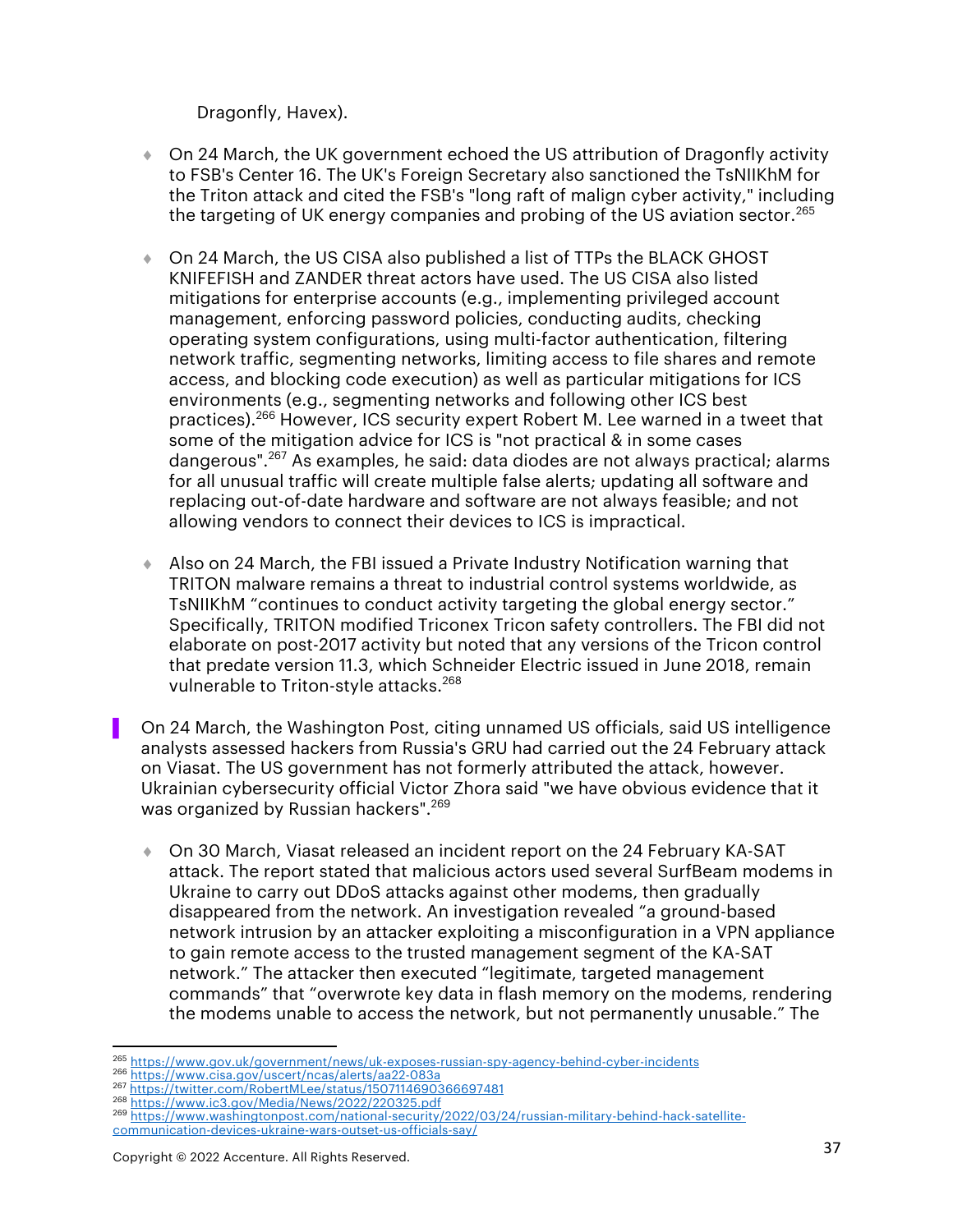Dragonfly, Havex).

- On 24 March, the UK government echoed the US attribution of Dragonfly activity to FSB's Center 16. The UK's Foreign Secretary also sanctioned the TsNIIKhM for the Triton attack and cited the FSB's "long raft of malign cyber activity," including the targeting of UK energy companies and probing of the US aviation sector.[265]

- On 24 March, the US CISA also published a list of TTPs the BLACK GHOST KNIFEFISH and ZANDER threat actors have used. The US CISA also listed mitigations for enterprise accounts (e.g., implementing privileged account management, enforcing password policies, conducting audits, checking operating system configurations, using multi-factor authentication, filtering network traffic, segmenting networks, limiting access to file shares and remote access, and blocking code execution) as well as particular mitigations for ICS environments (e.g., segmenting networks and following other ICS best practices).[266] However, ICS security expert Robert M. Lee warned in a tweet that some of the mitigation advice for ICS is "not practical & in some cases dangerous".[267] As examples, he said: data diodes are not always practical; alarms for all unusual traffic will create multiple false alerts; updating all software and replacing out-of-date hardware and software are not always feasible; and not allowing vendors to connect their devices to ICS is impractical.

- Also on 24 March, the FBI issued a Private Industry Notification warning that TRITON malware remains a threat to industrial control systems worldwide, as TsNIIKhM "continues to conduct activity targeting the global energy sector." Specifically, TRITON modified Triconex Tricon safety controllers. The FBI did not elaborate on post-2017 activity but noted that any versions of the Tricon control that predate version 11.3, which Schneider Electric issued in June 2018, remain vulnerable to Triton-style attacks.[268]

On 24 March, the Washington Post, citing unnamed US officials, said US intelligence analysts assessed hackers from Russia's GRU had carried out the 24 February attack on Viasat. The US government has not formerly attributed the attack, however. Ukrainian cybersecurity official Victor Zhora said "we have obvious evidence that it was organized by Russian hackers".[269]

- On 30 March, Viasat released an incident report on the 24 February KA-SAT attack. The report stated that malicious actors used several SurfBeam modems in Ukraine to carry out DDoS attacks against other modems, then gradually disappeared from the network. An investigation revealed "a ground-based network intrusion by an attacker exploiting a misconfiguration in a VPN appliance to gain remote access to the trusted management segment of the KA-SAT network." The attacker then executed "legitimate, targeted management commands" that "overwrote key data in flash memory on the modems, rendering the modems unable to access the network, but not permanently unusable." The

---

[265] https://www.gov.uk/government/news/uk-exposes-russian-spy-agency-behind-cyber-incidents
[266] https://www.cisa.gov/uscert/ncas/alerts/aa22-083a
[267] https://twitter.com/RobertMLee/status/1507114690366697481
[268] https://www.ic3.gov/Media/News/2022/220325.pdf
[269] https://www.washingtonpost.com/national-security/2022/03/24/russian-military-behind-hack-satellite-communication-devices-ukraine-wars-outset-us-officials-say/

Copyright © 2022 Accenture. All Rights Reserved.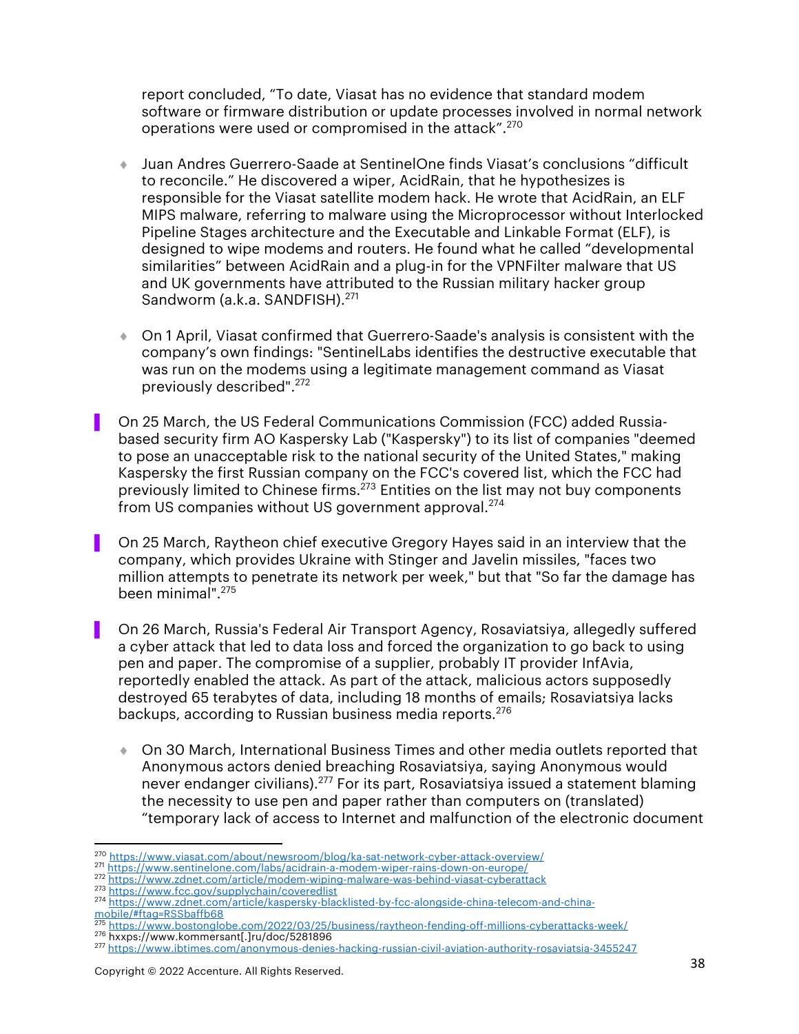report concluded, "To date, Viasat has no evidence that standard modem software or firmware distribution or update processes involved in normal network operations were used or compromised in the attack".[270]

- Juan Andres Guerrero-Saade at SentinelOne finds Viasat's conclusions "difficult to reconcile." He discovered a wiper, AcidRain, that he hypothesizes is responsible for the Viasat satellite modem hack. He wrote that AcidRain, an ELF MIPS malware, referring to malware using the Microprocessor without Interlocked Pipeline Stages architecture and the Executable and Linkable Format (ELF), is designed to wipe modems and routers. He found what he called "developmental similarities" between AcidRain and a plug-in for the VPNFilter malware that US and UK governments have attributed to the Russian military hacker group Sandworm (a.k.a. SANDFISH).[271]

- On 1 April, Viasat confirmed that Guerrero-Saade's analysis is consistent with the company's own findings: "SentinelLabs identifies the destructive executable that was run on the modems using a legitimate management command as Viasat previously described".[272]

- On 25 March, the US Federal Communications Commission (FCC) added Russia-based security firm AO Kaspersky Lab ("Kaspersky") to its list of companies "deemed to pose an unacceptable risk to the national security of the United States," making Kaspersky the first Russian company on the FCC's covered list, which the FCC had previously limited to Chinese firms.[273] Entities on the list may not buy components from US companies without US government approval.[274]

- On 25 March, Raytheon chief executive Gregory Hayes said in an interview that the company, which provides Ukraine with Stinger and Javelin missiles, "faces two million attempts to penetrate its network per week," but that "So far the damage has been minimal".[275]

- On 26 March, Russia's Federal Air Transport Agency, Rosaviatsiya, allegedly suffered a cyber attack that led to data loss and forced the organization to go back to using pen and paper. The compromise of a supplier, probably IT provider InfAvia, reportedly enabled the attack. As part of the attack, malicious actors supposedly destroyed 65 terabytes of data, including 18 months of emails; Rosaviatsiya lacks backups, according to Russian business media reports.[276]

  - On 30 March, International Business Times and other media outlets reported that Anonymous actors denied breaching Rosaviatsiya, saying Anonymous would never endanger civilians).[277] For its part, Rosaviatsiya issued a statement blaming the necessity to use pen and paper rather than computers on (translated) "temporary lack of access to Internet and malfunction of the electronic document

---

[270] https://www.viasat.com/about/newsroom/blog/ka-sat-network-cyber-attack-overview/
[271] https://www.sentinelone.com/labs/acidrain-a-modem-wiper-rains-down-on-europe/
[272] https://www.zdnet.com/article/modem-wiping-malware-was-behind-viasat-cyberattack
[273] https://www.fcc.gov/supplychain/coveredlist
[274] https://www.zdnet.com/article/kaspersky-blacklisted-by-fcc-alongside-china-telecom-and-china-mobile/#ftag=RSSbaffb68
[275] https://www.bostonglobe.com/2022/03/25/business/raytheon-fending-off-millions-cyberattacks-week/
[276] hxxps://www.kommersant[.]ru/doc/5281896
[277] https://www.ibtimes.com/anonymous-denies-hacking-russian-civil-aviation-authority-rosaviatsia-3455247

Copyright © 2022 Accenture. All Rights Reserved.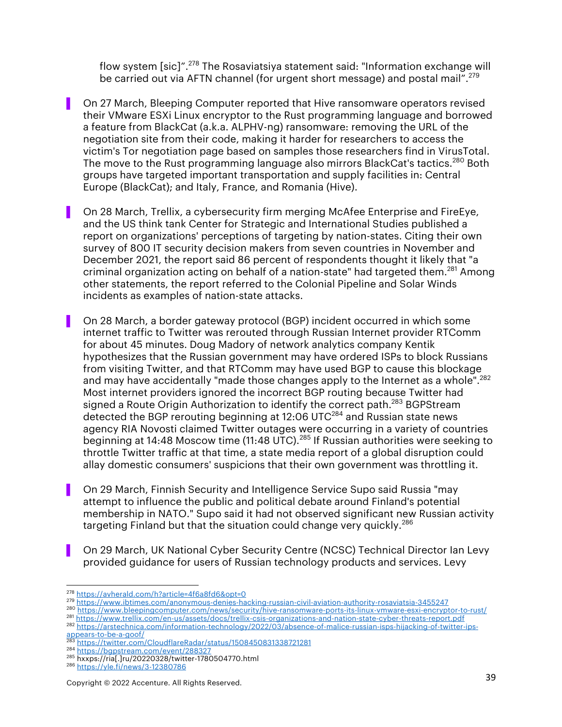flow system [sic]”.[278] The Rosaviatsiya statement said: "Information exchange will be carried out via AFTN channel (for urgent short message) and postal mail”.[279]

- On 27 March, Bleeping Computer reported that Hive ransomware operators revised their VMware ESXi Linux encryptor to the Rust programming language and borrowed a feature from BlackCat (a.k.a. ALPHV-ng) ransomware: removing the URL of the negotiation site from their code, making it harder for researchers to access the victim's Tor negotiation page based on samples those researchers find in VirusTotal. The move to the Rust programming language also mirrors BlackCat's tactics.[280] Both groups have targeted important transportation and supply facilities in: Central Europe (BlackCat); and Italy, France, and Romania (Hive).

- On 28 March, Trellix, a cybersecurity firm merging McAfee Enterprise and FireEye, and the US think tank Center for Strategic and International Studies published a report on organizations' perceptions of targeting by nation-states. Citing their own survey of 800 IT security decision makers from seven countries in November and December 2021, the report said 86 percent of respondents thought it likely that "a criminal organization acting on behalf of a nation-state" had targeted them.[281] Among other statements, the report referred to the Colonial Pipeline and Solar Winds incidents as examples of nation-state attacks.

- On 28 March, a border gateway protocol (BGP) incident occurred in which some internet traffic to Twitter was rerouted through Russian Internet provider RTComm for about 45 minutes. Doug Madory of network analytics company Kentik hypothesizes that the Russian government may have ordered ISPs to block Russians from visiting Twitter, and that RTComm may have used BGP to cause this blockage and may have accidentally "made those changes apply to the Internet as a whole".[282] Most internet providers ignored the incorrect BGP routing because Twitter had signed a Route Origin Authorization to identify the correct path.[283] BGPStream detected the BGP rerouting beginning at 12:06 UTC[284] and Russian state news agency RIA Novosti claimed Twitter outages were occurring in a variety of countries beginning at 14:48 Moscow time (11:48 UTC).[285] If Russian authorities were seeking to throttle Twitter traffic at that time, a state media report of a global disruption could allay domestic consumers' suspicions that their own government was throttling it.

- On 29 March, Finnish Security and Intelligence Service Supo said Russia "may attempt to influence the public and political debate around Finland's potential membership in NATO." Supo said it had not observed significant new Russian activity targeting Finland but that the situation could change very quickly.[286]

- On 29 March, UK National Cyber Security Centre (NCSC) Technical Director Ian Levy provided guidance for users of Russian technology products and services. Levy

---

[278] https://avherald.com/h?article=4f6a8fd6&opt=0
[279] https://www.ibtimes.com/anonymous-denies-hacking-russian-civil-aviation-authority-rosaviatsia-3455247
[280] https://www.bleepingcomputer.com/news/security/hive-ransomware-ports-its-linux-vmware-esxi-encryptor-to-rust/
[281] https://www.trellix.com/en-us/assets/docs/trellix-csis-organizations-and-nation-state-cyber-threats-report.pdf
[282] https://arstechnica.com/information-technology/2022/03/absence-of-malice-russian-isps-hijacking-of-twitter-ips-appears-to-be-a-goof/
[283] https://twitter.com/CloudflareRadar/status/1508450831338721281
[284] https://bgpstream.com/event/288327
[285] hxxps://ria[.]ru/20220328/twitter-1780504770.html
[286] https://yle.fi/news/3-12380786

Copyright © 2022 Accenture. All Rights Reserved.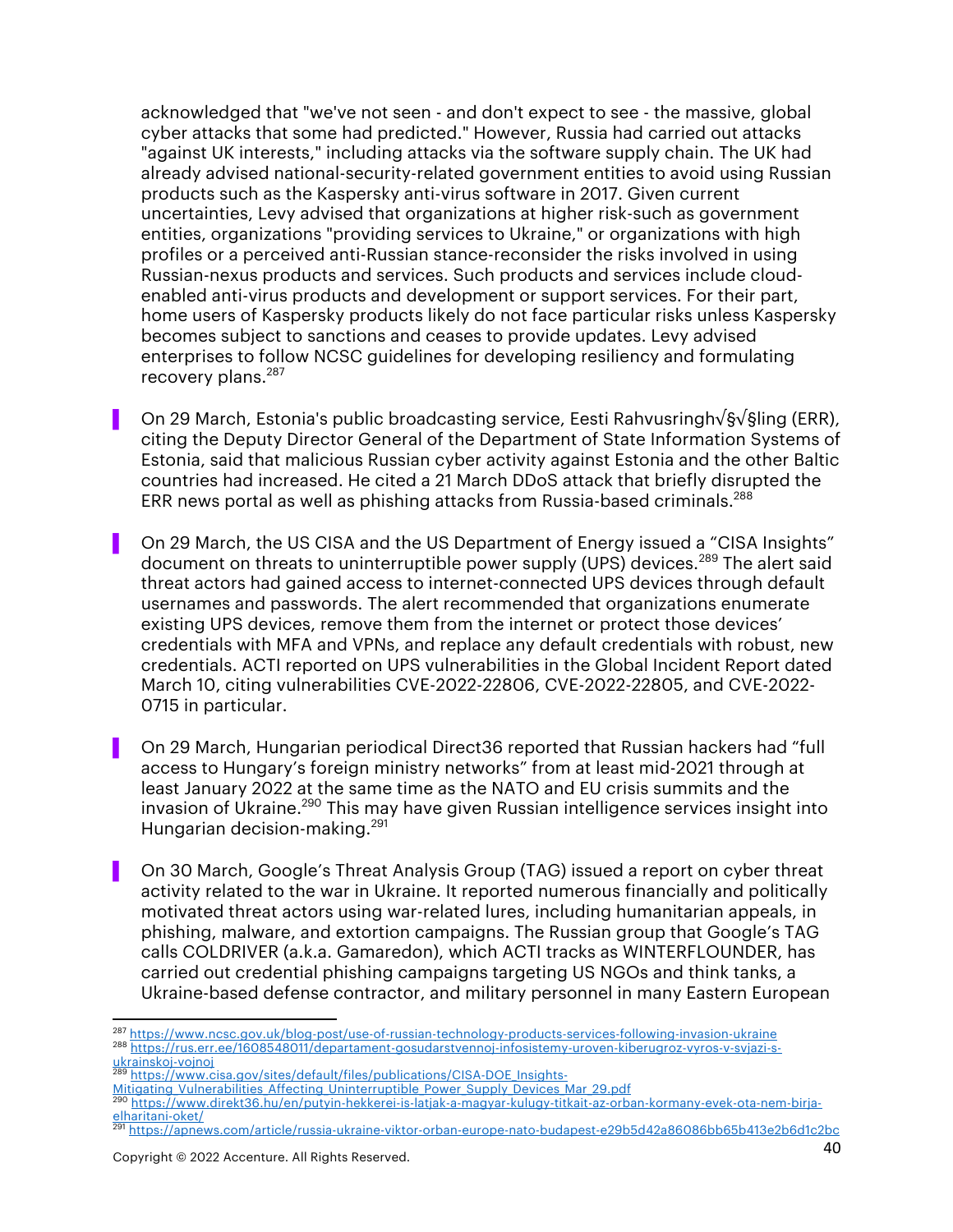acknowledged that "we've not seen - and don't expect to see - the massive, global cyber attacks that some had predicted." However, Russia had carried out attacks "against UK interests," including attacks via the software supply chain. The UK had already advised national-security-related government entities to avoid using Russian products such as the Kaspersky anti-virus software in 2017. Given current uncertainties, Levy advised that organizations at higher risk-such as government entities, organizations "providing services to Ukraine," or organizations with high profiles or a perceived anti-Russian stance-reconsider the risks involved in using Russian-nexus products and services. Such products and services include cloud-enabled anti-virus products and development or support services. For their part, home users of Kaspersky products likely do not face particular risks unless Kaspersky becomes subject to sanctions and ceases to provide updates. Levy advised enterprises to follow NCSC guidelines for developing resiliency and formulating recovery plans.[287]

- On 29 March, Estonia's public broadcasting service, Eesti Rahvusringh√§√§ling (ERR), citing the Deputy Director General of the Department of State Information Systems of Estonia, said that malicious Russian cyber activity against Estonia and the other Baltic countries had increased. He cited a 21 March DDoS attack that briefly disrupted the ERR news portal as well as phishing attacks from Russia-based criminals.[288]

- On 29 March, the US CISA and the US Department of Energy issued a "CISA Insights" document on threats to uninterruptible power supply (UPS) devices.[289] The alert said threat actors had gained access to internet-connected UPS devices through default usernames and passwords. The alert recommended that organizations enumerate existing UPS devices, remove them from the internet or protect those devices' credentials with MFA and VPNs, and replace any default credentials with robust, new credentials. ACTI reported on UPS vulnerabilities in the Global Incident Report dated March 10, citing vulnerabilities CVE-2022-22806, CVE-2022-22805, and CVE-2022-0715 in particular.

- On 29 March, Hungarian periodical Direct36 reported that Russian hackers had "full access to Hungary's foreign ministry networks" from at least mid-2021 through at least January 2022 at the same time as the NATO and EU crisis summits and the invasion of Ukraine.[290] This may have given Russian intelligence services insight into Hungarian decision-making.[291]

- On 30 March, Google's Threat Analysis Group (TAG) issued a report on cyber threat activity related to the war in Ukraine. It reported numerous financially and politically motivated threat actors using war-related lures, including humanitarian appeals, in phishing, malware, and extortion campaigns. The Russian group that Google's TAG calls COLDRIVER (a.k.a. Gamaredon), which ACTI tracks as WINTERFLOUNDER, has carried out credential phishing campaigns targeting US NGOs and think tanks, a Ukraine-based defense contractor, and military personnel in many Eastern European

---

[287] https://www.ncsc.gov.uk/blog-post/use-of-russian-technology-products-services-following-invasion-ukraine

[288] https://rus.err.ee/1608548011/departament-gosudarstvennoj-infosistemy-uroven-kiberugroz-vyros-v-svjazi-s-ukrainskoj-vojnoj

[289] https://www.cisa.gov/sites/default/files/publications/CISA-DOE_Insights-Mitigating_Vulnerabilities_Affecting_Uninterruptible_Power_Supply_Devices_Mar_29.pdf

[290] https://www.direkt36.hu/en/putyin-hekkerei-is-latjak-a-magyar-kulugy-titkait-az-orban-kormany-evek-ota-nem-birja-elharitani-oket/

[291] https://apnews.com/article/russia-ukraine-viktor-orban-europe-nato-budapest-e29b5d42a86086bb65b413e2b6d1c2bc

Copyright © 2022 Accenture. All Rights Reserved.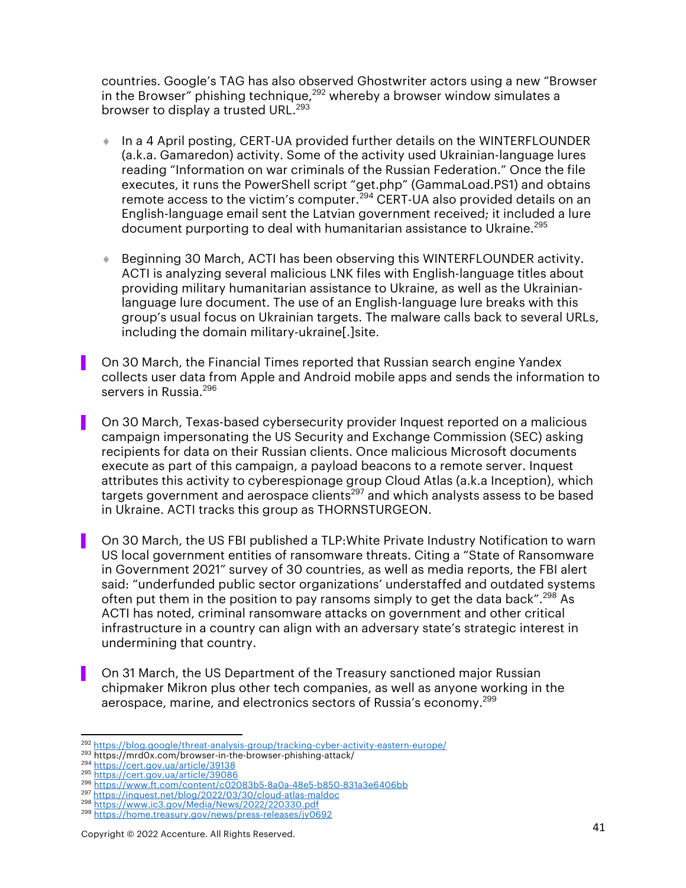countries. Google's TAG has also observed Ghostwriter actors using a new "Browser in the Browser" phishing technique,[292] whereby a browser window simulates a browser to display a trusted URL.[293]

- In a 4 April posting, CERT-UA provided further details on the WINTERFLOUNDER (a.k.a. Gamaredon) activity. Some of the activity used Ukrainian-language lures reading "Information on war criminals of the Russian Federation." Once the file executes, it runs the PowerShell script "get.php" (GammaLoad.PS1) and obtains remote access to the victim's computer.[294] CERT-UA also provided details on an English-language email sent the Latvian government received; it included a lure document purporting to deal with humanitarian assistance to Ukraine.[295]

- Beginning 30 March, ACTI has been observing this WINTERFLOUNDER activity. ACTI is analyzing several malicious LNK files with English-language titles about providing military humanitarian assistance to Ukraine, as well as the Ukrainian-language lure document. The use of an English-language lure breaks with this group's usual focus on Ukrainian targets. The malware calls back to several URLs, including the domain military-ukraine[.]site.

On 30 March, the Financial Times reported that Russian search engine Yandex collects user data from Apple and Android mobile apps and sends the information to servers in Russia.[296]

On 30 March, Texas-based cybersecurity provider Inquest reported on a malicious campaign impersonating the US Security and Exchange Commission (SEC) asking recipients for data on their Russian clients. Once malicious Microsoft documents execute as part of this campaign, a payload beacons to a remote server. Inquest attributes this activity to cyberespionage group Cloud Atlas (a.k.a Inception), which targets government and aerospace clients[297] and which analysts assess to be based in Ukraine. ACTI tracks this group as THORNSTURGEON.

On 30 March, the US FBI published a TLP:White Private Industry Notification to warn US local government entities of ransomware threats. Citing a "State of Ransomware in Government 2021" survey of 30 countries, as well as media reports, the FBI alert said: "underfunded public sector organizations' understaffed and outdated systems often put them in the position to pay ransoms simply to get the data back".[298] As ACTI has noted, criminal ransomware attacks on government and other critical infrastructure in a country can align with an adversary state's strategic interest in undermining that country.

On 31 March, the US Department of the Treasury sanctioned major Russian chipmaker Mikron plus other tech companies, as well as anyone working in the aerospace, marine, and electronics sectors of Russia's economy.[299]

---

[292] https://blog.google/threat-analysis-group/tracking-cyber-activity-eastern-europe/
[293] https://mrd0x.com/browser-in-the-browser-phishing-attack/
[294] https://cert.gov.ua/article/39138
[295] https://cert.gov.ua/article/39086
[296] https://www.ft.com/content/c02083b5-8a0a-48e5-b850-831a3e6406bb
[297] https://inquest.net/blog/2022/03/30/cloud-atlas-maldoc
[298] https://www.ic3.gov/Media/News/2022/220330.pdf
[299] https://home.treasury.gov/news/press-releases/jy0692

Copyright © 2022 Accenture. All Rights Reserved.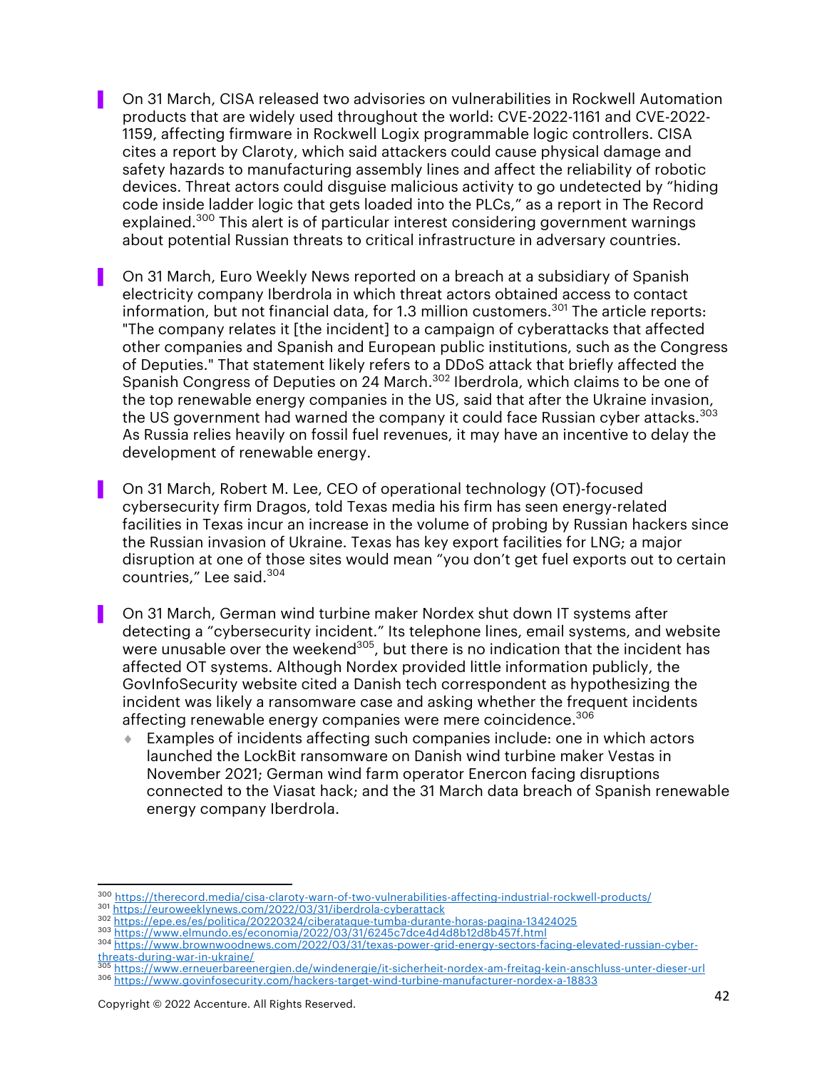- On 31 March, CISA released two advisories on vulnerabilities in Rockwell Automation products that are widely used throughout the world: CVE-2022-1161 and CVE-2022-1159, affecting firmware in Rockwell Logix programmable logic controllers. CISA cites a report by Claroty, which said attackers could cause physical damage and safety hazards to manufacturing assembly lines and affect the reliability of robotic devices. Threat actors could disguise malicious activity to go undetected by "hiding code inside ladder logic that gets loaded into the PLCs," as a report in The Record explained.[300] This alert is of particular interest considering government warnings about potential Russian threats to critical infrastructure in adversary countries.

- On 31 March, Euro Weekly News reported on a breach at a subsidiary of Spanish electricity company Iberdrola in which threat actors obtained access to contact information, but not financial data, for 1.3 million customers.[301] The article reports: "The company relates it [the incident] to a campaign of cyberattacks that affected other companies and Spanish and European public institutions, such as the Congress of Deputies." That statement likely refers to a DDoS attack that briefly affected the Spanish Congress of Deputies on 24 March.[302] Iberdrola, which claims to be one of the top renewable energy companies in the US, said that after the Ukraine invasion, the US government had warned the company it could face Russian cyber attacks.[303] As Russia relies heavily on fossil fuel revenues, it may have an incentive to delay the development of renewable energy.

- On 31 March, Robert M. Lee, CEO of operational technology (OT)-focused cybersecurity firm Dragos, told Texas media his firm has seen energy-related facilities in Texas incur an increase in the volume of probing by Russian hackers since the Russian invasion of Ukraine. Texas has key export facilities for LNG; a major disruption at one of those sites would mean "you don't get fuel exports out to certain countries," Lee said.[304]

- On 31 March, German wind turbine maker Nordex shut down IT systems after detecting a "cybersecurity incident." Its telephone lines, email systems, and website were unusable over the weekend[305], but there is no indication that the incident has affected OT systems. Although Nordex provided little information publicly, the GovInfoSecurity website cited a Danish tech correspondent as hypothesizing the incident was likely a ransomware case and asking whether the frequent incidents affecting renewable energy companies were mere coincidence.[306]
  - Examples of incidents affecting such companies include: one in which actors launched the LockBit ransomware on Danish wind turbine maker Vestas in November 2021; German wind farm operator Enercon facing disruptions connected to the Viasat hack; and the 31 March data breach of Spanish renewable energy company Iberdrola.

---

[300] https://therecord.media/cisa-claroty-warn-of-two-vulnerabilities-affecting-industrial-rockwell-products/
[301] https://euroweeklynews.com/2022/03/31/iberdrola-cyberattack
[302] https://epe.es/es/politica/20220324/ciberataque-tumba-durante-horas-pagina-13424025
[303] https://www.elmundo.es/economia/2022/03/31/6245c7dce4d4d8b12d8b457f.html
[304] https://www.brownwoodnews.com/2022/03/31/texas-power-grid-energy-sectors-facing-elevated-russian-cyber-threats-during-war-in-ukraine/
[305] https://www.erneuerbareenergien.de/windenergie/it-sicherheit-nordex-am-freitag-kein-anschluss-unter-dieser-url
[306] https://www.govinfosecurity.com/hackers-target-wind-turbine-manufacturer-nordex-a-18833

Copyright © 2022 Accenture. All Rights Reserved.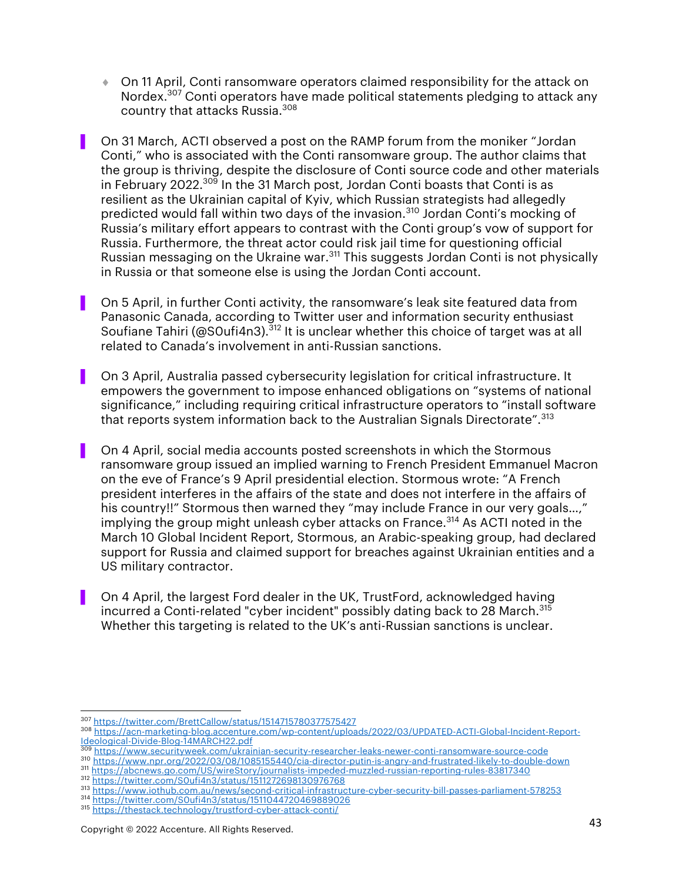- On 11 April, Conti ransomware operators claimed responsibility for the attack on Nordex.[307] Conti operators have made political statements pledging to attack any country that attacks Russia.[308]

On 31 March, ACTI observed a post on the RAMP forum from the moniker "Jordan Conti," who is associated with the Conti ransomware group. The author claims that the group is thriving, despite the disclosure of Conti source code and other materials in February 2022.[309] In the 31 March post, Jordan Conti boasts that Conti is as resilient as the Ukrainian capital of Kyiv, which Russian strategists had allegedly predicted would fall within two days of the invasion.[310] Jordan Conti's mocking of Russia's military effort appears to contrast with the Conti group's vow of support for Russia. Furthermore, the threat actor could risk jail time for questioning official Russian messaging on the Ukraine war.[311] This suggests Jordan Conti is not physically in Russia or that someone else is using the Jordan Conti account.

On 5 April, in further Conti activity, the ransomware's leak site featured data from Panasonic Canada, according to Twitter user and information security enthusiast Soufiane Tahiri (@S0ufi4n3).[312] It is unclear whether this choice of target was at all related to Canada's involvement in anti-Russian sanctions.

On 3 April, Australia passed cybersecurity legislation for critical infrastructure. It empowers the government to impose enhanced obligations on "systems of national significance," including requiring critical infrastructure operators to "install software that reports system information back to the Australian Signals Directorate".[313]

On 4 April, social media accounts posted screenshots in which the Stormous ransomware group issued an implied warning to French President Emmanuel Macron on the eve of France's 9 April presidential election. Stormous wrote: "A French president interferes in the affairs of the state and does not interfere in the affairs of his country!!" Stormous then warned they "may include France in our very goals…," implying the group might unleash cyber attacks on France.[314] As ACTI noted in the March 10 Global Incident Report, Stormous, an Arabic-speaking group, had declared support for Russia and claimed support for breaches against Ukrainian entities and a US military contractor.

On 4 April, the largest Ford dealer in the UK, TrustFord, acknowledged having incurred a Conti-related "cyber incident" possibly dating back to 28 March.[315] Whether this targeting is related to the UK's anti-Russian sanctions is unclear.

---

[307] https://twitter.com/BrettCallow/status/1514715780377575427
[308] https://acn-marketing-blog.accenture.com/wp-content/uploads/2022/03/UPDATED-ACTI-Global-Incident-Report-Ideological-Divide-Blog-14MARCH22.pdf
[309] https://www.securityweek.com/ukrainian-security-researcher-leaks-newer-conti-ransomware-source-code
[310] https://www.npr.org/2022/03/08/1085155440/cia-director-putin-is-angry-and-frustrated-likely-to-double-down
[311] https://abcnews.go.com/US/wireStory/journalists-impeded-muzzled-russian-reporting-rules-83817340
[312] https://twitter.com/S0ufi4n3/status/1511272698130976768
[313] https://www.iothub.com.au/news/second-critical-infrastructure-cyber-security-bill-passes-parliament-578253
[314] https://twitter.com/S0ufi4n3/status/1511044720469889026
[315] https://thestack.technology/trustford-cyber-attack-conti/

Copyright © 2022 Accenture. All Rights Reserved.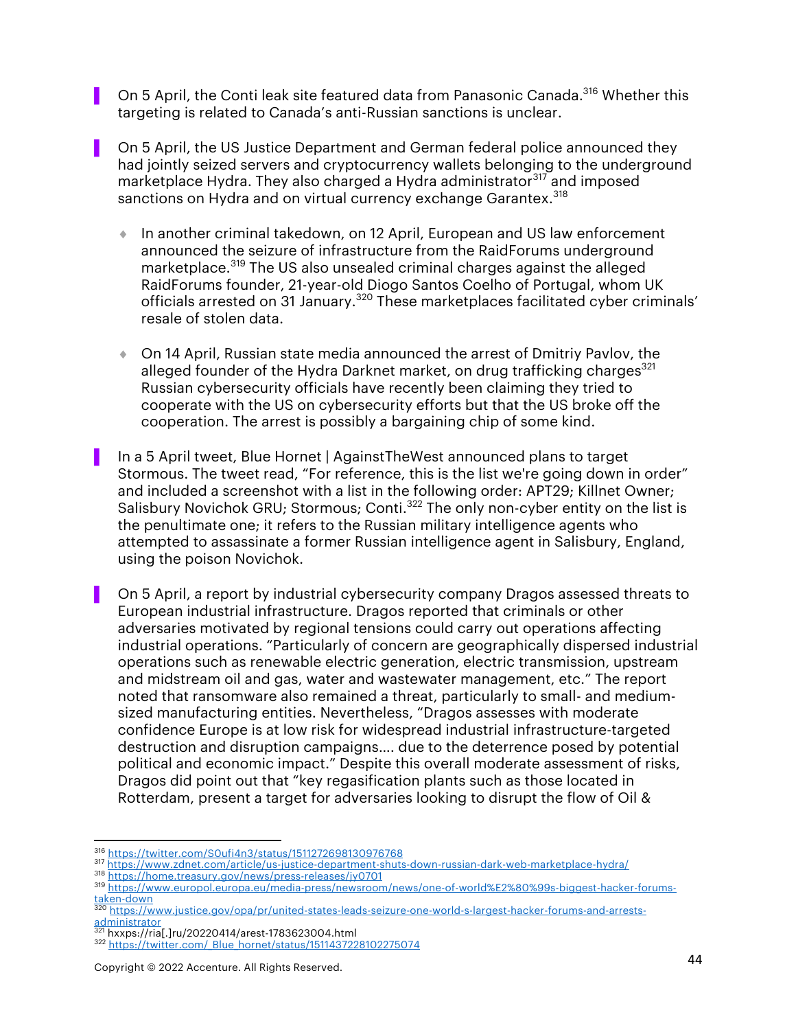- On 5 April, the Conti leak site featured data from Panasonic Canada.[316] Whether this targeting is related to Canada's anti-Russian sanctions is unclear.

- On 5 April, the US Justice Department and German federal police announced they had jointly seized servers and cryptocurrency wallets belonging to the underground marketplace Hydra. They also charged a Hydra administrator[317] and imposed sanctions on Hydra and on virtual currency exchange Garantex.[318]

  - In another criminal takedown, on 12 April, European and US law enforcement announced the seizure of infrastructure from the RaidForums underground marketplace.[319] The US also unsealed criminal charges against the alleged RaidForums founder, 21-year-old Diogo Santos Coelho of Portugal, whom UK officials arrested on 31 January.[320] These marketplaces facilitated cyber criminals' resale of stolen data.

  - On 14 April, Russian state media announced the arrest of Dmitriy Pavlov, the alleged founder of the Hydra Darknet market, on drug trafficking charges[321] Russian cybersecurity officials have recently been claiming they tried to cooperate with the US on cybersecurity efforts but that the US broke off the cooperation. The arrest is possibly a bargaining chip of some kind.

- In a 5 April tweet, Blue Hornet | AgainstTheWest announced plans to target Stormous. The tweet read, "For reference, this is the list we're going down in order" and included a screenshot with a list in the following order: APT29; Killnet Owner; Salisbury Novichok GRU; Stormous; Conti.[322] The only non-cyber entity on the list is the penultimate one; it refers to the Russian military intelligence agents who attempted to assassinate a former Russian intelligence agent in Salisbury, England, using the poison Novichok.

- On 5 April, a report by industrial cybersecurity company Dragos assessed threats to European industrial infrastructure. Dragos reported that criminals or other adversaries motivated by regional tensions could carry out operations affecting industrial operations. "Particularly of concern are geographically dispersed industrial operations such as renewable electric generation, electric transmission, upstream and midstream oil and gas, water and wastewater management, etc." The report noted that ransomware also remained a threat, particularly to small- and medium-sized manufacturing entities. Nevertheless, "Dragos assesses with moderate confidence Europe is at low risk for widespread industrial infrastructure-targeted destruction and disruption campaigns.... due to the deterrence posed by potential political and economic impact." Despite this overall moderate assessment of risks, Dragos did point out that "key regasification plants such as those located in Rotterdam, present a target for adversaries looking to disrupt the flow of Oil &

---

[316] https://twitter.com/S0ufi4n3/status/1511272698130976768
[317] https://www.zdnet.com/article/us-justice-department-shuts-down-russian-dark-web-marketplace-hydra/
[318] https://home.treasury.gov/news/press-releases/jy0701
[319] https://www.europol.europa.eu/media-press/newsroom/news/one-of-world%E2%80%99s-biggest-hacker-forums-taken-down
[320] https://www.justice.gov/opa/pr/united-states-leads-seizure-one-world-s-largest-hacker-forums-and-arrests-administrator
[321] hxxps://ria[.]ru/20220414/arest-1783623004.html
[322] https://twitter.com/_Blue_hornet/status/1511437228102275074

Copyright © 2022 Accenture. All Rights Reserved.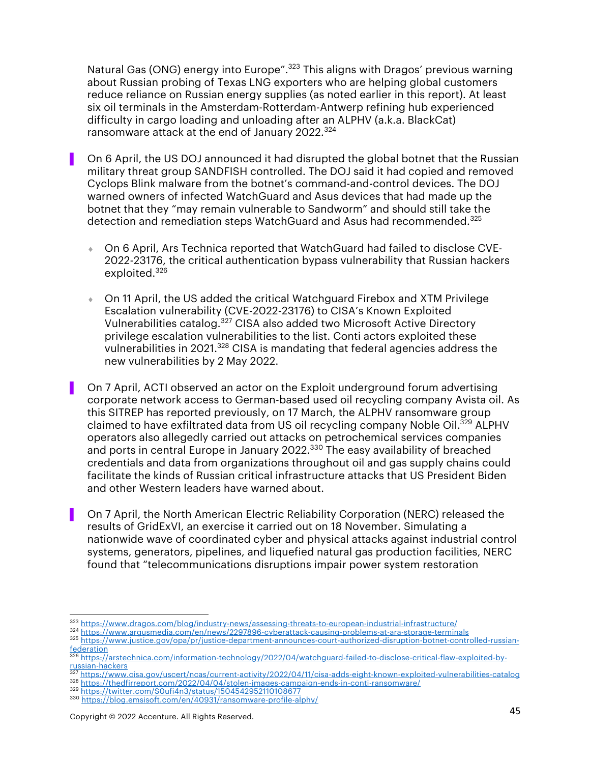Natural Gas (ONG) energy into Europe".[323] This aligns with Dragos' previous warning about Russian probing of Texas LNG exporters who are helping global customers reduce reliance on Russian energy supplies (as noted earlier in this report). At least six oil terminals in the Amsterdam-Rotterdam-Antwerp refining hub experienced difficulty in cargo loading and unloading after an ALPHV (a.k.a. BlackCat) ransomware attack at the end of January 2022.[324]

- On 6 April, the US DOJ announced it had disrupted the global botnet that the Russian military threat group SANDFISH controlled. The DOJ said it had copied and removed Cyclops Blink malware from the botnet's command-and-control devices. The DOJ warned owners of infected WatchGuard and Asus devices that had made up the botnet that they "may remain vulnerable to Sandworm" and should still take the detection and remediation steps WatchGuard and Asus had recommended.[325]

  - On 6 April, Ars Technica reported that WatchGuard had failed to disclose CVE-2022-23176, the critical authentication bypass vulnerability that Russian hackers exploited.[326]

  - On 11 April, the US added the critical Watchguard Firebox and XTM Privilege Escalation vulnerability (CVE-2022-23176) to CISA's Known Exploited Vulnerabilities catalog.[327] CISA also added two Microsoft Active Directory privilege escalation vulnerabilities to the list. Conti actors exploited these vulnerabilities in 2021.[328] CISA is mandating that federal agencies address the new vulnerabilities by 2 May 2022.

- On 7 April, ACTI observed an actor on the Exploit underground forum advertising corporate network access to German-based used oil recycling company Avista oil. As this SITREP has reported previously, on 17 March, the ALPHV ransomware group claimed to have exfiltrated data from US oil recycling company Noble Oil.[329] ALPHV operators also allegedly carried out attacks on petrochemical services companies and ports in central Europe in January 2022.[330] The easy availability of breached credentials and data from organizations throughout oil and gas supply chains could facilitate the kinds of Russian critical infrastructure attacks that US President Biden and other Western leaders have warned about.

- On 7 April, the North American Electric Reliability Corporation (NERC) released the results of GridExVI, an exercise it carried out on 18 November. Simulating a nationwide wave of coordinated cyber and physical attacks against industrial control systems, generators, pipelines, and liquefied natural gas production facilities, NERC found that "telecommunications disruptions impair power system restoration

---

[323] https://www.dragos.com/blog/industry-news/assessing-threats-to-european-industrial-infrastructure/
[324] https://www.argusmedia.com/en/news/2297896-cyberattack-causing-problems-at-ara-storage-terminals
[325] https://www.justice.gov/opa/pr/justice-department-announces-court-authorized-disruption-botnet-controlled-russian-federation
[326] https://arstechnica.com/information-technology/2022/04/watchguard-failed-to-disclose-critical-flaw-exploited-by-russian-hackers
[327] https://www.cisa.gov/uscert/ncas/current-activity/2022/04/11/cisa-adds-eight-known-exploited-vulnerabilities-catalog
[328] https://thedfirreport.com/2022/04/04/stolen-images-campaign-ends-in-conti-ransomware/
[329] https://twitter.com/S0ufi4n3/status/1504542952110108677
[330] https://blog.emsisoft.com/en/40931/ransomware-profile-alphv/

Copyright © 2022 Accenture. All Rights Reserved.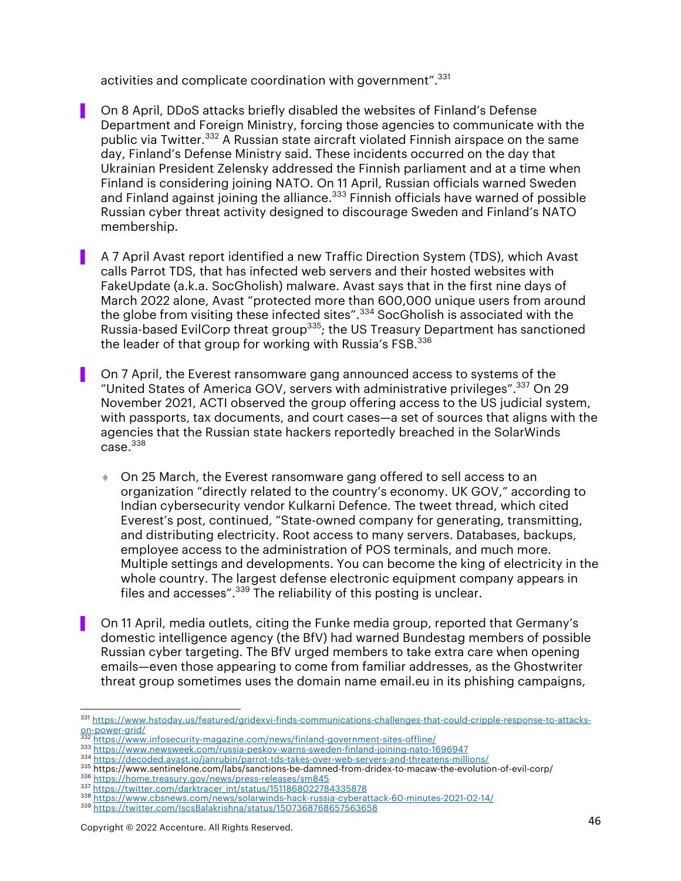activities and complicate coordination with government".[331]

- On 8 April, DDoS attacks briefly disabled the websites of Finland's Defense Department and Foreign Ministry, forcing those agencies to communicate with the public via Twitter.[332] A Russian state aircraft violated Finnish airspace on the same day, Finland's Defense Ministry said. These incidents occurred on the day that Ukrainian President Zelensky addressed the Finnish parliament and at a time when Finland is considering joining NATO. On 11 April, Russian officials warned Sweden and Finland against joining the alliance.[333] Finnish officials have warned of possible Russian cyber threat activity designed to discourage Sweden and Finland's NATO membership.

- A 7 April Avast report identified a new Traffic Direction System (TDS), which Avast calls Parrot TDS, that has infected web servers and their hosted websites with FakeUpdate (a.k.a. SocGholish) malware. Avast says that in the first nine days of March 2022 alone, Avast "protected more than 600,000 unique users from around the globe from visiting these infected sites".[334] SocGholish is associated with the Russia-based EvilCorp threat group[335]; the US Treasury Department has sanctioned the leader of that group for working with Russia's FSB.[336]

- On 7 April, the Everest ransomware gang announced access to systems of the "United States of America GOV, servers with administrative privileges".[337] On 29 November 2021, ACTI observed the group offering access to the US judicial system, with passports, tax documents, and court cases—a set of sources that aligns with the agencies that the Russian state hackers reportedly breached in the SolarWinds case.[338]

  - On 25 March, the Everest ransomware gang offered to sell access to an organization "directly related to the country's economy. UK GOV," according to Indian cybersecurity vendor Kulkarni Defence. The tweet thread, which cited Everest's post, continued, "State-owned company for generating, transmitting, and distributing electricity. Root access to many servers. Databases, backups, employee access to the administration of POS terminals, and much more. Multiple settings and developments. You can become the king of electricity in the whole country. The largest defense electronic equipment company appears in files and accesses".[339] The reliability of this posting is unclear.

- On 11 April, media outlets, citing the Funke media group, reported that Germany's domestic intelligence agency (the BfV) had warned Bundestag members of possible Russian cyber targeting. The BfV urged members to take extra care when opening emails—even those appearing to come from familiar addresses, as the Ghostwriter threat group sometimes uses the domain name email.eu in its phishing campaigns,

---

[331] https://www.hstoday.us/featured/gridexvi-finds-communications-challenges-that-could-cripple-response-to-attacks-on-power-grid/
[332] https://www.infosecurity-magazine.com/news/finland-government-sites-offline/
[333] https://www.newsweek.com/russia-peskov-warns-sweden-finland-joining-nato-1696947
[334] https://decoded.avast.io/janrubin/parrot-tds-takes-over-web-servers-and-threatens-millions/
[335] https://www.sentinelone.com/labs/sanctions-be-damned-from-dridex-to-macaw-the-evolution-of-evil-corp/
[336] https://home.treasury.gov/news/press-releases/sm845
[337] https://twitter.com/darktracer_int/status/1511868022784335878
[338] https://www.cbsnews.com/news/solarwinds-hack-russia-cyberattack-60-minutes-2021-02-14/
[339] https://twitter.com/IscsBalakrishna/status/1507368768657563658

Copyright © 2022 Accenture. All Rights Reserved.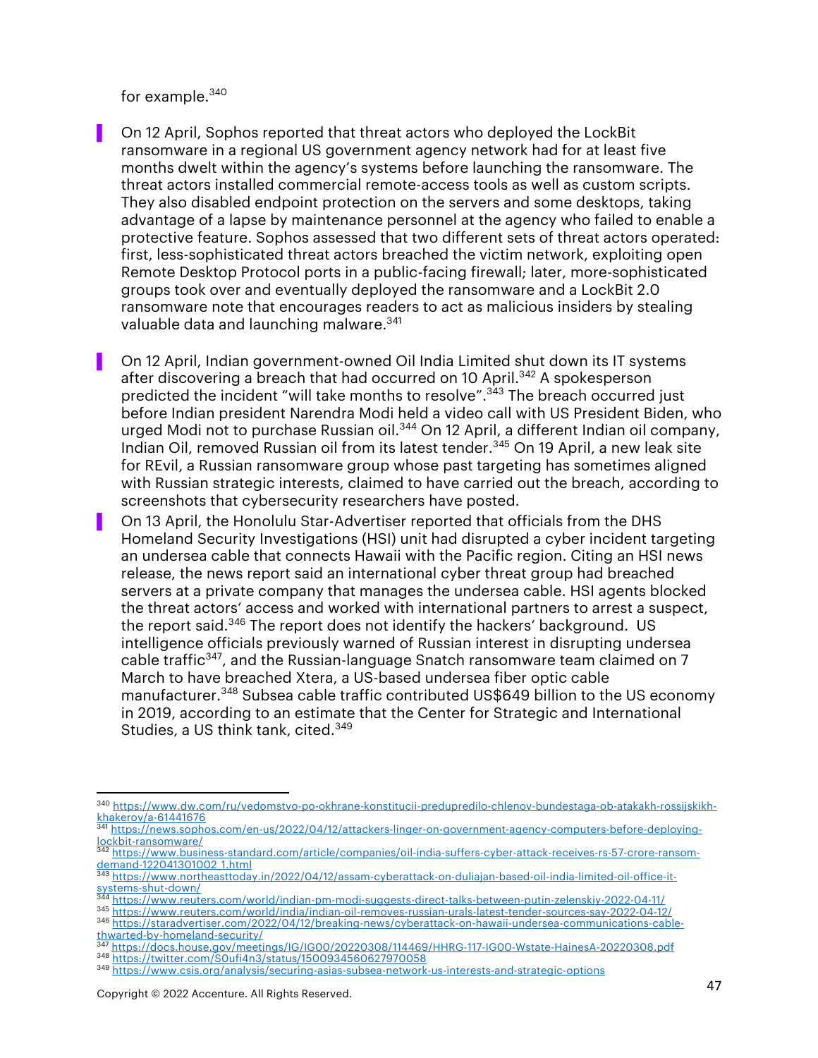for example.[340]

- On 12 April, Sophos reported that threat actors who deployed the LockBit ransomware in a regional US government agency network had for at least five months dwelt within the agency's systems before launching the ransomware. The threat actors installed commercial remote-access tools as well as custom scripts. They also disabled endpoint protection on the servers and some desktops, taking advantage of a lapse by maintenance personnel at the agency who failed to enable a protective feature. Sophos assessed that two different sets of threat actors operated: first, less-sophisticated threat actors breached the victim network, exploiting open Remote Desktop Protocol ports in a public-facing firewall; later, more-sophisticated groups took over and eventually deployed the ransomware and a LockBit 2.0 ransomware note that encourages readers to act as malicious insiders by stealing valuable data and launching malware.[341]

- On 12 April, Indian government-owned Oil India Limited shut down its IT systems after discovering a breach that had occurred on 10 April.[342] A spokesperson predicted the incident "will take months to resolve".[343] The breach occurred just before Indian president Narendra Modi held a video call with US President Biden, who urged Modi not to purchase Russian oil.[344] On 12 April, a different Indian oil company, Indian Oil, removed Russian oil from its latest tender.[345] On 19 April, a new leak site for REvil, a Russian ransomware group whose past targeting has sometimes aligned with Russian strategic interests, claimed to have carried out the breach, according to screenshots that cybersecurity researchers have posted.

- On 13 April, the Honolulu Star-Advertiser reported that officials from the DHS Homeland Security Investigations (HSI) unit had disrupted a cyber incident targeting an undersea cable that connects Hawaii with the Pacific region. Citing an HSI news release, the news report said an international cyber threat group had breached servers at a private company that manages the undersea cable. HSI agents blocked the threat actors' access and worked with international partners to arrest a suspect, the report said.[346] The report does not identify the hackers' background. US intelligence officials previously warned of Russian interest in disrupting undersea cable traffic[347], and the Russian-language Snatch ransomware team claimed on 7 March to have breached Xtera, a US-based undersea fiber optic cable manufacturer.[348] Subsea cable traffic contributed US$649 billion to the US economy in 2019, according to an estimate that the Center for Strategic and International Studies, a US think tank, cited.[349]

---

[340] https://www.dw.com/ru/vedomstvo-po-okhrane-konstitucii-predupredilo-chlenov-bundestaga-ob-atakakh-rossijskikh-khakerov/a-61441676

[341] https://news.sophos.com/en-us/2022/04/12/attackers-linger-on-government-agency-computers-before-deploying-lockbit-ransomware/

[342] https://www.business-standard.com/article/companies/oil-india-suffers-cyber-attack-receives-rs-57-crore-ransom-demand-122041301002_1.html

[343] https://www.northeasttoday.in/2022/04/12/assam-cyberattack-on-duliajan-based-oil-india-limited-oil-office-it-systems-shut-down/

[344] https://www.reuters.com/world/indian-pm-modi-suggests-direct-talks-between-putin-zelenskiy-2022-04-11/

[345] https://www.reuters.com/world/india/indian-oil-removes-russian-urals-latest-tender-sources-say-2022-04-12/

[346] https://staradvertiser.com/2022/04/12/breaking-news/cyberattack-on-hawaii-undersea-communications-cable-thwarted-by-homeland-security/

[347] https://docs.house.gov/meetings/IG/IG00/20220308/114469/HHRG-117-IG00-Wstate-HainesA-20220308.pdf

[348] https://twitter.com/S0ufi4n3/status/1500934560627970058

[349] https://www.csis.org/analysis/securing-asias-subsea-network-us-interests-and-strategic-options

Copyright © 2022 Accenture. All Rights Reserved.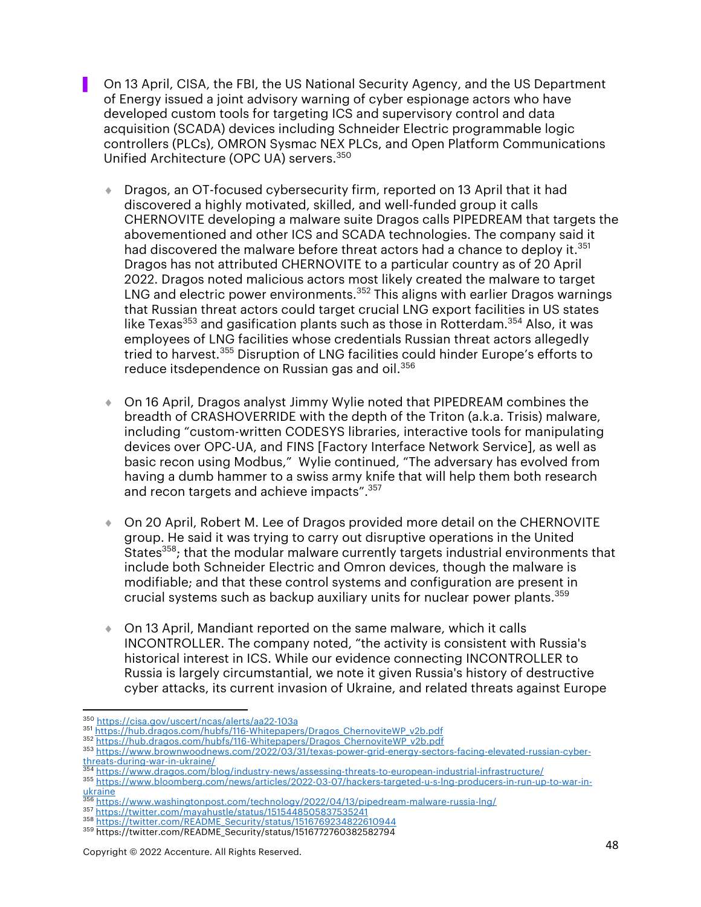- On 13 April, CISA, the FBI, the US National Security Agency, and the US Department of Energy issued a joint advisory warning of cyber espionage actors who have developed custom tools for targeting ICS and supervisory control and data acquisition (SCADA) devices including Schneider Electric programmable logic controllers (PLCs), OMRON Sysmac NEX PLCs, and Open Platform Communications Unified Architecture (OPC UA) servers.[350]

    - Dragos, an OT-focused cybersecurity firm, reported on 13 April that it had discovered a highly motivated, skilled, and well-funded group it calls CHERNOVITE developing a malware suite Dragos calls PIPEDREAM that targets the abovementioned and other ICS and SCADA technologies. The company said it had discovered the malware before threat actors had a chance to deploy it.[351] Dragos has not attributed CHERNOVITE to a particular country as of 20 April 2022. Dragos noted malicious actors most likely created the malware to target LNG and electric power environments.[352] This aligns with earlier Dragos warnings that Russian threat actors could target crucial LNG export facilities in US states like Texas[353] and gasification plants such as those in Rotterdam.[354] Also, it was employees of LNG facilities whose credentials Russian threat actors allegedly tried to harvest.[355] Disruption of LNG facilities could hinder Europe's efforts to reduce itsdependence on Russian gas and oil.[356]

    - On 16 April, Dragos analyst Jimmy Wylie noted that PIPEDREAM combines the breadth of CRASHOVERRIDE with the depth of the Triton (a.k.a. Trisis) malware, including "custom-written CODESYS libraries, interactive tools for manipulating devices over OPC-UA, and FINS [Factory Interface Network Service], as well as basic recon using Modbus," Wylie continued, "The adversary has evolved from having a dumb hammer to a swiss army knife that will help them both research and recon targets and achieve impacts".[357]

    - On 20 April, Robert M. Lee of Dragos provided more detail on the CHERNOVITE group. He said it was trying to carry out disruptive operations in the United States[358]; that the modular malware currently targets industrial environments that include both Schneider Electric and Omron devices, though the malware is modifiable; and that these control systems and configuration are present in crucial systems such as backup auxiliary units for nuclear power plants.[359]

    - On 13 April, Mandiant reported on the same malware, which it calls INCONTROLLER. The company noted, "the activity is consistent with Russia's historical interest in ICS. While our evidence connecting INCONTROLLER to Russia is largely circumstantial, we note it given Russia's history of destructive cyber attacks, its current invasion of Ukraine, and related threats against Europe

---

[350] https://cisa.gov/uscert/ncas/alerts/aa22-103a
[351] https://hub.dragos.com/hubfs/116-Whitepapers/Dragos_ChernoviteWP_v2b.pdf
[352] https://hub.dragos.com/hubfs/116-Whitepapers/Dragos_ChernoviteWP_v2b.pdf
[353] https://www.brownwoodnews.com/2022/03/31/texas-power-grid-energy-sectors-facing-elevated-russian-cyber-threats-during-war-in-ukraine/
[354] https://www.dragos.com/blog/industry-news/assessing-threats-to-european-industrial-infrastructure/
[355] https://www.bloomberg.com/news/articles/2022-03-07/hackers-targeted-u-s-lng-producers-in-run-up-to-war-in-ukraine
[356] https://www.washingtonpost.com/technology/2022/04/13/pipedream-malware-russia-lng/
[357] https://twitter.com/mayahustle/status/1515448505837535241
[358] https://twitter.com/README_Security/status/1516769234822610944
[359] https://twitter.com/README_Security/status/1516772760382582794

Copyright © 2022 Accenture. All Rights Reserved.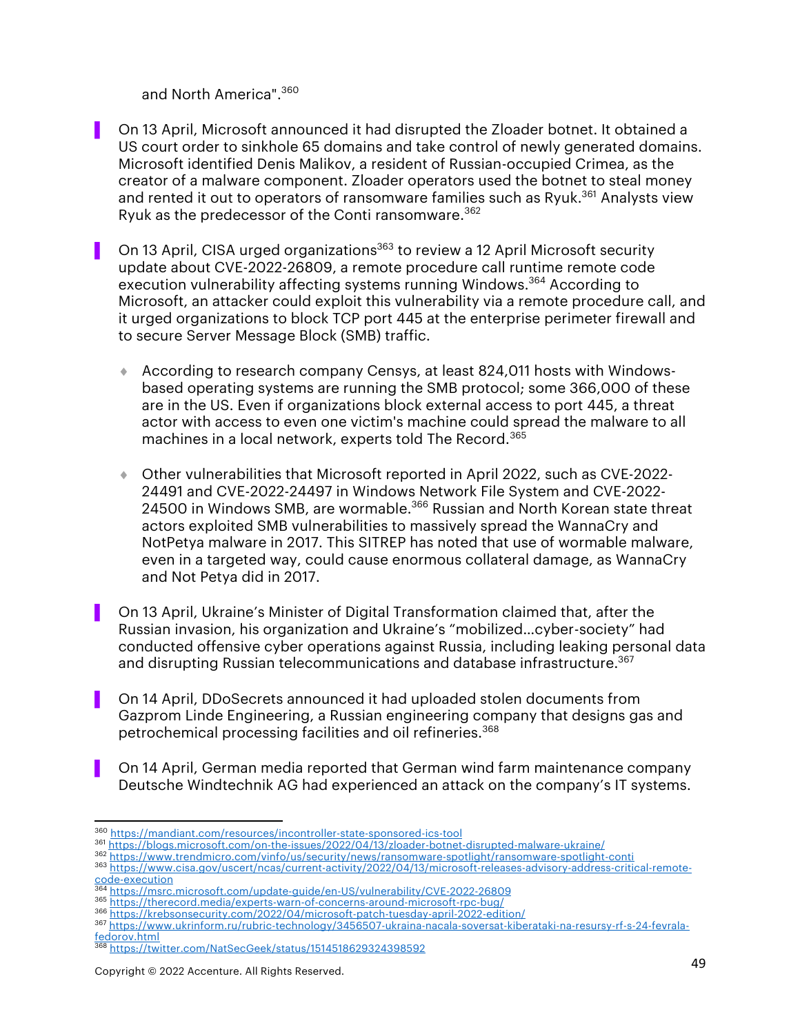and North America".[360]

- On 13 April, Microsoft announced it had disrupted the Zloader botnet. It obtained a US court order to sinkhole 65 domains and take control of newly generated domains. Microsoft identified Denis Malikov, a resident of Russian-occupied Crimea, as the creator of a malware component. Zloader operators used the botnet to steal money and rented it out to operators of ransomware families such as Ryuk.[361] Analysts view Ryuk as the predecessor of the Conti ransomware.[362]

- On 13 April, CISA urged organizations[363] to review a 12 April Microsoft security update about CVE-2022-26809, a remote procedure call runtime remote code execution vulnerability affecting systems running Windows.[364] According to Microsoft, an attacker could exploit this vulnerability via a remote procedure call, and it urged organizations to block TCP port 445 at the enterprise perimeter firewall and to secure Server Message Block (SMB) traffic.

  - According to research company Censys, at least 824,011 hosts with Windows-based operating systems are running the SMB protocol; some 366,000 of these are in the US. Even if organizations block external access to port 445, a threat actor with access to even one victim's machine could spread the malware to all machines in a local network, experts told The Record.[365]

  - Other vulnerabilities that Microsoft reported in April 2022, such as CVE-2022-24491 and CVE-2022-24497 in Windows Network File System and CVE-2022-24500 in Windows SMB, are wormable.[366] Russian and North Korean state threat actors exploited SMB vulnerabilities to massively spread the WannaCry and NotPetya malware in 2017. This SITREP has noted that use of wormable malware, even in a targeted way, could cause enormous collateral damage, as WannaCry and Not Petya did in 2017.

- On 13 April, Ukraine's Minister of Digital Transformation claimed that, after the Russian invasion, his organization and Ukraine's "mobilized…cyber-society" had conducted offensive cyber operations against Russia, including leaking personal data and disrupting Russian telecommunications and database infrastructure.[367]

- On 14 April, DDoSecrets announced it had uploaded stolen documents from Gazprom Linde Engineering, a Russian engineering company that designs gas and petrochemical processing facilities and oil refineries.[368]

- On 14 April, German media reported that German wind farm maintenance company Deutsche Windtechnik AG had experienced an attack on the company's IT systems.

---

[360] https://mandiant.com/resources/incontroller-state-sponsored-ics-tool
[361] https://blogs.microsoft.com/on-the-issues/2022/04/13/zloader-botnet-disrupted-malware-ukraine/
[362] https://www.trendmicro.com/vinfo/us/security/news/ransomware-spotlight/ransomware-spotlight-conti
[363] https://www.cisa.gov/uscert/ncas/current-activity/2022/04/13/microsoft-releases-advisory-address-critical-remote-code-execution
[364] https://msrc.microsoft.com/update-guide/en-US/vulnerability/CVE-2022-26809
[365] https://therecord.media/experts-warn-of-concerns-around-microsoft-rpc-bug/
[366] https://krebsonsecurity.com/2022/04/microsoft-patch-tuesday-april-2022-edition/
[367] https://www.ukrinform.ru/rubric-technology/3456507-ukraina-nacala-soversat-kiberataki-na-resursy-rf-s-24-fevrala-fedorov.html
[368] https://twitter.com/NatSecGeek/status/1514518629324398592

Copyright © 2022 Accenture. All Rights Reserved.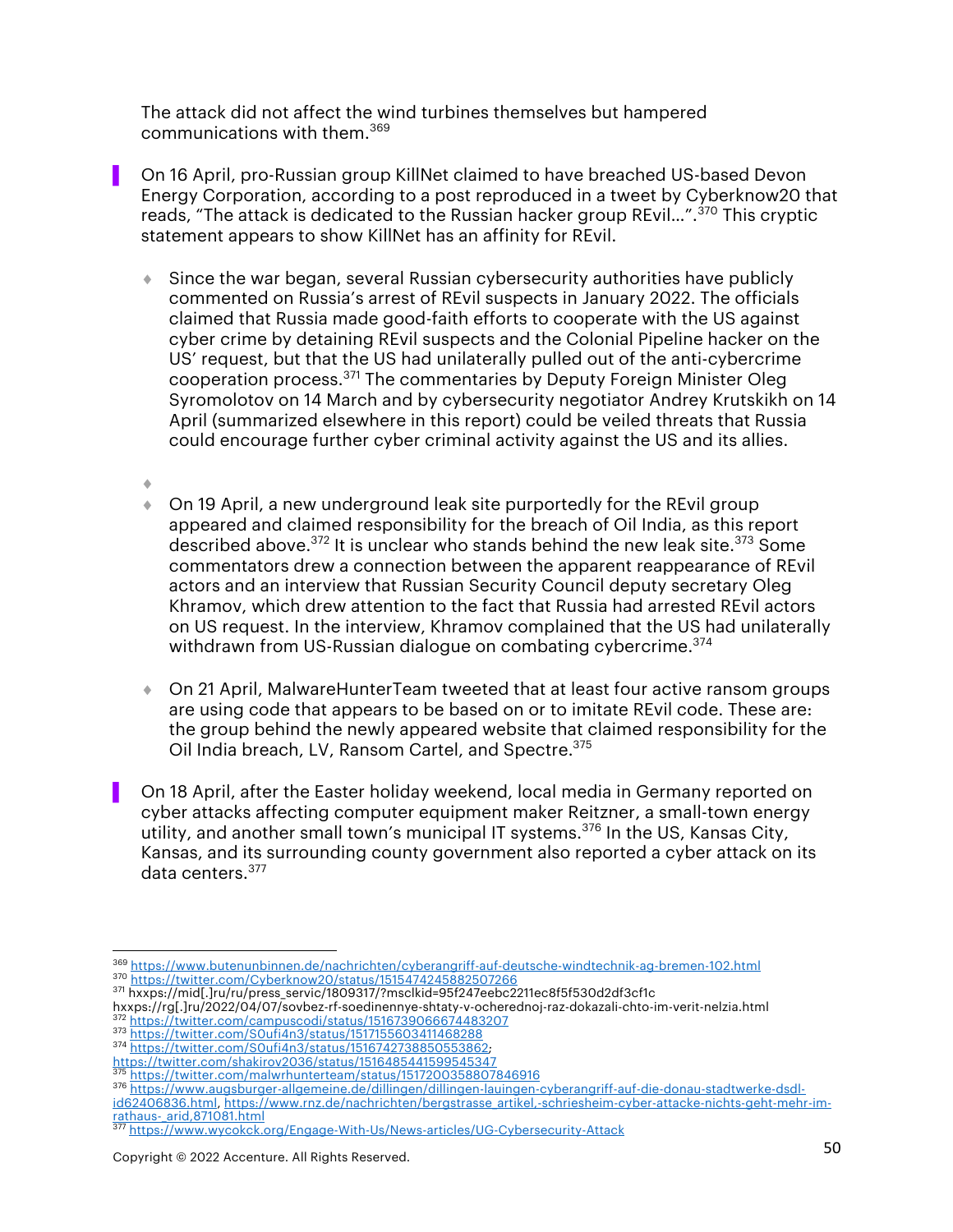The attack did not affect the wind turbines themselves but hampered communications with them.[369]

- On 16 April, pro-Russian group KillNet claimed to have breached US-based Devon Energy Corporation, according to a post reproduced in a tweet by Cyberknow20 that reads, "The attack is dedicated to the Russian hacker group REvil…".[370] This cryptic statement appears to show KillNet has an affinity for REvil.

  - Since the war began, several Russian cybersecurity authorities have publicly commented on Russia's arrest of REvil suspects in January 2022. The officials claimed that Russia made good-faith efforts to cooperate with the US against cyber crime by detaining REvil suspects and the Colonial Pipeline hacker on the US' request, but that the US had unilaterally pulled out of the anti-cybercrime cooperation process.[371] The commentaries by Deputy Foreign Minister Oleg Syromolotov on 14 March and by cybersecurity negotiator Andrey Krutskikh on 14 April (summarized elsewhere in this report) could be veiled threats that Russia could encourage further cyber criminal activity against the US and its allies.
  - 
  - On 19 April, a new underground leak site purportedly for the REvil group appeared and claimed responsibility for the breach of Oil India, as this report described above.[372] It is unclear who stands behind the new leak site.[373] Some commentators drew a connection between the apparent reappearance of REvil actors and an interview that Russian Security Council deputy secretary Oleg Khramov, which drew attention to the fact that Russia had arrested REvil actors on US request. In the interview, Khramov complained that the US had unilaterally withdrawn from US-Russian dialogue on combating cybercrime.[374]
  - On 21 April, MalwareHunterTeam tweeted that at least four active ransom groups are using code that appears to be based on or to imitate REvil code. These are: the group behind the newly appeared website that claimed responsibility for the Oil India breach, LV, Ransom Cartel, and Spectre.[375]

- On 18 April, after the Easter holiday weekend, local media in Germany reported on cyber attacks affecting computer equipment maker Reitzner, a small-town energy utility, and another small town's municipal IT systems.[376] In the US, Kansas City, Kansas, and its surrounding county government also reported a cyber attack on its data centers.[377]

---

369 https://www.butenunbinnen.de/nachrichten/cyberangriff-auf-deutsche-windtechnik-ag-bremen-102.html
370 https://twitter.com/Cyberknow20/status/1515474245882507266
371 hxxps://mid[.]ru/ru/press_servic/1809317/?msclkid=95f247eebc2211ec8f5f530d2df3cf1c
hxxps://rg[.]ru/2022/04/07/sovbez-rf-soedinennye-shtaty-v-ocherednoj-raz-dokazali-chto-im-verit-nelzia.html
372 https://twitter.com/campuscodi/status/1516739066674483207
373 https://twitter.com/S0ufi4n3/status/1517155603411468288
374 https://twitter.com/S0ufi4n3/status/1516742738850553862;
https://twitter.com/shakirov2036/status/1516485441599545347
375 https://twitter.com/malwrhunterteam/status/1517200358807846916
376 https://www.augsburger-allgemeine.de/dillingen/dillingen-lauingen-cyberangriff-auf-die-donau-stadtwerke-dsdl-id62406836.html, https://www.rnz.de/nachrichten/bergstrasse_artikel,-schriesheim-cyber-attacke-nichts-geht-mehr-im-rathaus-_arid,871081.html
377 https://www.wycokck.org/Engage-With-Us/News-articles/UG-Cybersecurity-Attack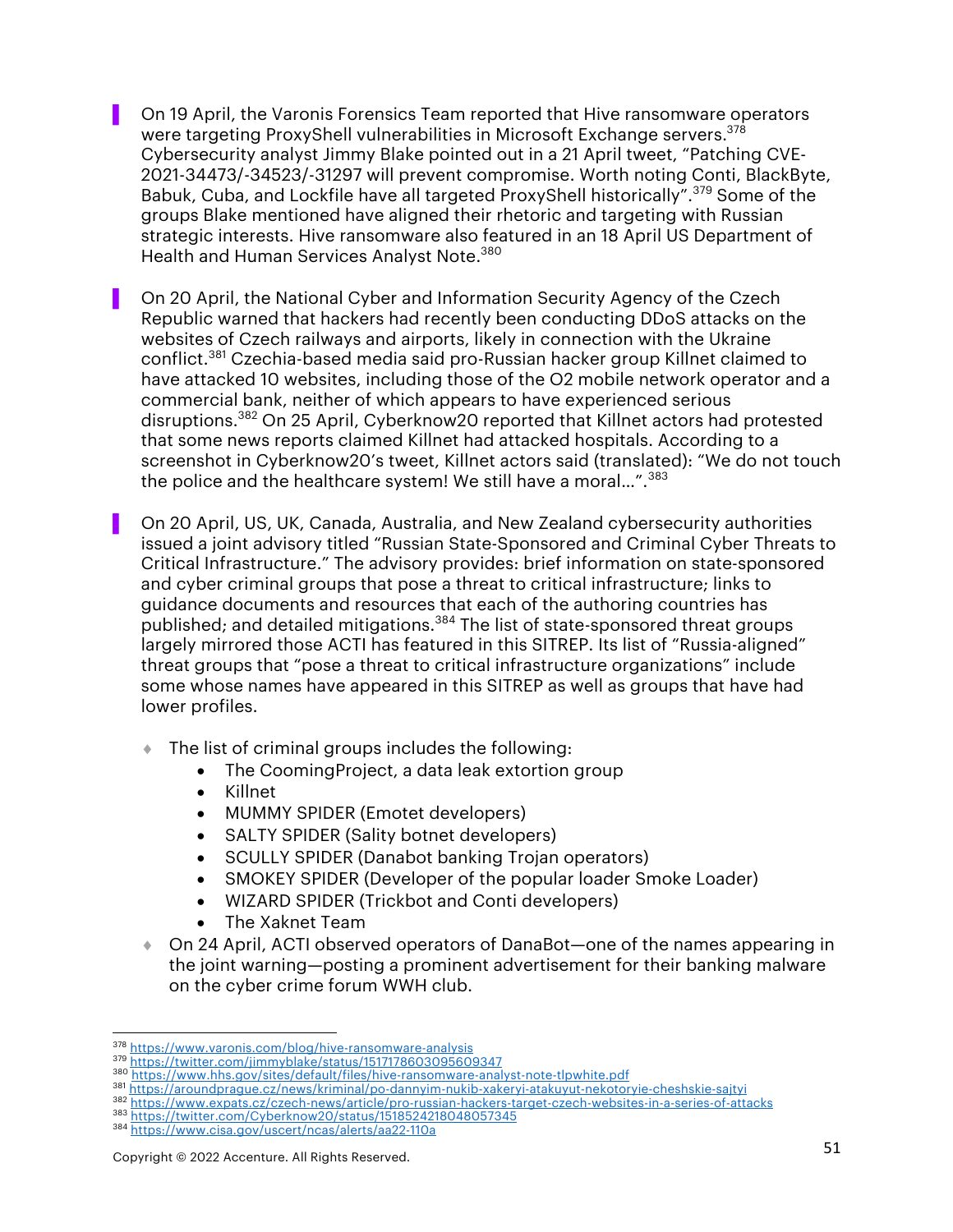- On 19 April, the Varonis Forensics Team reported that Hive ransomware operators were targeting ProxyShell vulnerabilities in Microsoft Exchange servers.[378] Cybersecurity analyst Jimmy Blake pointed out in a 21 April tweet, "Patching CVE-2021-34473/-34523/-31297 will prevent compromise. Worth noting Conti, BlackByte, Babuk, Cuba, and Lockfile have all targeted ProxyShell historically".[379] Some of the groups Blake mentioned have aligned their rhetoric and targeting with Russian strategic interests. Hive ransomware also featured in an 18 April US Department of Health and Human Services Analyst Note.[380]

- On 20 April, the National Cyber and Information Security Agency of the Czech Republic warned that hackers had recently been conducting DDoS attacks on the websites of Czech railways and airports, likely in connection with the Ukraine conflict.[381] Czechia-based media said pro-Russian hacker group Killnet claimed to have attacked 10 websites, including those of the O2 mobile network operator and a commercial bank, neither of which appears to have experienced serious disruptions.[382] On 25 April, Cyberknow20 reported that Killnet actors had protested that some news reports claimed Killnet had attacked hospitals. According to a screenshot in Cyberknow20's tweet, Killnet actors said (translated): "We do not touch the police and the healthcare system! We still have a moral…".[383]

- On 20 April, US, UK, Canada, Australia, and New Zealand cybersecurity authorities issued a joint advisory titled "Russian State-Sponsored and Criminal Cyber Threats to Critical Infrastructure." The advisory provides: brief information on state-sponsored and cyber criminal groups that pose a threat to critical infrastructure; links to guidance documents and resources that each of the authoring countries has published; and detailed mitigations.[384] The list of state-sponsored threat groups largely mirrored those ACTI has featured in this SITREP. Its list of "Russia-aligned" threat groups that "pose a threat to critical infrastructure organizations" include some whose names have appeared in this SITREP as well as groups that have had lower profiles.
  - The list of criminal groups includes the following:
    - The CoomingProject, a data leak extortion group
    - Killnet
    - MUMMY SPIDER (Emotet developers)
    - SALTY SPIDER (Sality botnet developers)
    - SCULLY SPIDER (Danabot banking Trojan operators)
    - SMOKEY SPIDER (Developer of the popular loader Smoke Loader)
    - WIZARD SPIDER (Trickbot and Conti developers)
    - The Xaknet Team
  - On 24 April, ACTI observed operators of DanaBot—one of the names appearing in the joint warning—posting a prominent advertisement for their banking malware on the cyber crime forum WWH club.

---

[378] https://www.varonis.com/blog/hive-ransomware-analysis
[379] https://twitter.com/jimmyblake/status/1517178603095609347
[380] https://www.hhs.gov/sites/default/files/hive-ransomware-analyst-note-tlpwhite.pdf
[381] https://aroundprague.cz/news/kriminal/po-dannyim-nukib-xakeryi-atakuyut-nekotoryie-cheshskie-sajtyi
[382] https://www.expats.cz/czech-news/article/pro-russian-hackers-target-czech-websites-in-a-series-of-attacks
[383] https://twitter.com/Cyberknow20/status/1518524218048057345
[384] https://www.cisa.gov/uscert/ncas/alerts/aa22-110a

Copyright © 2022 Accenture. All Rights Reserved.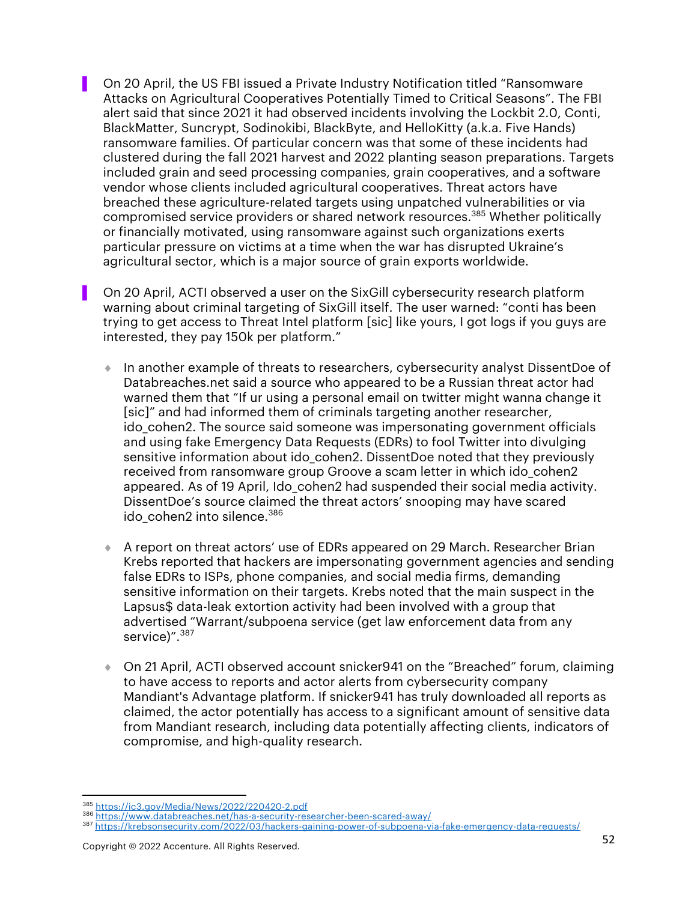- On 20 April, the US FBI issued a Private Industry Notification titled "Ransomware Attacks on Agricultural Cooperatives Potentially Timed to Critical Seasons". The FBI alert said that since 2021 it had observed incidents involving the Lockbit 2.0, Conti, BlackMatter, Suncrypt, Sodinokibi, BlackByte, and HelloKitty (a.k.a. Five Hands) ransomware families. Of particular concern was that some of these incidents had clustered during the fall 2021 harvest and 2022 planting season preparations. Targets included grain and seed processing companies, grain cooperatives, and a software vendor whose clients included agricultural cooperatives. Threat actors have breached these agriculture-related targets using unpatched vulnerabilities or via compromised service providers or shared network resources.[385] Whether politically or financially motivated, using ransomware against such organizations exerts particular pressure on victims at a time when the war has disrupted Ukraine's agricultural sector, which is a major source of grain exports worldwide.

- On 20 April, ACTI observed a user on the SixGill cybersecurity research platform warning about criminal targeting of SixGill itself. The user warned: "conti has been trying to get access to Threat Intel platform [sic] like yours, I got logs if you guys are interested, they pay 150k per platform."

  - In another example of threats to researchers, cybersecurity analyst DissentDoe of Databreaches.net said a source who appeared to be a Russian threat actor had warned them that "If ur using a personal email on twitter might wanna change it [sic]" and had informed them of criminals targeting another researcher, ido_cohen2. The source said someone was impersonating government officials and using fake Emergency Data Requests (EDRs) to fool Twitter into divulging sensitive information about ido_cohen2. DissentDoe noted that they previously received from ransomware group Groove a scam letter in which ido_cohen2 appeared. As of 19 April, Ido_cohen2 had suspended their social media activity. DissentDoe's source claimed the threat actors' snooping may have scared ido_cohen2 into silence.[386]

  - A report on threat actors' use of EDRs appeared on 29 March. Researcher Brian Krebs reported that hackers are impersonating government agencies and sending false EDRs to ISPs, phone companies, and social media firms, demanding sensitive information on their targets. Krebs noted that the main suspect in the Lapsus$ data-leak extortion activity had been involved with a group that advertised "Warrant/subpoena service (get law enforcement data from any service)".[387]

  - On 21 April, ACTI observed account snicker941 on the "Breached" forum, claiming to have access to reports and actor alerts from cybersecurity company Mandiant's Advantage platform. If snicker941 has truly downloaded all reports as claimed, the actor potentially has access to a significant amount of sensitive data from Mandiant research, including data potentially affecting clients, indicators of compromise, and high-quality research.

---

[385] https://ic3.gov/Media/News/2022/220420-2.pdf
[386] https://www.databreaches.net/has-a-security-researcher-been-scared-away/
[387] https://krebsonsecurity.com/2022/03/hackers-gaining-power-of-subpoena-via-fake-emergency-data-requests/

Copyright © 2022 Accenture. All Rights Reserved.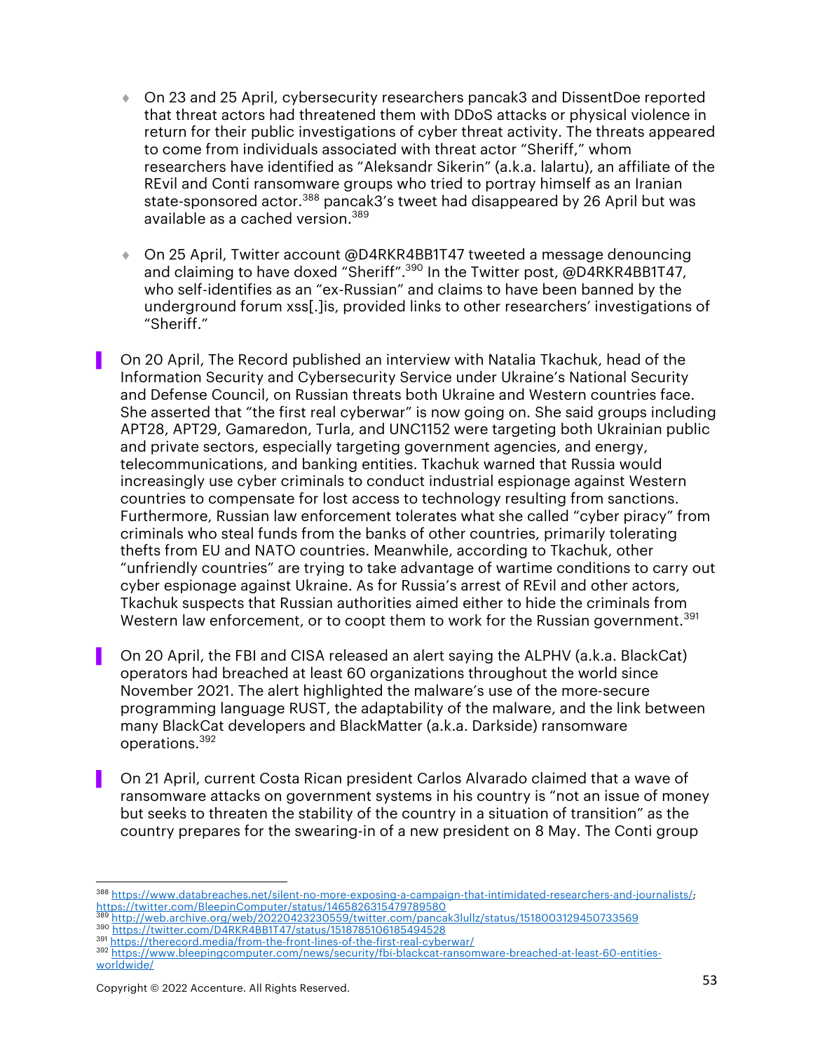- On 23 and 25 April, cybersecurity researchers pancak3 and DissentDoe reported that threat actors had threatened them with DDoS attacks or physical violence in return for their public investigations of cyber threat activity. The threats appeared to come from individuals associated with threat actor "Sheriff," whom researchers have identified as "Aleksandr Sikerin" (a.k.a. lalartu), an affiliate of the REvil and Conti ransomware groups who tried to portray himself as an Iranian state-sponsored actor.[388] pancak3's tweet had disappeared by 26 April but was available as a cached version.[389]

- On 25 April, Twitter account @D4RKR4BB1T47 tweeted a message denouncing and claiming to have doxed "Sheriff".[390] In the Twitter post, @D4RKR4BB1T47, who self-identifies as an "ex-Russian" and claims to have been banned by the underground forum xss[.]is, provided links to other researchers' investigations of "Sheriff."

- On 20 April, The Record published an interview with Natalia Tkachuk, head of the Information Security and Cybersecurity Service under Ukraine's National Security and Defense Council, on Russian threats both Ukraine and Western countries face. She asserted that "the first real cyberwar" is now going on. She said groups including APT28, APT29, Gamaredon, Turla, and UNC1152 were targeting both Ukrainian public and private sectors, especially targeting government agencies, and energy, telecommunications, and banking entities. Tkachuk warned that Russia would increasingly use cyber criminals to conduct industrial espionage against Western countries to compensate for lost access to technology resulting from sanctions. Furthermore, Russian law enforcement tolerates what she called "cyber piracy" from criminals who steal funds from the banks of other countries, primarily tolerating thefts from EU and NATO countries. Meanwhile, according to Tkachuk, other "unfriendly countries" are trying to take advantage of wartime conditions to carry out cyber espionage against Ukraine. As for Russia's arrest of REvil and other actors, Tkachuk suspects that Russian authorities aimed either to hide the criminals from Western law enforcement, or to coopt them to work for the Russian government.[391]

- On 20 April, the FBI and CISA released an alert saying the ALPHV (a.k.a. BlackCat) operators had breached at least 60 organizations throughout the world since November 2021. The alert highlighted the malware's use of the more-secure programming language RUST, the adaptability of the malware, and the link between many BlackCat developers and BlackMatter (a.k.a. Darkside) ransomware operations.[392]

- On 21 April, current Costa Rican president Carlos Alvarado claimed that a wave of ransomware attacks on government systems in his country is "not an issue of money but seeks to threaten the stability of the country in a situation of transition" as the country prepares for the swearing-in of a new president on 8 May. The Conti group

---

[388] https://www.databreaches.net/silent-no-more-exposing-a-campaign-that-intimidated-researchers-and-journalists/; https://twitter.com/BleepinComputer/status/1465826315479789580

[389] http://web.archive.org/web/20220423230559/twitter.com/pancak3lullz/status/1518003129450733569

[390] https://twitter.com/D4RKR4BB1T47/status/1518785106185494528

[391] https://therecord.media/from-the-front-lines-of-the-first-real-cyberwar/

[392] https://www.bleepingcomputer.com/news/security/fbi-blackcat-ransomware-breached-at-least-60-entities-worldwide/

Copyright © 2022 Accenture. All Rights Reserved.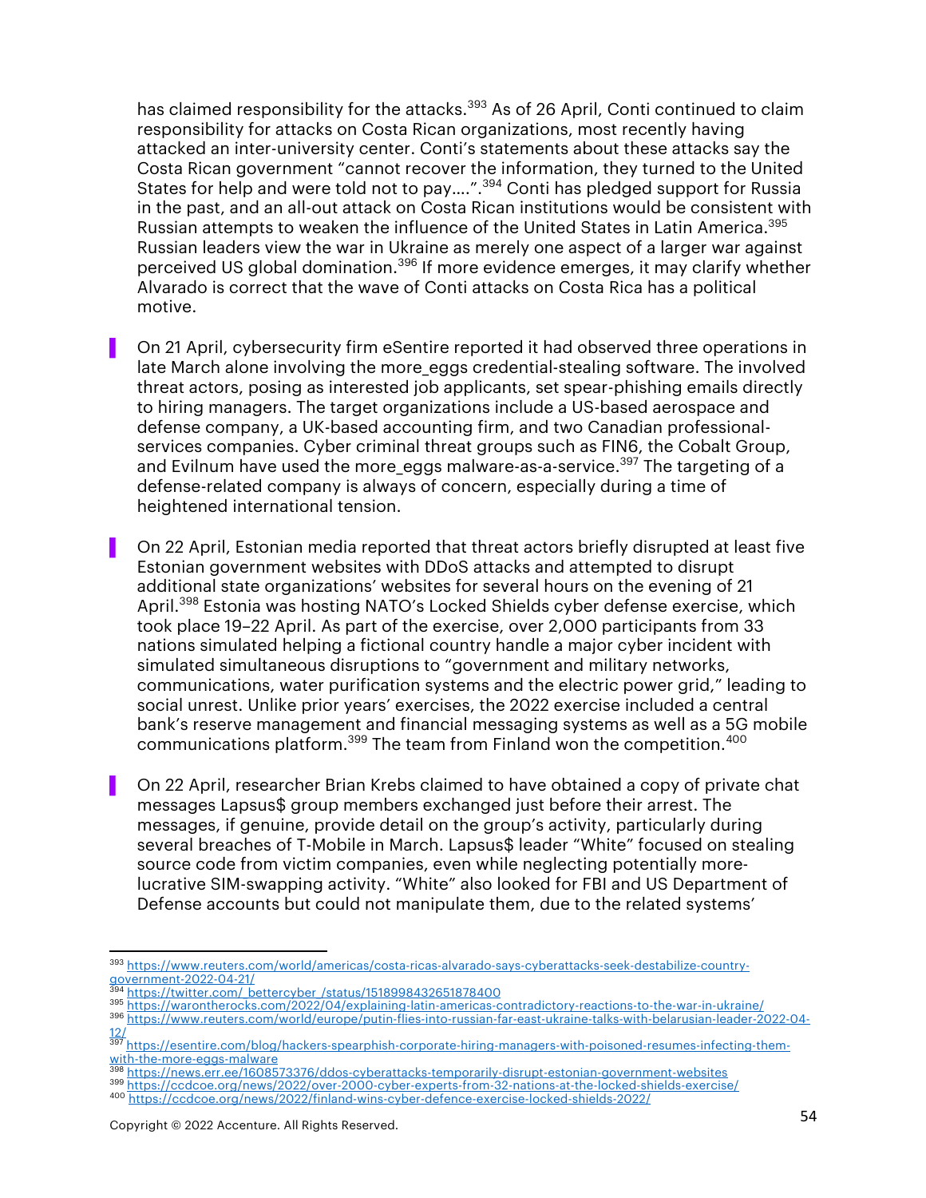has claimed responsibility for the attacks.[393] As of 26 April, Conti continued to claim responsibility for attacks on Costa Rican organizations, most recently having attacked an inter-university center. Conti's statements about these attacks say the Costa Rican government "cannot recover the information, they turned to the United States for help and were told not to pay....".[394] Conti has pledged support for Russia in the past, and an all-out attack on Costa Rican institutions would be consistent with Russian attempts to weaken the influence of the United States in Latin America.[395] Russian leaders view the war in Ukraine as merely one aspect of a larger war against perceived US global domination.[396] If more evidence emerges, it may clarify whether Alvarado is correct that the wave of Conti attacks on Costa Rica has a political motive.

- On 21 April, cybersecurity firm eSentire reported it had observed three operations in late March alone involving the more_eggs credential-stealing software. The involved threat actors, posing as interested job applicants, set spear-phishing emails directly to hiring managers. The target organizations include a US-based aerospace and defense company, a UK-based accounting firm, and two Canadian professional-services companies. Cyber criminal threat groups such as FIN6, the Cobalt Group, and Evilnum have used the more_eggs malware-as-a-service.[397] The targeting of a defense-related company is always of concern, especially during a time of heightened international tension.

- On 22 April, Estonian media reported that threat actors briefly disrupted at least five Estonian government websites with DDoS attacks and attempted to disrupt additional state organizations' websites for several hours on the evening of 21 April.[398] Estonia was hosting NATO's Locked Shields cyber defense exercise, which took place 19–22 April. As part of the exercise, over 2,000 participants from 33 nations simulated helping a fictional country handle a major cyber incident with simulated simultaneous disruptions to "government and military networks, communications, water purification systems and the electric power grid," leading to social unrest. Unlike prior years' exercises, the 2022 exercise included a central bank's reserve management and financial messaging systems as well as a 5G mobile communications platform.[399] The team from Finland won the competition.[400]

- On 22 April, researcher Brian Krebs claimed to have obtained a copy of private chat messages Lapsus$ group members exchanged just before their arrest. The messages, if genuine, provide detail on the group's activity, particularly during several breaches of T-Mobile in March. Lapsus$ leader "White" focused on stealing source code from victim companies, even while neglecting potentially more-lucrative SIM-swapping activity. "White" also looked for FBI and US Department of Defense accounts but could not manipulate them, due to the related systems'

---

[393] https://www.reuters.com/world/americas/costa-ricas-alvarado-says-cyberattacks-seek-destabilize-country-government-2022-04-21/
[394] https://twitter.com/_bettercyber_/status/1518998432651878400
[395] https://warontherocks.com/2022/04/explaining-latin-americas-contradictory-reactions-to-the-war-in-ukraine/
[396] https://www.reuters.com/world/europe/putin-flies-into-russian-far-east-ukraine-talks-with-belarusian-leader-2022-04-12/
[397] https://esentire.com/blog/hackers-spearphish-corporate-hiring-managers-with-poisoned-resumes-infecting-them-with-the-more-eggs-malware
[398] https://news.err.ee/1608573376/ddos-cyberattacks-temporarily-disrupt-estonian-government-websites
[399] https://ccdcoe.org/news/2022/over-2000-cyber-experts-from-32-nations-at-the-locked-shields-exercise/
[400] https://ccdcoe.org/news/2022/finland-wins-cyber-defence-exercise-locked-shields-2022/

Copyright © 2022 Accenture. All Rights Reserved.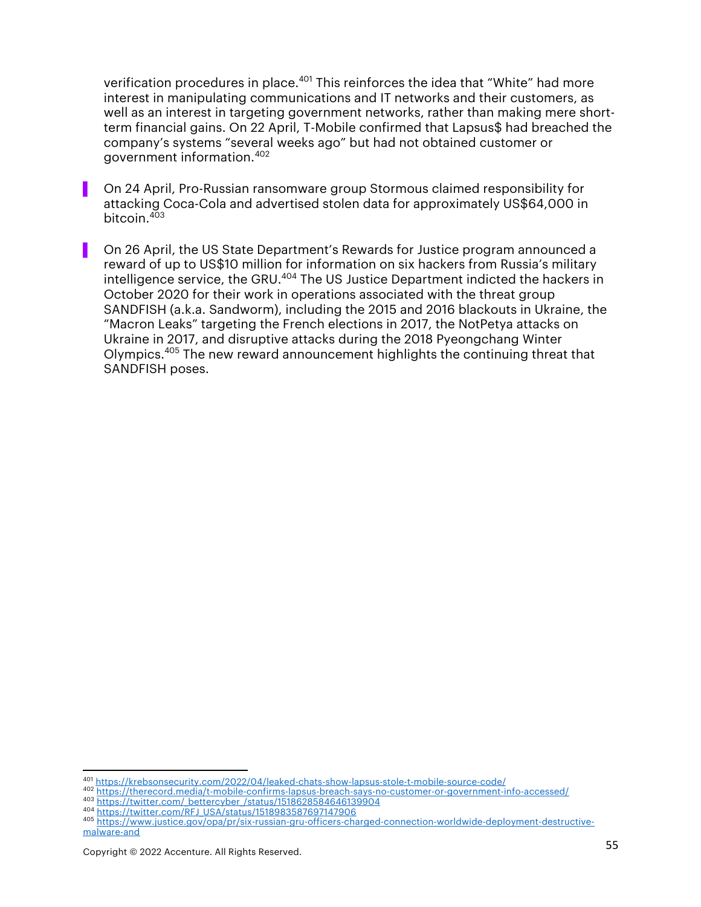verification procedures in place.[401] This reinforces the idea that "White" had more interest in manipulating communications and IT networks and their customers, as well as an interest in targeting government networks, rather than making mere short-term financial gains. On 22 April, T-Mobile confirmed that Lapsus$ had breached the company's systems "several weeks ago" but had not obtained customer or government information.[402]

- On 24 April, Pro-Russian ransomware group Stormous claimed responsibility for attacking Coca-Cola and advertised stolen data for approximately US$64,000 in bitcoin.[403]

- On 26 April, the US State Department's Rewards for Justice program announced a reward of up to US$10 million for information on six hackers from Russia's military intelligence service, the GRU.[404] The US Justice Department indicted the hackers in October 2020 for their work in operations associated with the threat group SANDFISH (a.k.a. Sandworm), including the 2015 and 2016 blackouts in Ukraine, the "Macron Leaks" targeting the French elections in 2017, the NotPetya attacks on Ukraine in 2017, and disruptive attacks during the 2018 Pyeongchang Winter Olympics.[405] The new reward announcement highlights the continuing threat that SANDFISH poses.

---

[401] https://krebsonsecurity.com/2022/04/leaked-chats-show-lapsus-stole-t-mobile-source-code/
[402] https://therecord.media/t-mobile-confirms-lapsus-breach-says-no-customer-or-government-info-accessed/
[403] https://twitter.com/_bettercyber_/status/1518628584646139904
[404] https://twitter.com/RFJ_USA/status/1518983587697147906
[405] https://www.justice.gov/opa/pr/six-russian-gru-officers-charged-connection-worldwide-deployment-destructive-malware-and

Copyright © 2022 Accenture. All Rights Reserved.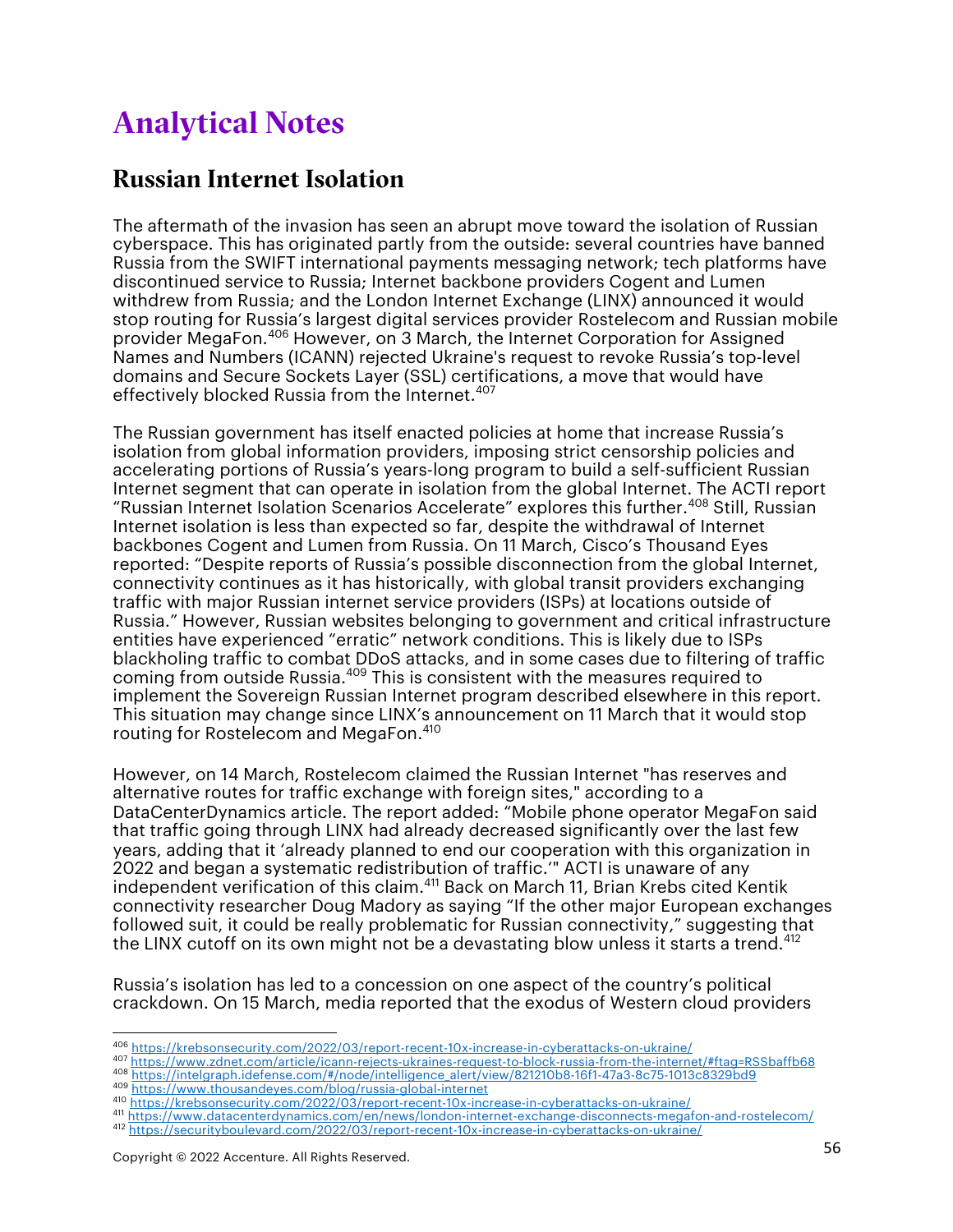# Analytical Notes

## Russian Internet Isolation

The aftermath of the invasion has seen an abrupt move toward the isolation of Russian cyberspace. This has originated partly from the outside: several countries have banned Russia from the SWIFT international payments messaging network; tech platforms have discontinued service to Russia; Internet backbone providers Cogent and Lumen withdrew from Russia; and the London Internet Exchange (LINX) announced it would stop routing for Russia's largest digital services provider Rostelecom and Russian mobile provider MegaFon.[406] However, on 3 March, the Internet Corporation for Assigned Names and Numbers (ICANN) rejected Ukraine's request to revoke Russia's top-level domains and Secure Sockets Layer (SSL) certifications, a move that would have effectively blocked Russia from the Internet.[407]

The Russian government has itself enacted policies at home that increase Russia's isolation from global information providers, imposing strict censorship policies and accelerating portions of Russia's years-long program to build a self-sufficient Russian Internet segment that can operate in isolation from the global Internet. The ACTI report "Russian Internet Isolation Scenarios Accelerate" explores this further.[408] Still, Russian Internet isolation is less than expected so far, despite the withdrawal of Internet backbones Cogent and Lumen from Russia. On 11 March, Cisco's Thousand Eyes reported: "Despite reports of Russia's possible disconnection from the global Internet, connectivity continues as it has historically, with global transit providers exchanging traffic with major Russian internet service providers (ISPs) at locations outside of Russia." However, Russian websites belonging to government and critical infrastructure entities have experienced "erratic" network conditions. This is likely due to ISPs blackholing traffic to combat DDoS attacks, and in some cases due to filtering of traffic coming from outside Russia.[409] This is consistent with the measures required to implement the Sovereign Russian Internet program described elsewhere in this report. This situation may change since LINX's announcement on 11 March that it would stop routing for Rostelecom and MegaFon.[410]

However, on 14 March, Rostelecom claimed the Russian Internet "has reserves and alternative routes for traffic exchange with foreign sites," according to a DataCenterDynamics article. The report added: "Mobile phone operator MegaFon said that traffic going through LINX had already decreased significantly over the last few years, adding that it 'already planned to end our cooperation with this organization in 2022 and began a systematic redistribution of traffic.'" ACTI is unaware of any independent verification of this claim.[411] Back on March 11, Brian Krebs cited Kentik connectivity researcher Doug Madory as saying "If the other major European exchanges followed suit, it could be really problematic for Russian connectivity," suggesting that the LINX cutoff on its own might not be a devastating blow unless it starts a trend.[412]

Russia's isolation has led to a concession on one aspect of the country's political crackdown. On 15 March, media reported that the exodus of Western cloud providers

[406] https://krebsonsecurity.com/2022/03/report-recent-10x-increase-in-cyberattacks-on-ukraine/
[407] https://www.zdnet.com/article/icann-rejects-ukraines-request-to-block-russia-from-the-internet/#ftag=RSSbaffb68
[408] https://intelgraph.idefense.com/#/node/intelligence_alert/view/821210b8-16f1-47a3-8c75-1013c8329bd9
[409] https://www.thousandeyes.com/blog/russia-global-internet
[410] https://krebsonsecurity.com/2022/03/report-recent-10x-increase-in-cyberattacks-on-ukraine/
[411] https://www.datacenterdynamics.com/en/news/london-internet-exchange-disconnects-megafon-and-rostelecom/
[412] https://securityboulevard.com/2022/03/report-recent-10x-increase-in-cyberattacks-on-ukraine/

Copyright © 2022 Accenture. All Rights Reserved.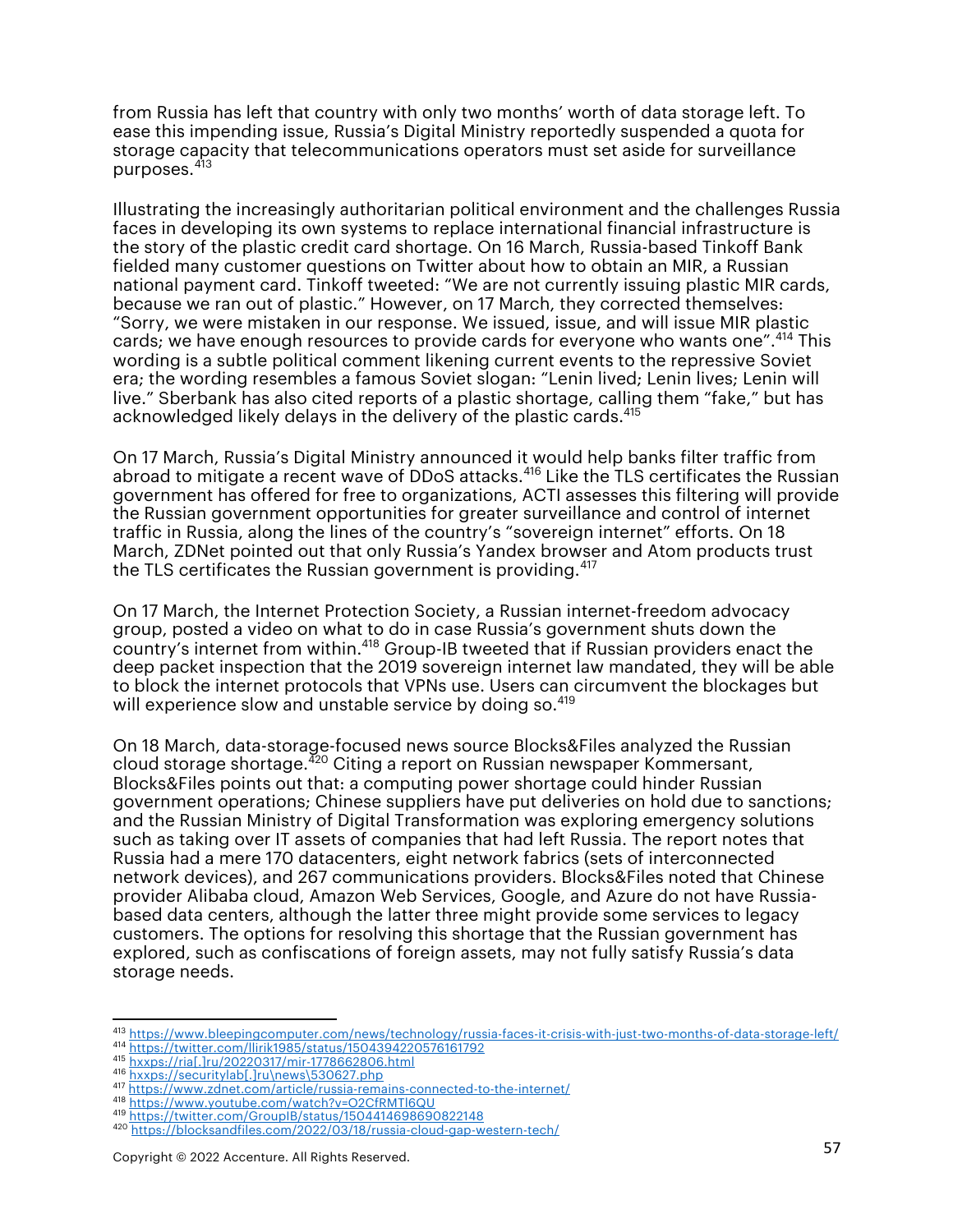from Russia has left that country with only two months' worth of data storage left. To ease this impending issue, Russia's Digital Ministry reportedly suspended a quota for storage capacity that telecommunications operators must set aside for surveillance purposes.[413]

Illustrating the increasingly authoritarian political environment and the challenges Russia faces in developing its own systems to replace international financial infrastructure is the story of the plastic credit card shortage. On 16 March, Russia-based Tinkoff Bank fielded many customer questions on Twitter about how to obtain an MIR, a Russian national payment card. Tinkoff tweeted: "We are not currently issuing plastic MIR cards, because we ran out of plastic." However, on 17 March, they corrected themselves: "Sorry, we were mistaken in our response. We issued, issue, and will issue MIR plastic cards; we have enough resources to provide cards for everyone who wants one".[414] This wording is a subtle political comment likening current events to the repressive Soviet era; the wording resembles a famous Soviet slogan: "Lenin lived; Lenin lives; Lenin will live." Sberbank has also cited reports of a plastic shortage, calling them "fake," but has acknowledged likely delays in the delivery of the plastic cards.[415]

On 17 March, Russia's Digital Ministry announced it would help banks filter traffic from abroad to mitigate a recent wave of DDoS attacks.[416] Like the TLS certificates the Russian government has offered for free to organizations, ACTI assesses this filtering will provide the Russian government opportunities for greater surveillance and control of internet traffic in Russia, along the lines of the country's "sovereign internet" efforts. On 18 March, ZDNet pointed out that only Russia's Yandex browser and Atom products trust the TLS certificates the Russian government is providing.[417]

On 17 March, the Internet Protection Society, a Russian internet-freedom advocacy group, posted a video on what to do in case Russia's government shuts down the country's internet from within.[418] Group-IB tweeted that if Russian providers enact the deep packet inspection that the 2019 sovereign internet law mandated, they will be able to block the internet protocols that VPNs use. Users can circumvent the blockages but will experience slow and unstable service by doing so.[419]

On 18 March, data-storage-focused news source Blocks&Files analyzed the Russian cloud storage shortage.[420] Citing a report on Russian newspaper Kommersant, Blocks&Files points out that: a computing power shortage could hinder Russian government operations; Chinese suppliers have put deliveries on hold due to sanctions; and the Russian Ministry of Digital Transformation was exploring emergency solutions such as taking over IT assets of companies that had left Russia. The report notes that Russia had a mere 170 datacenters, eight network fabrics (sets of interconnected network devices), and 267 communications providers. Blocks&Files noted that Chinese provider Alibaba cloud, Amazon Web Services, Google, and Azure do not have Russia-based data centers, although the latter three might provide some services to legacy customers. The options for resolving this shortage that the Russian government has explored, such as confiscations of foreign assets, may not fully satisfy Russia's data storage needs.

---

[413] https://www.bleepingcomputer.com/news/technology/russia-faces-it-crisis-with-just-two-months-of-data-storage-left/
[414] https://twitter.com/llirik1985/status/1504394220576161792
[415] hxxps://ria[.]ru/20220317/mir-1778662806.html
[416] hxxps://securitylab[.]ru\news\530627.php
[417] https://www.zdnet.com/article/russia-remains-connected-to-the-internet/
[418] https://www.youtube.com/watch?v=O2CfRMTl6QU
[419] https://twitter.com/GroupIB/status/1504414698690822148
[420] https://blocksandfiles.com/2022/03/18/russia-cloud-gap-western-tech/

Copyright © 2022 Accenture. All Rights Reserved.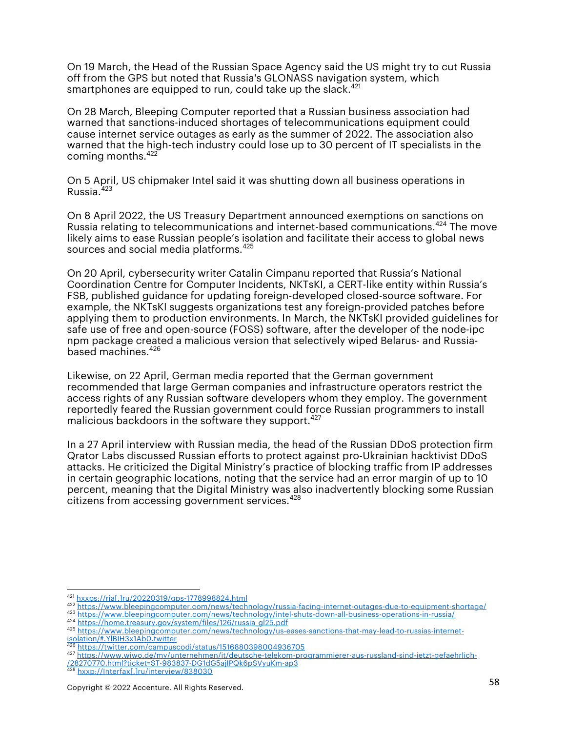On 19 March, the Head of the Russian Space Agency said the US might try to cut Russia off from the GPS but noted that Russia's GLONASS navigation system, which smartphones are equipped to run, could take up the slack.[421]

On 28 March, Bleeping Computer reported that a Russian business association had warned that sanctions-induced shortages of telecommunications equipment could cause internet service outages as early as the summer of 2022. The association also warned that the high-tech industry could lose up to 30 percent of IT specialists in the coming months.[422]

On 5 April, US chipmaker Intel said it was shutting down all business operations in Russia.[423]

On 8 April 2022, the US Treasury Department announced exemptions on sanctions on Russia relating to telecommunications and internet-based communications.[424] The move likely aims to ease Russian people's isolation and facilitate their access to global news sources and social media platforms.[425]

On 20 April, cybersecurity writer Catalin Cimpanu reported that Russia's National Coordination Centre for Computer Incidents, NKTsKI, a CERT-like entity within Russia's FSB, published guidance for updating foreign-developed closed-source software. For example, the NKTsKI suggests organizations test any foreign-provided patches before applying them to production environments. In March, the NKTsKI provided guidelines for safe use of free and open-source (FOSS) software, after the developer of the node-ipc npm package created a malicious version that selectively wiped Belarus- and Russia-based machines.[426]

Likewise, on 22 April, German media reported that the German government recommended that large German companies and infrastructure operators restrict the access rights of any Russian software developers whom they employ. The government reportedly feared the Russian government could force Russian programmers to install malicious backdoors in the software they support.[427]

In a 27 April interview with Russian media, the head of the Russian DDoS protection firm Qrator Labs discussed Russian efforts to protect against pro-Ukrainian hacktivist DDoS attacks. He criticized the Digital Ministry's practice of blocking traffic from IP addresses in certain geographic locations, noting that the service had an error margin of up to 10 percent, meaning that the Digital Ministry was also inadvertently blocking some Russian citizens from accessing government services.[428]

---

[421] hxxps://ria[.]ru/20220319/gps-1778998824.html
[422] https://www.bleepingcomputer.com/news/technology/russia-facing-internet-outages-due-to-equipment-shortage/
[423] https://www.bleepingcomputer.com/news/technology/intel-shuts-down-all-business-operations-in-russia/
[424] https://home.treasury.gov/system/files/126/russia_gl25.pdf
[425] https://www.bleepingcomputer.com/news/technology/us-eases-sanctions-that-may-lead-to-russias-internet-isolation/#.YlBIH3x1Ab0.twitter
[426] https://twitter.com/campuscodi/status/1516880398004936705
[427] https://www.wiwo.de/my/unternehmen/it/deutsche-telekom-programmierer-aus-russland-sind-jetzt-gefaehrlich-/28270770.html?ticket=ST-983837-DG1dG5ajIPQk6pSVyuKm-ap3
[428] hxxp://Interfax[.]ru/interview/838030

Copyright © 2022 Accenture. All Rights Reserved.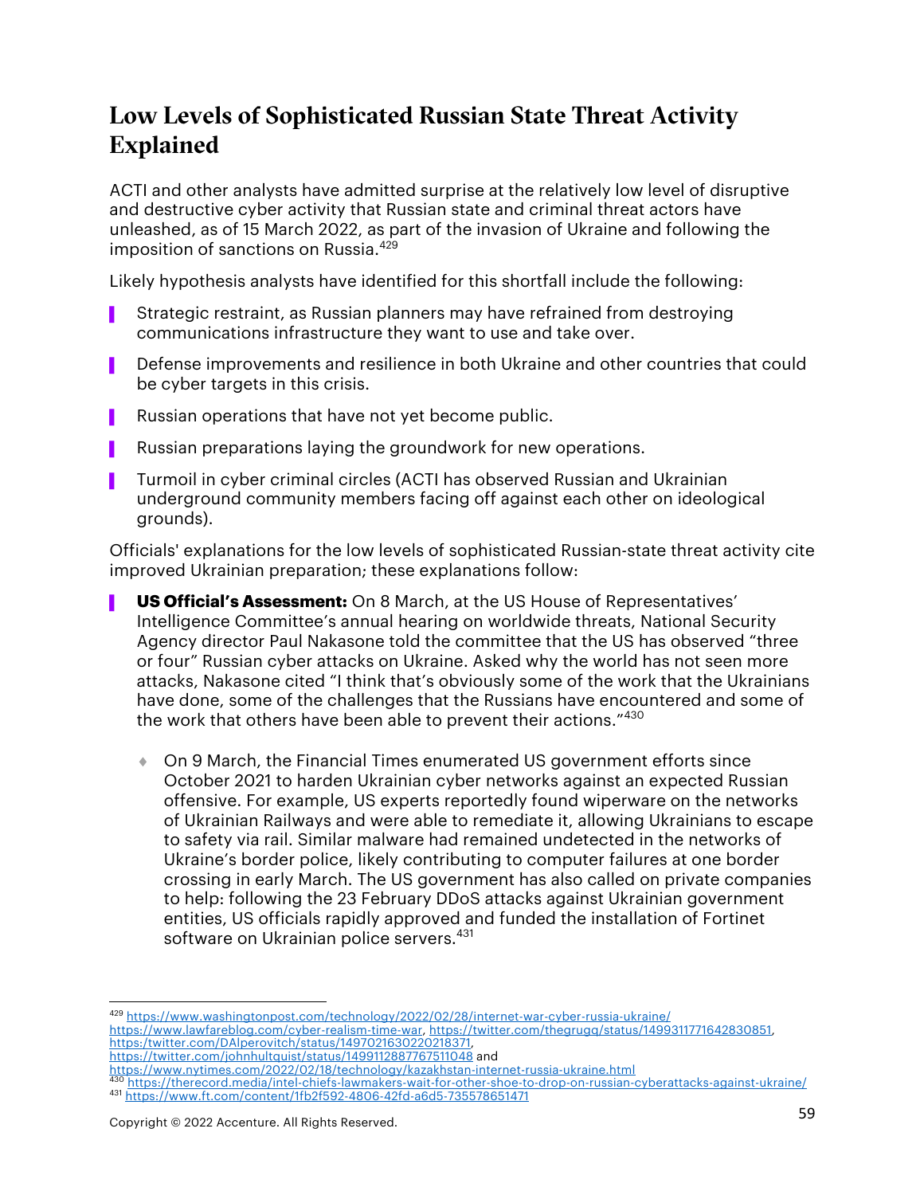## Low Levels of Sophisticated Russian State Threat Activity Explained

ACTI and other analysts have admitted surprise at the relatively low level of disruptive and destructive cyber activity that Russian state and criminal threat actors have unleashed, as of 15 March 2022, as part of the invasion of Ukraine and following the imposition of sanctions on Russia.[429]

Likely hypothesis analysts have identified for this shortfall include the following:

- Strategic restraint, as Russian planners may have refrained from destroying communications infrastructure they want to use and take over.
- Defense improvements and resilience in both Ukraine and other countries that could be cyber targets in this crisis.
- Russian operations that have not yet become public.
- Russian preparations laying the groundwork for new operations.
- Turmoil in cyber criminal circles (ACTI has observed Russian and Ukrainian underground community members facing off against each other on ideological grounds).

Officials' explanations for the low levels of sophisticated Russian-state threat activity cite improved Ukrainian preparation; these explanations follow:

- **US Official's Assessment:** On 8 March, at the US House of Representatives' Intelligence Committee's annual hearing on worldwide threats, National Security Agency director Paul Nakasone told the committee that the US has observed "three or four" Russian cyber attacks on Ukraine. Asked why the world has not seen more attacks, Nakasone cited "I think that's obviously some of the work that the Ukrainians have done, some of the challenges that the Russians have encountered and some of the work that others have been able to prevent their actions."[430]
    - On 9 March, the Financial Times enumerated US government efforts since October 2021 to harden Ukrainian cyber networks against an expected Russian offensive. For example, US experts reportedly found wiperware on the networks of Ukrainian Railways and were able to remediate it, allowing Ukrainians to escape to safety via rail. Similar malware had remained undetected in the networks of Ukraine's border police, likely contributing to computer failures at one border crossing in early March. The US government has also called on private companies to help: following the 23 February DDoS attacks against Ukrainian government entities, US officials rapidly approved and funded the installation of Fortinet software on Ukrainian police servers.[431]

---

[429] https://www.washingtonpost.com/technology/2022/02/28/internet-war-cyber-russia-ukraine/
https://www.lawfareblog.com/cyber-realism-time-war, https://twitter.com/thegrugq/status/1499311771642830851,
https://twitter.com/DAlperovitch/status/1497021630220218371,
https://twitter.com/johnhultquist/status/1499112887767511048 and
https://www.nytimes.com/2022/02/18/technology/kazakhstan-internet-russia-ukraine.html
[430] https://therecord.media/intel-chiefs-lawmakers-wait-for-other-shoe-to-drop-on-russian-cyberattacks-against-ukraine/
[431] https://www.ft.com/content/1fb2f592-4806-42fd-a6d5-735578651471

Copyright © 2022 Accenture. All Rights Reserved.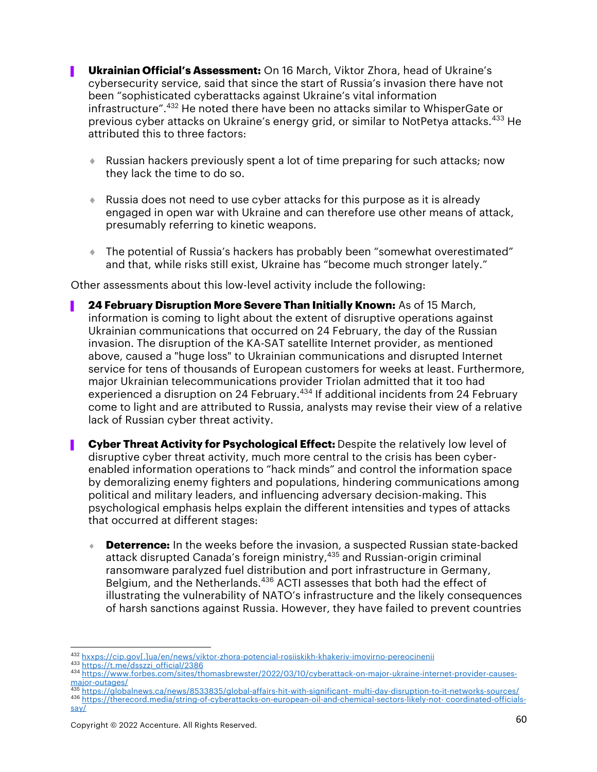- **Ukrainian Official's Assessment:** On 16 March, Viktor Zhora, head of Ukraine's cybersecurity service, said that since the start of Russia's invasion there have not been "sophisticated cyberattacks against Ukraine's vital information infrastructure".[432] He noted there have been no attacks similar to WhisperGate or previous cyber attacks on Ukraine's energy grid, or similar to NotPetya attacks.[433] He attributed this to three factors:

  - Russian hackers previously spent a lot of time preparing for such attacks; now they lack the time to do so.

  - Russia does not need to use cyber attacks for this purpose as it is already engaged in open war with Ukraine and can therefore use other means of attack, presumably referring to kinetic weapons.

  - The potential of Russia's hackers has probably been "somewhat overestimated" and that, while risks still exist, Ukraine has "become much stronger lately."

Other assessments about this low-level activity include the following:

- **24 February Disruption More Severe Than Initially Known:** As of 15 March, information is coming to light about the extent of disruptive operations against Ukrainian communications that occurred on 24 February, the day of the Russian invasion. The disruption of the KA-SAT satellite Internet provider, as mentioned above, caused a "huge loss" to Ukrainian communications and disrupted Internet service for tens of thousands of European customers for weeks at least. Furthermore, major Ukrainian telecommunications provider Triolan admitted that it too had experienced a disruption on 24 February.[434] If additional incidents from 24 February come to light and are attributed to Russia, analysts may revise their view of a relative lack of Russian cyber threat activity.

- **Cyber Threat Activity for Psychological Effect:** Despite the relatively low level of disruptive cyber threat activity, much more central to the crisis has been cyber-enabled information operations to "hack minds" and control the information space by demoralizing enemy fighters and populations, hindering communications among political and military leaders, and influencing adversary decision-making. This psychological emphasis helps explain the different intensities and types of attacks that occurred at different stages:

  - **Deterrence:** In the weeks before the invasion, a suspected Russian state-backed attack disrupted Canada's foreign ministry,[435] and Russian-origin criminal ransomware paralyzed fuel distribution and port infrastructure in Germany, Belgium, and the Netherlands.[436] ACTI assesses that both had the effect of illustrating the vulnerability of NATO's infrastructure and the likely consequences of harsh sanctions against Russia. However, they have failed to prevent countries

---

[432] hxxps://cip.gov[.]ua/en/news/viktor-zhora-potencial-rosiiskikh-khakeriv-imovirno-pereocinenii
[433] https://t.me/dsszzi_official/2386
[434] https://www.forbes.com/sites/thomasbrewster/2022/03/10/cyberattack-on-major-ukraine-internet-provider-causes-major-outages/
[435] https://globalnews.ca/news/8533835/global-affairs-hit-with-significant- multi-day-disruption-to-it-networks-sources/
[436] https://therecord.media/string-of-cyberattacks-on-european-oil-and-chemical-sectors-likely-not- coordinated-officials-say/

Copyright © 2022 Accenture. All Rights Reserved.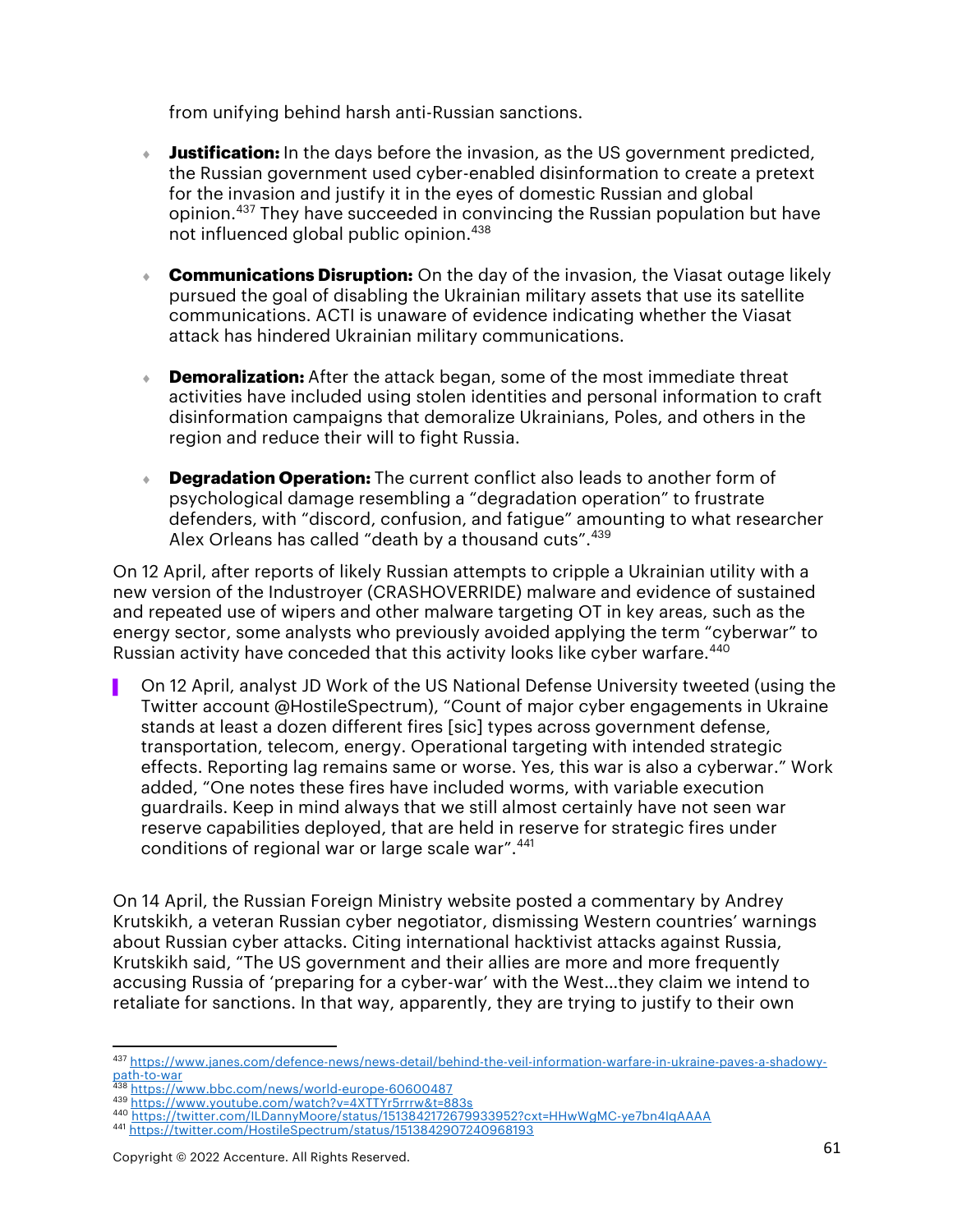from unifying behind harsh anti-Russian sanctions.

- **Justification:** In the days before the invasion, as the US government predicted, the Russian government used cyber-enabled disinformation to create a pretext for the invasion and justify it in the eyes of domestic Russian and global opinion.[437] They have succeeded in convincing the Russian population but have not influenced global public opinion.[438]

- **Communications Disruption:** On the day of the invasion, the Viasat outage likely pursued the goal of disabling the Ukrainian military assets that use its satellite communications. ACTI is unaware of evidence indicating whether the Viasat attack has hindered Ukrainian military communications.

- **Demoralization:** After the attack began, some of the most immediate threat activities have included using stolen identities and personal information to craft disinformation campaigns that demoralize Ukrainians, Poles, and others in the region and reduce their will to fight Russia.

- **Degradation Operation:** The current conflict also leads to another form of psychological damage resembling a "degradation operation" to frustrate defenders, with "discord, confusion, and fatigue" amounting to what researcher Alex Orleans has called "death by a thousand cuts".[439]

On 12 April, after reports of likely Russian attempts to cripple a Ukrainian utility with a new version of the Industroyer (CRASHOVERRIDE) malware and evidence of sustained and repeated use of wipers and other malware targeting OT in key areas, such as the energy sector, some analysts who previously avoided applying the term "cyberwar" to Russian activity have conceded that this activity looks like cyber warfare.[440]

> On 12 April, analyst JD Work of the US National Defense University tweeted (using the Twitter account @HostileSpectrum), "Count of major cyber engagements in Ukraine stands at least a dozen different fires [sic] types across government defense, transportation, telecom, energy. Operational targeting with intended strategic effects. Reporting lag remains same or worse. Yes, this war is also a cyberwar." Work added, "One notes these fires have included worms, with variable execution guardrails. Keep in mind always that we still almost certainly have not seen war reserve capabilities deployed, that are held in reserve for strategic fires under conditions of regional war or large scale war".[441]

On 14 April, the Russian Foreign Ministry website posted a commentary by Andrey Krutskikh, a veteran Russian cyber negotiator, dismissing Western countries' warnings about Russian cyber attacks. Citing international hacktivist attacks against Russia, Krutskikh said, "The US government and their allies are more and more frequently accusing Russia of 'preparing for a cyber-war' with the West…they claim we intend to retaliate for sanctions. In that way, apparently, they are trying to justify to their own

---

[437] https://www.janes.com/defence-news/news-detail/behind-the-veil-information-warfare-in-ukraine-paves-a-shadowy-path-to-war
[438] https://www.bbc.com/news/world-europe-60600487
[439] https://www.youtube.com/watch?v=4XTTYr5rrrw&t=883s
[440] https://twitter.com/ILDannyMoore/status/1513842172679933952?cxt=HHwWgMC-ye7bn4IqAAAA
[441] https://twitter.com/HostileSpectrum/status/1513842907240968193

Copyright © 2022 Accenture. All Rights Reserved.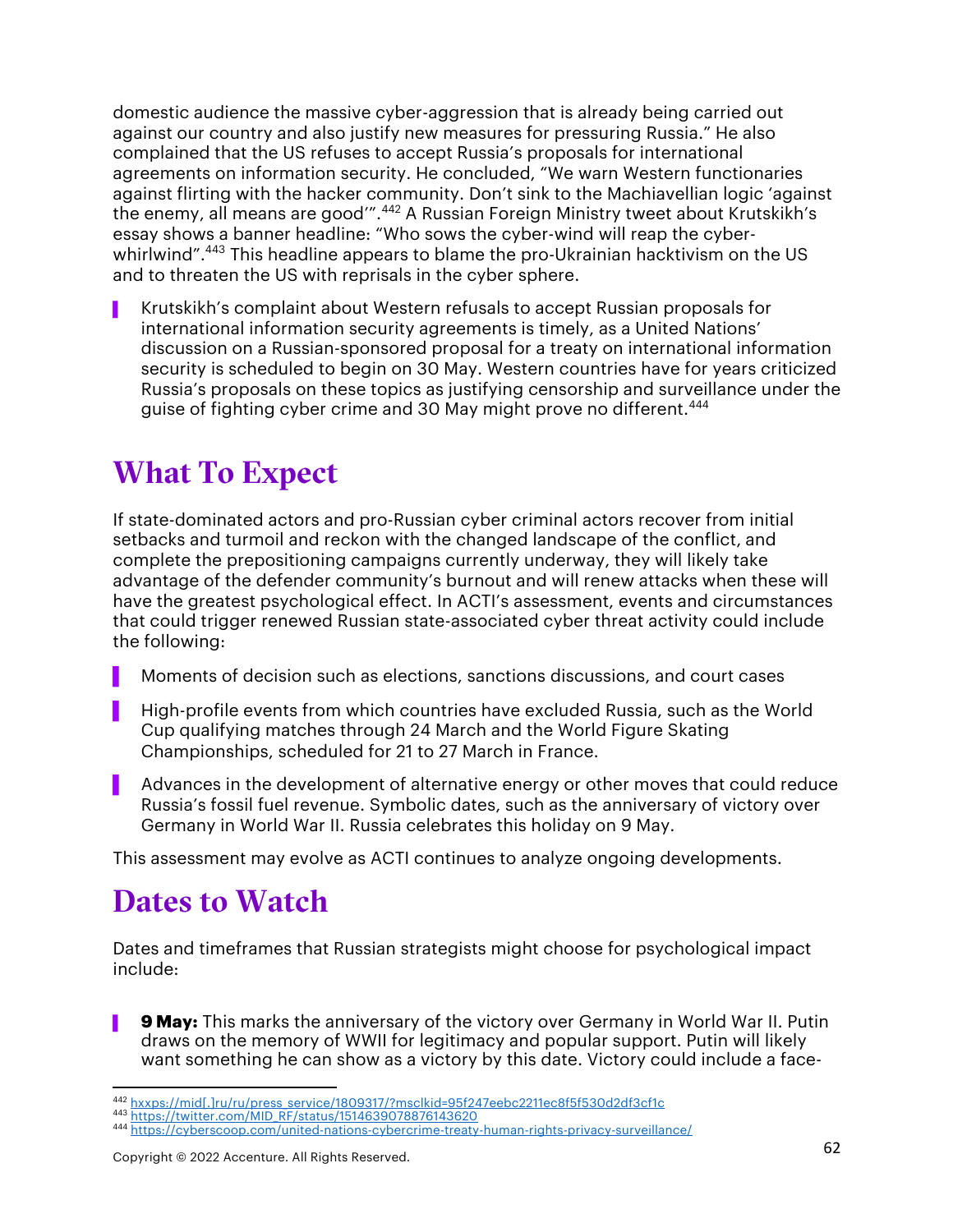domestic audience the massive cyber-aggression that is already being carried out against our country and also justify new measures for pressuring Russia." He also complained that the US refuses to accept Russia's proposals for international agreements on information security. He concluded, "We warn Western functionaries against flirting with the hacker community. Don't sink to the Machiavellian logic 'against the enemy, all means are good'".[442] A Russian Foreign Ministry tweet about Krutskikh's essay shows a banner headline: "Who sows the cyber-wind will reap the cyber-whirlwind".[443] This headline appears to blame the pro-Ukrainian hacktivism on the US and to threaten the US with reprisals in the cyber sphere.

- Krutskikh's complaint about Western refusals to accept Russian proposals for international information security agreements is timely, as a United Nations' discussion on a Russian-sponsored proposal for a treaty on international information security is scheduled to begin on 30 May. Western countries have for years criticized Russia's proposals on these topics as justifying censorship and surveillance under the guise of fighting cyber crime and 30 May might prove no different.[444]

# What To Expect

If state-dominated actors and pro-Russian cyber criminal actors recover from initial setbacks and turmoil and reckon with the changed landscape of the conflict, and complete the prepositioning campaigns currently underway, they will likely take advantage of the defender community's burnout and will renew attacks when these will have the greatest psychological effect. In ACTI's assessment, events and circumstances that could trigger renewed Russian state-associated cyber threat activity could include the following:

- Moments of decision such as elections, sanctions discussions, and court cases
- High-profile events from which countries have excluded Russia, such as the World Cup qualifying matches through 24 March and the World Figure Skating Championships, scheduled for 21 to 27 March in France.
- Advances in the development of alternative energy or other moves that could reduce Russia's fossil fuel revenue. Symbolic dates, such as the anniversary of victory over Germany in World War II. Russia celebrates this holiday on 9 May.

This assessment may evolve as ACTI continues to analyze ongoing developments.

# Dates to Watch

Dates and timeframes that Russian strategists might choose for psychological impact include:

- **9 May:** This marks the anniversary of the victory over Germany in World War II. Putin draws on the memory of WWII for legitimacy and popular support. Putin will likely want something he can show as a victory by this date. Victory could include a face-

[442] hxxps://mid[.]ru/ru/press_service/1809317/?msclkid=95f247eebc2211ec8f5f530d2df3cf1c
[443] https://twitter.com/MID_RF/status/1514639078876143620
[444] https://cyberscoop.com/united-nations-cybercrime-treaty-human-rights-privacy-surveillance/

Copyright © 2022 Accenture. All Rights Reserved.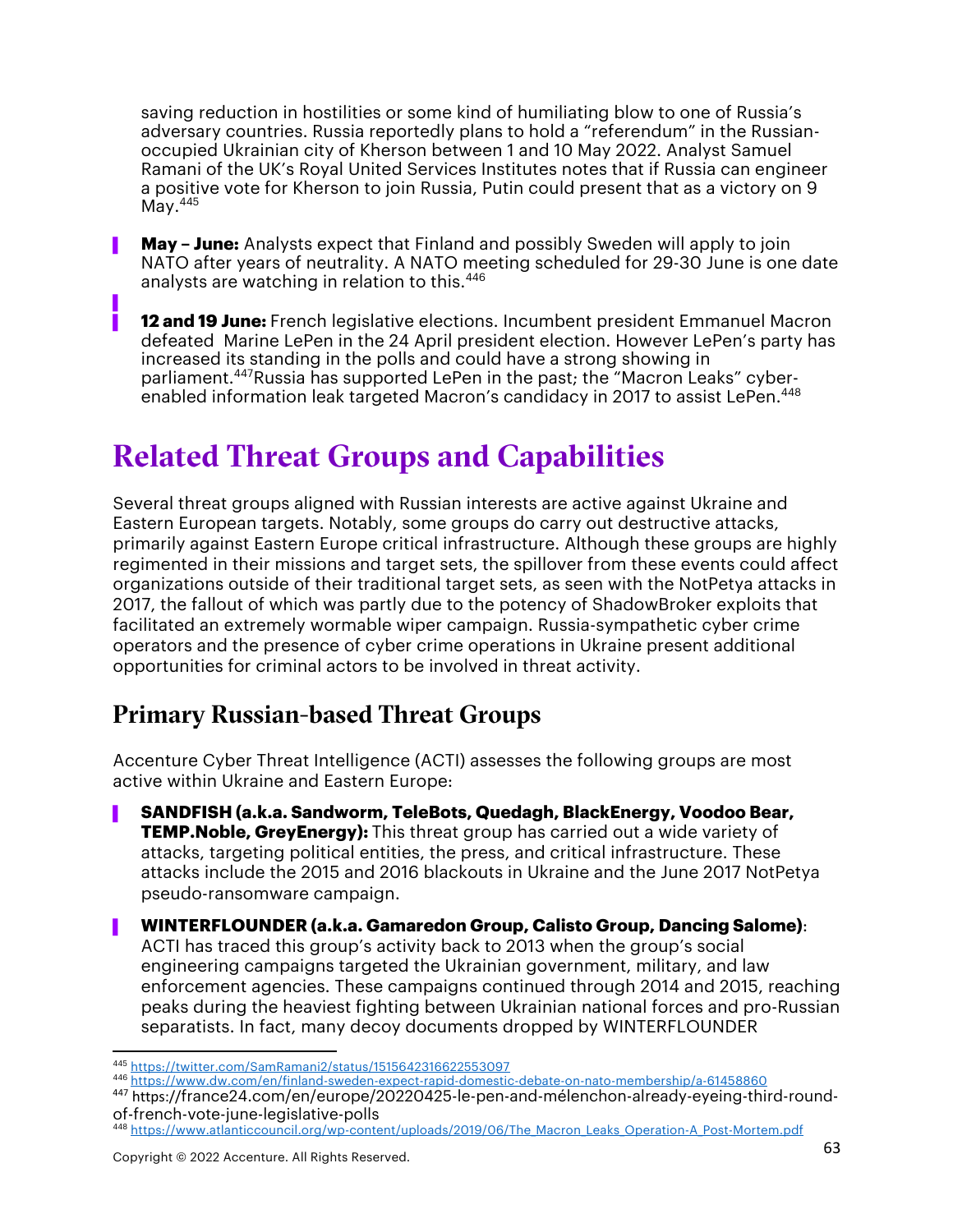saving reduction in hostilities or some kind of humiliating blow to one of Russia's adversary countries. Russia reportedly plans to hold a "referendum" in the Russian-occupied Ukrainian city of Kherson between 1 and 10 May 2022. Analyst Samuel Ramani of the UK's Royal United Services Institutes notes that if Russia can engineer a positive vote for Kherson to join Russia, Putin could present that as a victory on 9 May.[445]

- **May – June:** Analysts expect that Finland and possibly Sweden will apply to join NATO after years of neutrality. A NATO meeting scheduled for 29-30 June is one date analysts are watching in relation to this.[446]
- **12 and 19 June:** French legislative elections. Incumbent president Emmanuel Macron defeated Marine LePen in the 24 April president election. However LePen's party has increased its standing in the polls and could have a strong showing in parliament.[447] Russia has supported LePen in the past; the "Macron Leaks" cyber-enabled information leak targeted Macron's candidacy in 2017 to assist LePen.[448]

# Related Threat Groups and Capabilities

Several threat groups aligned with Russian interests are active against Ukraine and Eastern European targets. Notably, some groups do carry out destructive attacks, primarily against Eastern Europe critical infrastructure. Although these groups are highly regimented in their missions and target sets, the spillover from these events could affect organizations outside of their traditional target sets, as seen with the NotPetya attacks in 2017, the fallout of which was partly due to the potency of ShadowBroker exploits that facilitated an extremely wormable wiper campaign. Russia-sympathetic cyber crime operators and the presence of cyber crime operations in Ukraine present additional opportunities for criminal actors to be involved in threat activity.

## Primary Russian-based Threat Groups

Accenture Cyber Threat Intelligence (ACTI) assesses the following groups are most active within Ukraine and Eastern Europe:

- **SANDFISH (a.k.a. Sandworm, TeleBots, Quedagh, BlackEnergy, Voodoo Bear, TEMP.Noble, GreyEnergy):** This threat group has carried out a wide variety of attacks, targeting political entities, the press, and critical infrastructure. These attacks include the 2015 and 2016 blackouts in Ukraine and the June 2017 NotPetya pseudo-ransomware campaign.
- **WINTERFLOUNDER (a.k.a. Gamaredon Group, Calisto Group, Dancing Salome)**: ACTI has traced this group's activity back to 2013 when the group's social engineering campaigns targeted the Ukrainian government, military, and law enforcement agencies. These campaigns continued through 2014 and 2015, reaching peaks during the heaviest fighting between Ukrainian national forces and pro-Russian separatists. In fact, many decoy documents dropped by WINTERFLOUNDER

---

[445] https://twitter.com/SamRamani2/status/1515642316622553097
[446] https://www.dw.com/en/finland-sweden-expect-rapid-domestic-debate-on-nato-membership/a-61458860
[447] https://france24.com/en/europe/20220425-le-pen-and-mélenchon-already-eyeing-third-round-of-french-vote-june-legislative-polls
[448] https://www.atlanticcouncil.org/wp-content/uploads/2019/06/The_Macron_Leaks_Operation-A_Post-Mortem.pdf

Copyright © 2022 Accenture. All Rights Reserved.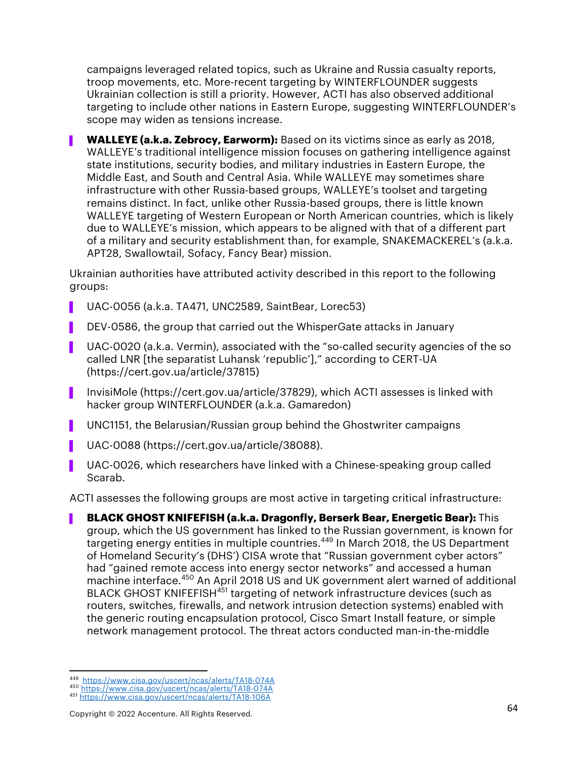campaigns leveraged related topics, such as Ukraine and Russia casualty reports, troop movements, etc. More-recent targeting by WINTERFLOUNDER suggests Ukrainian collection is still a priority. However, ACTI has also observed additional targeting to include other nations in Eastern Europe, suggesting WINTERFLOUNDER's scope may widen as tensions increase.

- **WALLEYE (a.k.a. Zebrocy, Earworm):** Based on its victims since as early as 2018, WALLEYE's traditional intelligence mission focuses on gathering intelligence against state institutions, security bodies, and military industries in Eastern Europe, the Middle East, and South and Central Asia. While WALLEYE may sometimes share infrastructure with other Russia-based groups, WALLEYE's toolset and targeting remains distinct. In fact, unlike other Russia-based groups, there is little known WALLEYE targeting of Western European or North American countries, which is likely due to WALLEYE's mission, which appears to be aligned with that of a different part of a military and security establishment than, for example, SNAKEMACKEREL's (a.k.a. APT28, Swallowtail, Sofacy, Fancy Bear) mission.

Ukrainian authorities have attributed activity described in this report to the following groups:

- UAC-0056 (a.k.a. TA471, UNC2589, SaintBear, Lorec53)
- DEV-0586, the group that carried out the WhisperGate attacks in January
- UAC-0020 (a.k.a. Vermin), associated with the "so-called security agencies of the so called LNR [the separatist Luhansk 'republic']," according to CERT-UA (https://cert.gov.ua/article/37815)
- InvisiMole (https://cert.gov.ua/article/37829), which ACTI assesses is linked with hacker group WINTERFLOUNDER (a.k.a. Gamaredon)
- UNC1151, the Belarusian/Russian group behind the Ghostwriter campaigns
- UAC-0088 (https://cert.gov.ua/article/38088).
- UAC-0026, which researchers have linked with a Chinese-speaking group called Scarab.

ACTI assesses the following groups are most active in targeting critical infrastructure:

- **BLACK GHOST KNIFEFISH (a.k.a. Dragonfly, Berserk Bear, Energetic Bear):** This group, which the US government has linked to the Russian government, is known for targeting energy entities in multiple countries.[449] In March 2018, the US Department of Homeland Security's (DHS') CISA wrote that "Russian government cyber actors" had "gained remote access into energy sector networks" and accessed a human machine interface.[450] An April 2018 US and UK government alert warned of additional BLACK GHOST KNIFEFISH[451] targeting of network infrastructure devices (such as routers, switches, firewalls, and network intrusion detection systems) enabled with the generic routing encapsulation protocol, Cisco Smart Install feature, or simple network management protocol. The threat actors conducted man-in-the-middle

[449] https://www.cisa.gov/uscert/ncas/alerts/TA18-074A
[450] https://www.cisa.gov/uscert/ncas/alerts/TA18-074A
[451] https://www.cisa.gov/uscert/ncas/alerts/TA18-106A

Copyright © 2022 Accenture. All Rights Reserved.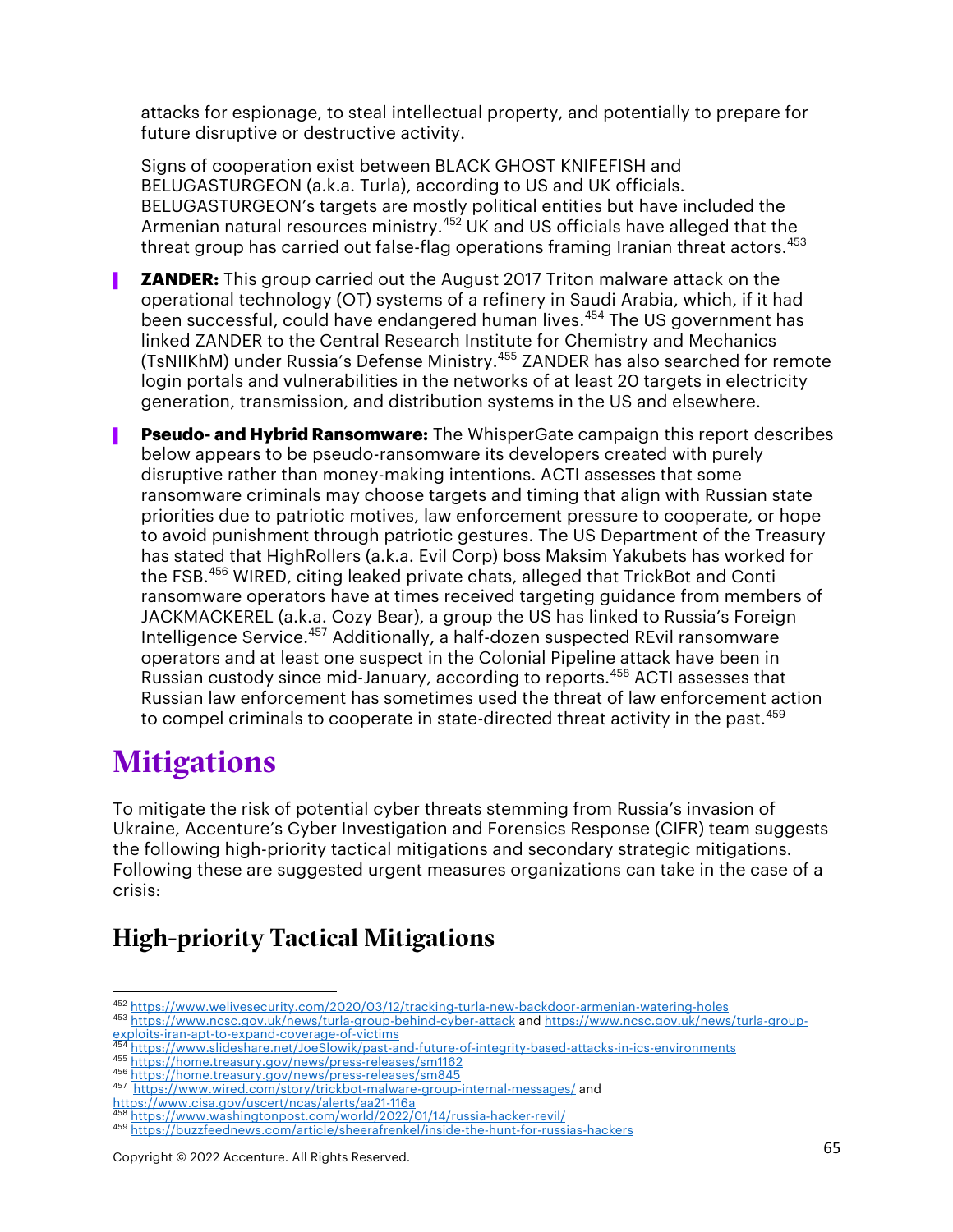attacks for espionage, to steal intellectual property, and potentially to prepare for future disruptive or destructive activity.

Signs of cooperation exist between BLACK GHOST KNIFEFISH and BELUGASTURGEON (a.k.a. Turla), according to US and UK officials. BELUGASTURGEON's targets are mostly political entities but have included the Armenian natural resources ministry.[452] UK and US officials have alleged that the threat group has carried out false-flag operations framing Iranian threat actors.[453]

- **ZANDER:** This group carried out the August 2017 Triton malware attack on the operational technology (OT) systems of a refinery in Saudi Arabia, which, if it had been successful, could have endangered human lives.[454] The US government has linked ZANDER to the Central Research Institute for Chemistry and Mechanics (TsNIIKhM) under Russia's Defense Ministry.[455] ZANDER has also searched for remote login portals and vulnerabilities in the networks of at least 20 targets in electricity generation, transmission, and distribution systems in the US and elsewhere.
- **Pseudo- and Hybrid Ransomware:** The WhisperGate campaign this report describes below appears to be pseudo-ransomware its developers created with purely disruptive rather than money-making intentions. ACTI assesses that some ransomware criminals may choose targets and timing that align with Russian state priorities due to patriotic motives, law enforcement pressure to cooperate, or hope to avoid punishment through patriotic gestures. The US Department of the Treasury has stated that HighRollers (a.k.a. Evil Corp) boss Maksim Yakubets has worked for the FSB.[456] WIRED, citing leaked private chats, alleged that TrickBot and Conti ransomware operators have at times received targeting guidance from members of JACKMACKEREL (a.k.a. Cozy Bear), a group the US has linked to Russia's Foreign Intelligence Service.[457] Additionally, a half-dozen suspected REvil ransomware operators and at least one suspect in the Colonial Pipeline attack have been in Russian custody since mid-January, according to reports.[458] ACTI assesses that Russian law enforcement has sometimes used the threat of law enforcement action to compel criminals to cooperate in state-directed threat activity in the past.[459]

# Mitigations

To mitigate the risk of potential cyber threats stemming from Russia's invasion of Ukraine, Accenture's Cyber Investigation and Forensics Response (CIFR) team suggests the following high-priority tactical mitigations and secondary strategic mitigations. Following these are suggested urgent measures organizations can take in the case of a crisis:

## High-priority Tactical Mitigations

[452] https://www.welivesecurity.com/2020/03/12/tracking-turla-new-backdoor-armenian-watering-holes
[453] https://www.ncsc.gov.uk/news/turla-group-behind-cyber-attack and https://www.ncsc.gov.uk/news/turla-group-exploits-iran-apt-to-expand-coverage-of-victims
[454] https://www.slideshare.net/JoeSlowik/past-and-future-of-integrity-based-attacks-in-ics-environments
[455] https://home.treasury.gov/news/press-releases/sm1162
[456] https://home.treasury.gov/news/press-releases/sm845
[457] https://www.wired.com/story/trickbot-malware-group-internal-messages/ and https://www.cisa.gov/uscert/ncas/alerts/aa21-116a
[458] https://www.washingtonpost.com/world/2022/01/14/russia-hacker-revil/
[459] https://buzzfeednews.com/article/sheerafrenkel/inside-the-hunt-for-russias-hackers

Copyright © 2022 Accenture. All Rights Reserved.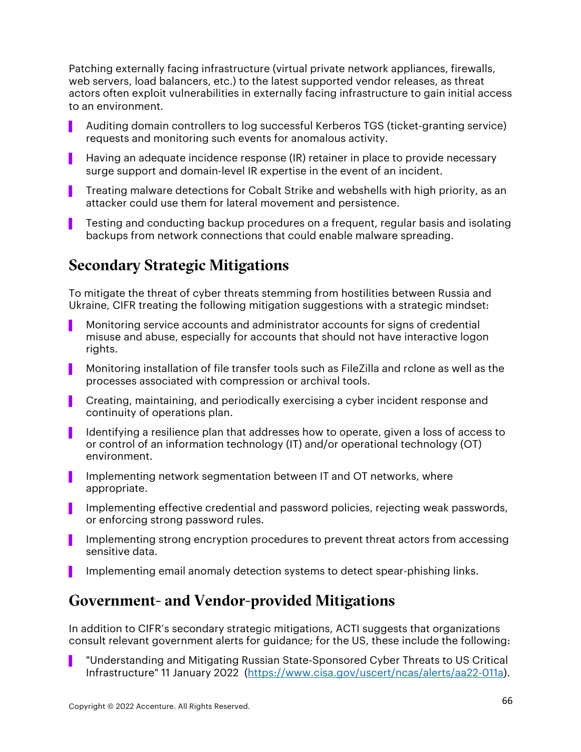Patching externally facing infrastructure (virtual private network appliances, firewalls, web servers, load balancers, etc.) to the latest supported vendor releases, as threat actors often exploit vulnerabilities in externally facing infrastructure to gain initial access to an environment.

- Auditing domain controllers to log successful Kerberos TGS (ticket-granting service) requests and monitoring such events for anomalous activity.
- Having an adequate incidence response (IR) retainer in place to provide necessary surge support and domain-level IR expertise in the event of an incident.
- Treating malware detections for Cobalt Strike and webshells with high priority, as an attacker could use them for lateral movement and persistence.
- Testing and conducting backup procedures on a frequent, regular basis and isolating backups from network connections that could enable malware spreading.

## Secondary Strategic Mitigations

To mitigate the threat of cyber threats stemming from hostilities between Russia and Ukraine, CIFR treating the following mitigation suggestions with a strategic mindset:

- Monitoring service accounts and administrator accounts for signs of credential misuse and abuse, especially for accounts that should not have interactive logon rights.
- Monitoring installation of file transfer tools such as FileZilla and rclone as well as the processes associated with compression or archival tools.
- Creating, maintaining, and periodically exercising a cyber incident response and continuity of operations plan.
- Identifying a resilience plan that addresses how to operate, given a loss of access to or control of an information technology (IT) and/or operational technology (OT) environment.
- Implementing network segmentation between IT and OT networks, where appropriate.
- Implementing effective credential and password policies, rejecting weak passwords, or enforcing strong password rules.
- Implementing strong encryption procedures to prevent threat actors from accessing sensitive data.
- Implementing email anomaly detection systems to detect spear-phishing links.

## Government- and Vendor-provided Mitigations

In addition to CIFR's secondary strategic mitigations, ACTI suggests that organizations consult relevant government alerts for guidance; for the US, these include the following:

- "Understanding and Mitigating Russian State-Sponsored Cyber Threats to US Critical Infrastructure" 11 January 2022 (https://www.cisa.gov/uscert/ncas/alerts/aa22-011a).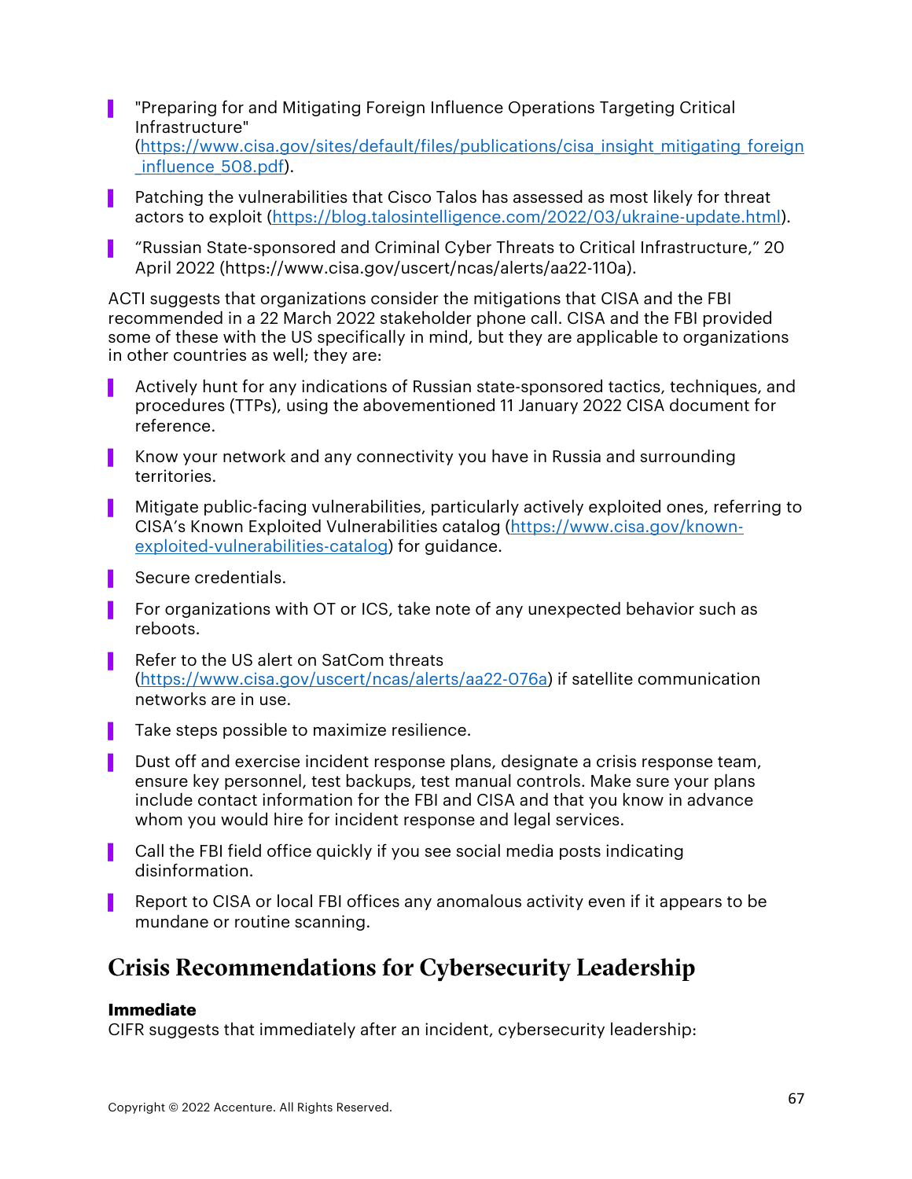- "Preparing for and Mitigating Foreign Influence Operations Targeting Critical Infrastructure" (https://www.cisa.gov/sites/default/files/publications/cisa_insight_mitigating_foreign_influence_508.pdf).
- Patching the vulnerabilities that Cisco Talos has assessed as most likely for threat actors to exploit (https://blog.talosintelligence.com/2022/03/ukraine-update.html).
- "Russian State-sponsored and Criminal Cyber Threats to Critical Infrastructure," 20 April 2022 (https://www.cisa.gov/uscert/ncas/alerts/aa22-110a).

ACTI suggests that organizations consider the mitigations that CISA and the FBI recommended in a 22 March 2022 stakeholder phone call. CISA and the FBI provided some of these with the US specifically in mind, but they are applicable to organizations in other countries as well; they are:

- Actively hunt for any indications of Russian state-sponsored tactics, techniques, and procedures (TTPs), using the abovementioned 11 January 2022 CISA document for reference.
- Know your network and any connectivity you have in Russia and surrounding territories.
- Mitigate public-facing vulnerabilities, particularly actively exploited ones, referring to CISA's Known Exploited Vulnerabilities catalog (https://www.cisa.gov/known-exploited-vulnerabilities-catalog) for guidance.
- Secure credentials.
- For organizations with OT or ICS, take note of any unexpected behavior such as reboots.
- Refer to the US alert on SatCom threats (https://www.cisa.gov/uscert/ncas/alerts/aa22-076a) if satellite communication networks are in use.
- Take steps possible to maximize resilience.
- Dust off and exercise incident response plans, designate a crisis response team, ensure key personnel, test backups, test manual controls. Make sure your plans include contact information for the FBI and CISA and that you know in advance whom you would hire for incident response and legal services.
- Call the FBI field office quickly if you see social media posts indicating disinformation.
- Report to CISA or local FBI offices any anomalous activity even if it appears to be mundane or routine scanning.

## Crisis Recommendations for Cybersecurity Leadership

**Immediate**

CIFR suggests that immediately after an incident, cybersecurity leadership: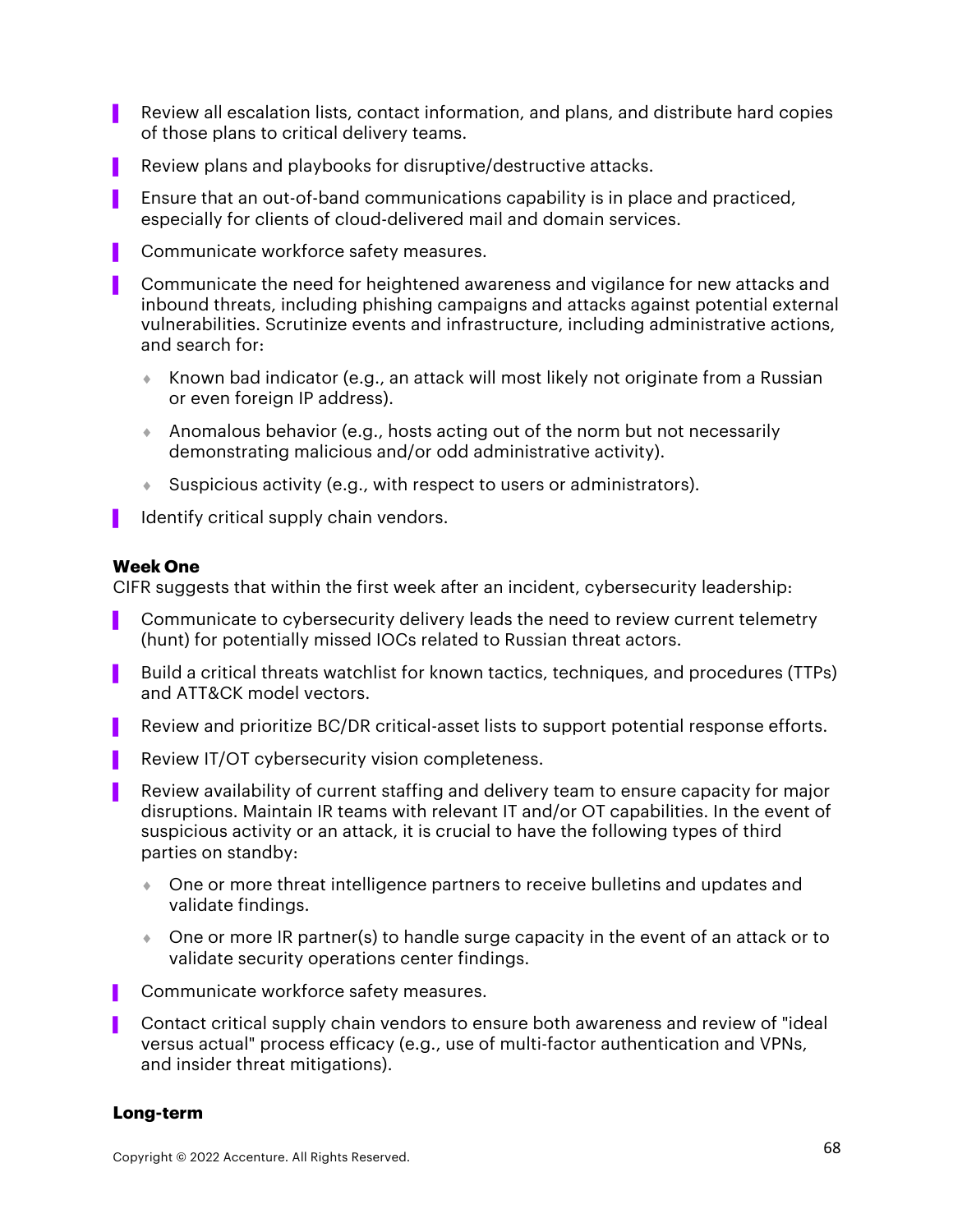- Review all escalation lists, contact information, and plans, and distribute hard copies of those plans to critical delivery teams.
- Review plans and playbooks for disruptive/destructive attacks.
- Ensure that an out-of-band communications capability is in place and practiced, especially for clients of cloud-delivered mail and domain services.
- Communicate workforce safety measures.
- Communicate the need for heightened awareness and vigilance for new attacks and inbound threats, including phishing campaigns and attacks against potential external vulnerabilities. Scrutinize events and infrastructure, including administrative actions, and search for:
  - Known bad indicator (e.g., an attack will most likely not originate from a Russian or even foreign IP address).
  - Anomalous behavior (e.g., hosts acting out of the norm but not necessarily demonstrating malicious and/or odd administrative activity).
  - Suspicious activity (e.g., with respect to users or administrators).
- Identify critical supply chain vendors.

**Week One**

CIFR suggests that within the first week after an incident, cybersecurity leadership:

- Communicate to cybersecurity delivery leads the need to review current telemetry (hunt) for potentially missed IOCs related to Russian threat actors.
- Build a critical threats watchlist for known tactics, techniques, and procedures (TTPs) and ATT&CK model vectors.
- Review and prioritize BC/DR critical-asset lists to support potential response efforts.
- Review IT/OT cybersecurity vision completeness.
- Review availability of current staffing and delivery team to ensure capacity for major disruptions. Maintain IR teams with relevant IT and/or OT capabilities. In the event of suspicious activity or an attack, it is crucial to have the following types of third parties on standby:
  - One or more threat intelligence partners to receive bulletins and updates and validate findings.
  - One or more IR partner(s) to handle surge capacity in the event of an attack or to validate security operations center findings.
- Communicate workforce safety measures.
- Contact critical supply chain vendors to ensure both awareness and review of "ideal versus actual" process efficacy (e.g., use of multi-factor authentication and VPNs, and insider threat mitigations).

**Long-term**

Copyright © 2022 Accenture. All Rights Reserved.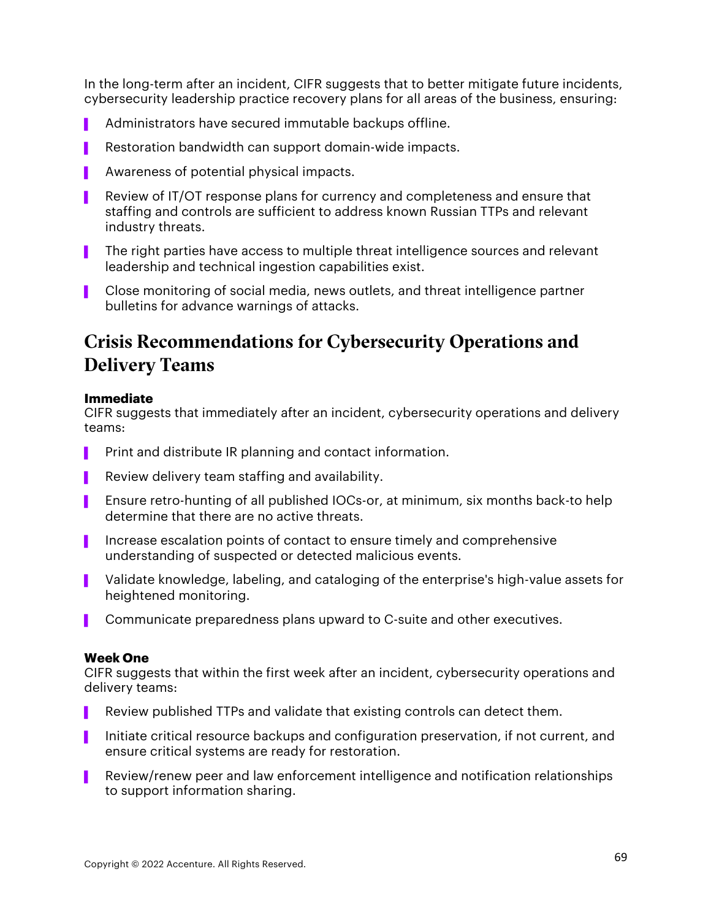In the long-term after an incident, CIFR suggests that to better mitigate future incidents, cybersecurity leadership practice recovery plans for all areas of the business, ensuring:

- Administrators have secured immutable backups offline.
- Restoration bandwidth can support domain-wide impacts.
- Awareness of potential physical impacts.
- Review of IT/OT response plans for currency and completeness and ensure that staffing and controls are sufficient to address known Russian TTPs and relevant industry threats.
- The right parties have access to multiple threat intelligence sources and relevant leadership and technical ingestion capabilities exist.
- Close monitoring of social media, news outlets, and threat intelligence partner bulletins for advance warnings of attacks.

## Crisis Recommendations for Cybersecurity Operations and Delivery Teams

**Immediate**
CIFR suggests that immediately after an incident, cybersecurity operations and delivery teams:

- Print and distribute IR planning and contact information.
- Review delivery team staffing and availability.
- Ensure retro-hunting of all published IOCs-or, at minimum, six months back-to help determine that there are no active threats.
- Increase escalation points of contact to ensure timely and comprehensive understanding of suspected or detected malicious events.
- Validate knowledge, labeling, and cataloging of the enterprise's high-value assets for heightened monitoring.
- Communicate preparedness plans upward to C-suite and other executives.

**Week One**
CIFR suggests that within the first week after an incident, cybersecurity operations and delivery teams:

- Review published TTPs and validate that existing controls can detect them.
- Initiate critical resource backups and configuration preservation, if not current, and ensure critical systems are ready for restoration.
- Review/renew peer and law enforcement intelligence and notification relationships to support information sharing.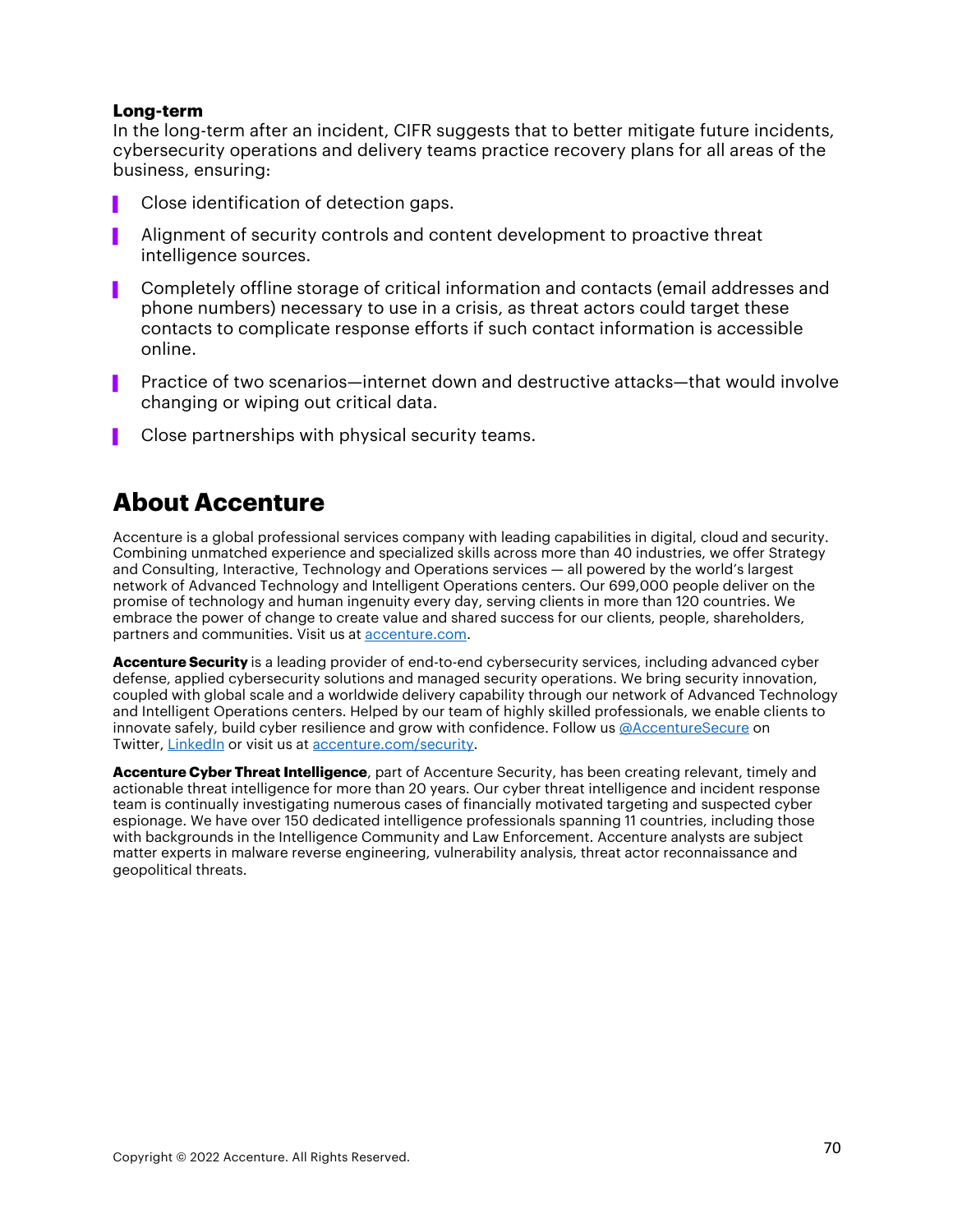**Long-term**

In the long-term after an incident, CIFR suggests that to better mitigate future incidents, cybersecurity operations and delivery teams practice recovery plans for all areas of the business, ensuring:

- Close identification of detection gaps.
- Alignment of security controls and content development to proactive threat intelligence sources.
- Completely offline storage of critical information and contacts (email addresses and phone numbers) necessary to use in a crisis, as threat actors could target these contacts to complicate response efforts if such contact information is accessible online.
- Practice of two scenarios—internet down and destructive attacks—that would involve changing or wiping out critical data.
- Close partnerships with physical security teams.

## About Accenture

Accenture is a global professional services company with leading capabilities in digital, cloud and security. Combining unmatched experience and specialized skills across more than 40 industries, we offer Strategy and Consulting, Interactive, Technology and Operations services — all powered by the world's largest network of Advanced Technology and Intelligent Operations centers. Our 699,000 people deliver on the promise of technology and human ingenuity every day, serving clients in more than 120 countries. We embrace the power of change to create value and shared success for our clients, people, shareholders, partners and communities. Visit us at accenture.com.

**Accenture Security** is a leading provider of end-to-end cybersecurity services, including advanced cyber defense, applied cybersecurity solutions and managed security operations. We bring security innovation, coupled with global scale and a worldwide delivery capability through our network of Advanced Technology and Intelligent Operations centers. Helped by our team of highly skilled professionals, we enable clients to innovate safely, build cyber resilience and grow with confidence. Follow us @AccentureSecure on Twitter, LinkedIn or visit us at accenture.com/security.

**Accenture Cyber Threat Intelligence**, part of Accenture Security, has been creating relevant, timely and actionable threat intelligence for more than 20 years. Our cyber threat intelligence and incident response team is continually investigating numerous cases of financially motivated targeting and suspected cyber espionage. We have over 150 dedicated intelligence professionals spanning 11 countries, including those with backgrounds in the Intelligence Community and Law Enforcement. Accenture analysts are subject matter experts in malware reverse engineering, vulnerability analysis, threat actor reconnaissance and geopolitical threats.

Copyright © 2022 Accenture. All Rights Reserved.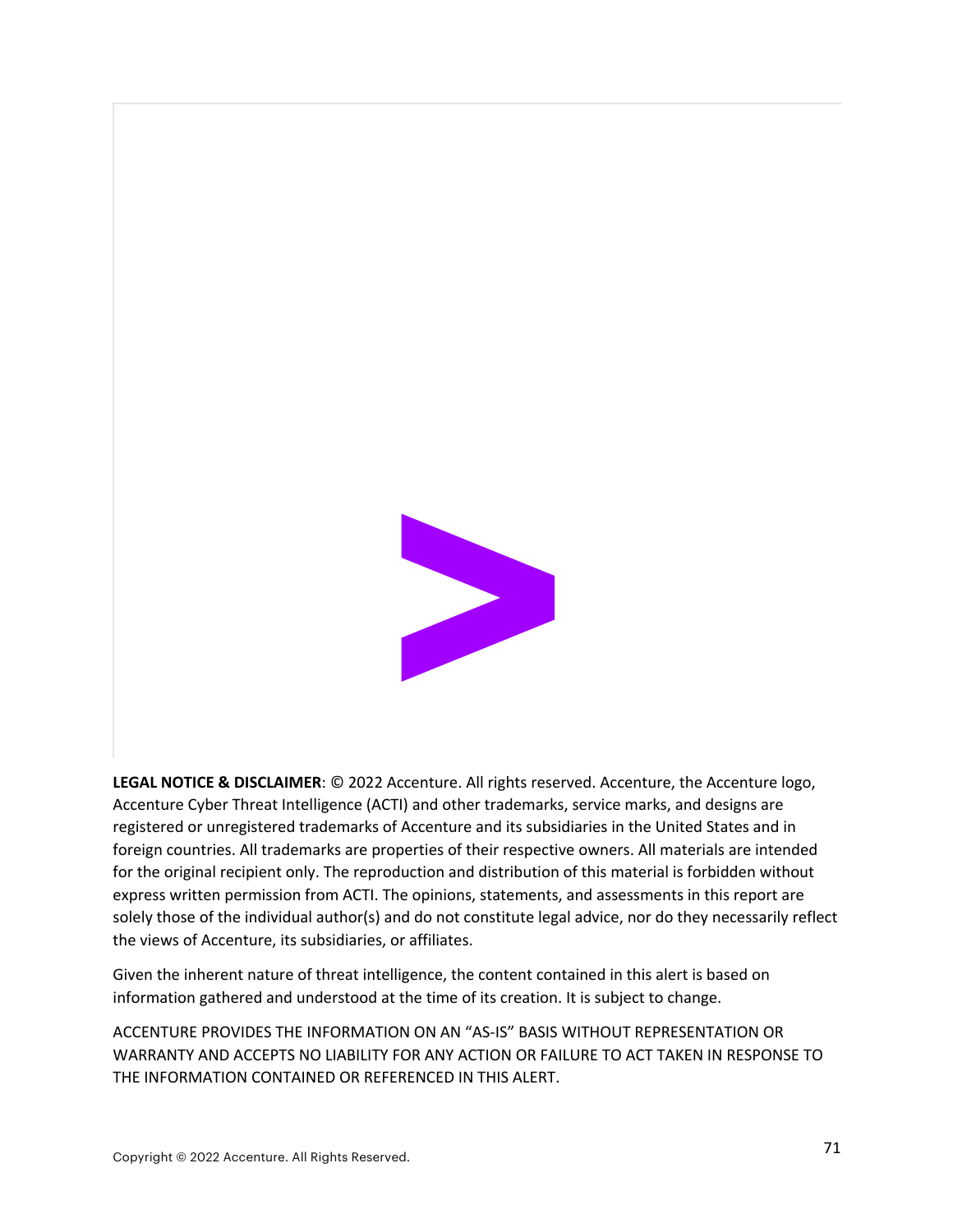**LEGAL NOTICE & DISCLAIMER**: © 2022 Accenture. All rights reserved. Accenture, the Accenture logo, Accenture Cyber Threat Intelligence (ACTI) and other trademarks, service marks, and designs are registered or unregistered trademarks of Accenture and its subsidiaries in the United States and in foreign countries. All trademarks are properties of their respective owners. All materials are intended for the original recipient only. The reproduction and distribution of this material is forbidden without express written permission from ACTI. The opinions, statements, and assessments in this report are solely those of the individual author(s) and do not constitute legal advice, nor do they necessarily reflect the views of Accenture, its subsidiaries, or affiliates.

Given the inherent nature of threat intelligence, the content contained in this alert is based on information gathered and understood at the time of its creation. It is subject to change.

ACCENTURE PROVIDES THE INFORMATION ON AN "AS-IS" BASIS WITHOUT REPRESENTATION OR WARRANTY AND ACCEPTS NO LIABILITY FOR ANY ACTION OR FAILURE TO ACT TAKEN IN RESPONSE TO THE INFORMATION CONTAINED OR REFERENCED IN THIS ALERT.